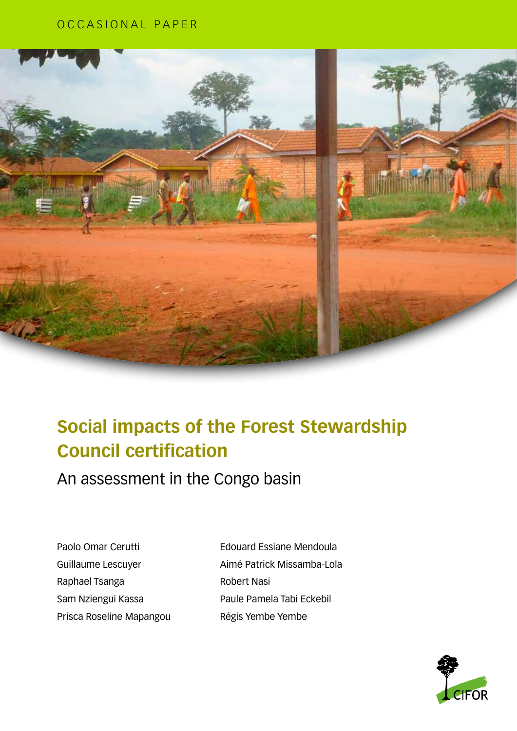OCCASIONAL PAPER

# Social impacts of the Forest Stewardship Council certification

## An assessment in the Congo basin

Paolo Omar Cerutti
Guillaume Lescuyer
Raphael Tsanga
Sam Nziengui Kassa
Prisca Roseline Mapangou
Edouard Essiane Mendoula
Aimé Patrick Missamba-Lola
Robert Nasi
Paule Pamela Tabi Eckebil
Régis Yembe Yembe

CIFOR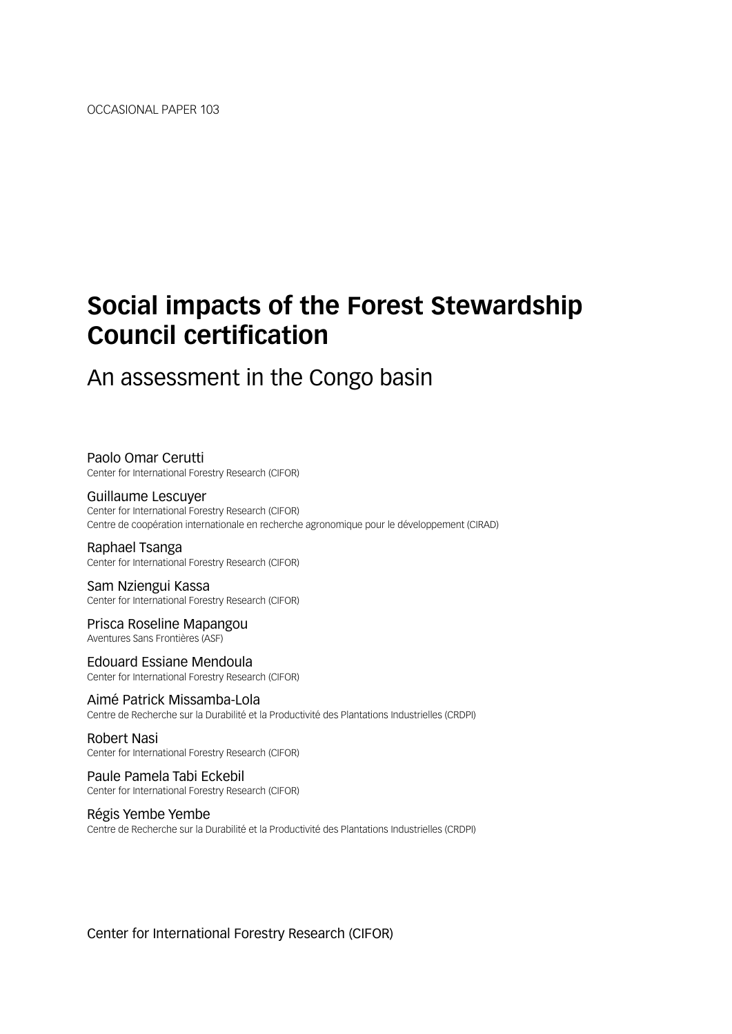OCCASIONAL PAPER 103

# Social impacts of the Forest Stewardship Council certification

## An assessment in the Congo basin

Paolo Omar Cerutti
Center for International Forestry Research (CIFOR)

Guillaume Lescuyer
Center for International Forestry Research (CIFOR)
Centre de coopération internationale en recherche agronomique pour le développement (CIRAD)

Raphael Tsanga
Center for International Forestry Research (CIFOR)

Sam Nziengui Kassa
Center for International Forestry Research (CIFOR)

Prisca Roseline Mapangou
Aventures Sans Frontières (ASF)

Edouard Essiane Mendoula
Center for International Forestry Research (CIFOR)

Aimé Patrick Missamba-Lola
Centre de Recherche sur la Durabilité et la Productivité des Plantations Industrielles (CRDPI)

Robert Nasi
Center for International Forestry Research (CIFOR)

Paule Pamela Tabi Eckebil
Center for International Forestry Research (CIFOR)

Régis Yembe Yembe
Centre de Recherche sur la Durabilité et la Productivité des Plantations Industrielles (CRDPI)

Center for International Forestry Research (CIFOR)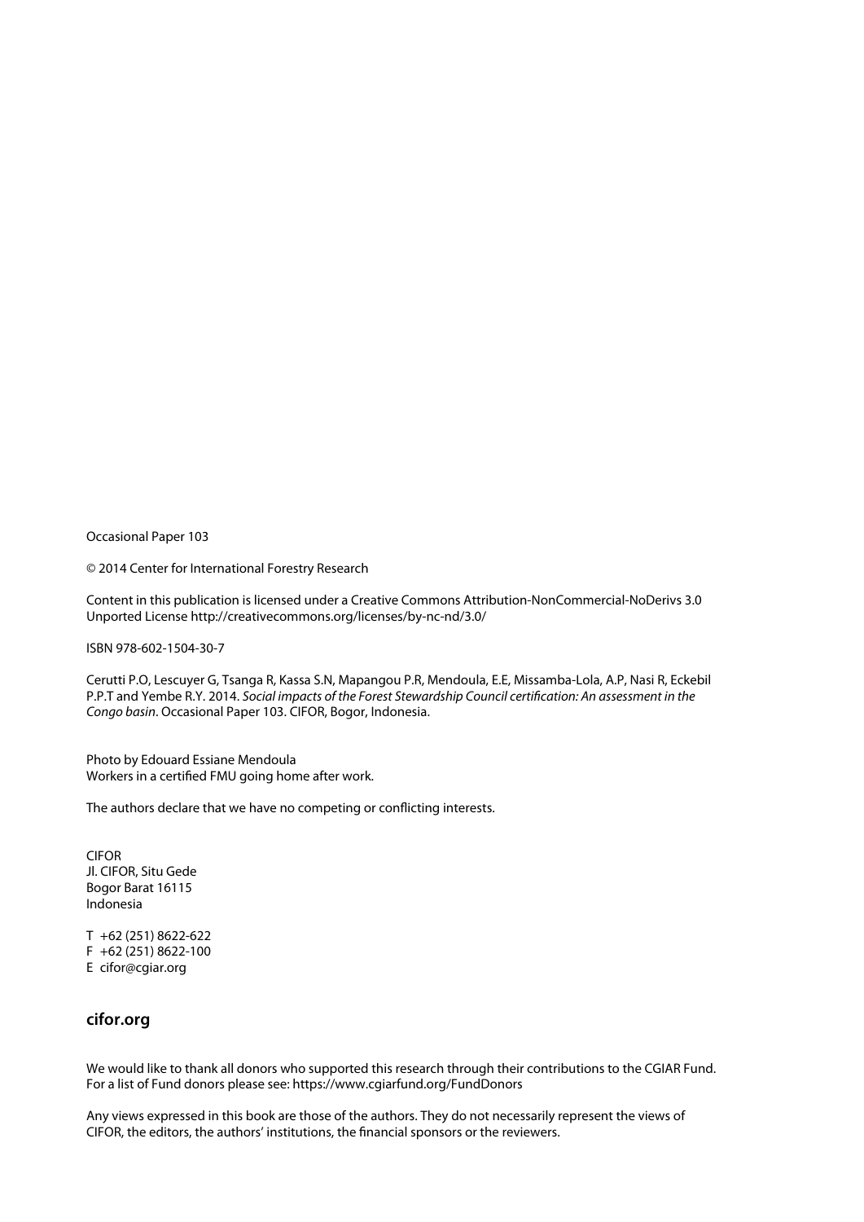Occasional Paper 103

© 2014 Center for International Forestry Research

Content in this publication is licensed under a Creative Commons Attribution-NonCommercial-NoDerivs 3.0 Unported License http://creativecommons.org/licenses/by-nc-nd/3.0/

ISBN 978-602-1504-30-7

Cerutti P.O, Lescuyer G, Tsanga R, Kassa S.N, Mapangou P.R, Mendoula, E.E, Missamba-Lola, A.P, Nasi R, Eckebil P.P.T and Yembe R.Y. 2014. *Social impacts of the Forest Stewardship Council certification: An assessment in the Congo basin*. Occasional Paper 103. CIFOR, Bogor, Indonesia.

Photo by Edouard Essiane Mendoula
Workers in a certified FMU going home after work.

The authors declare that we have no competing or conflicting interests.

CIFOR
Jl. CIFOR, Situ Gede
Bogor Barat 16115
Indonesia

T +62 (251) 8622-622
F +62 (251) 8622-100
E cifor@cgiar.org

**cifor.org**

We would like to thank all donors who supported this research through their contributions to the CGIAR Fund. For a list of Fund donors please see: https://www.cgiarfund.org/FundDonors

Any views expressed in this book are those of the authors. They do not necessarily represent the views of CIFOR, the editors, the authors' institutions, the financial sponsors or the reviewers.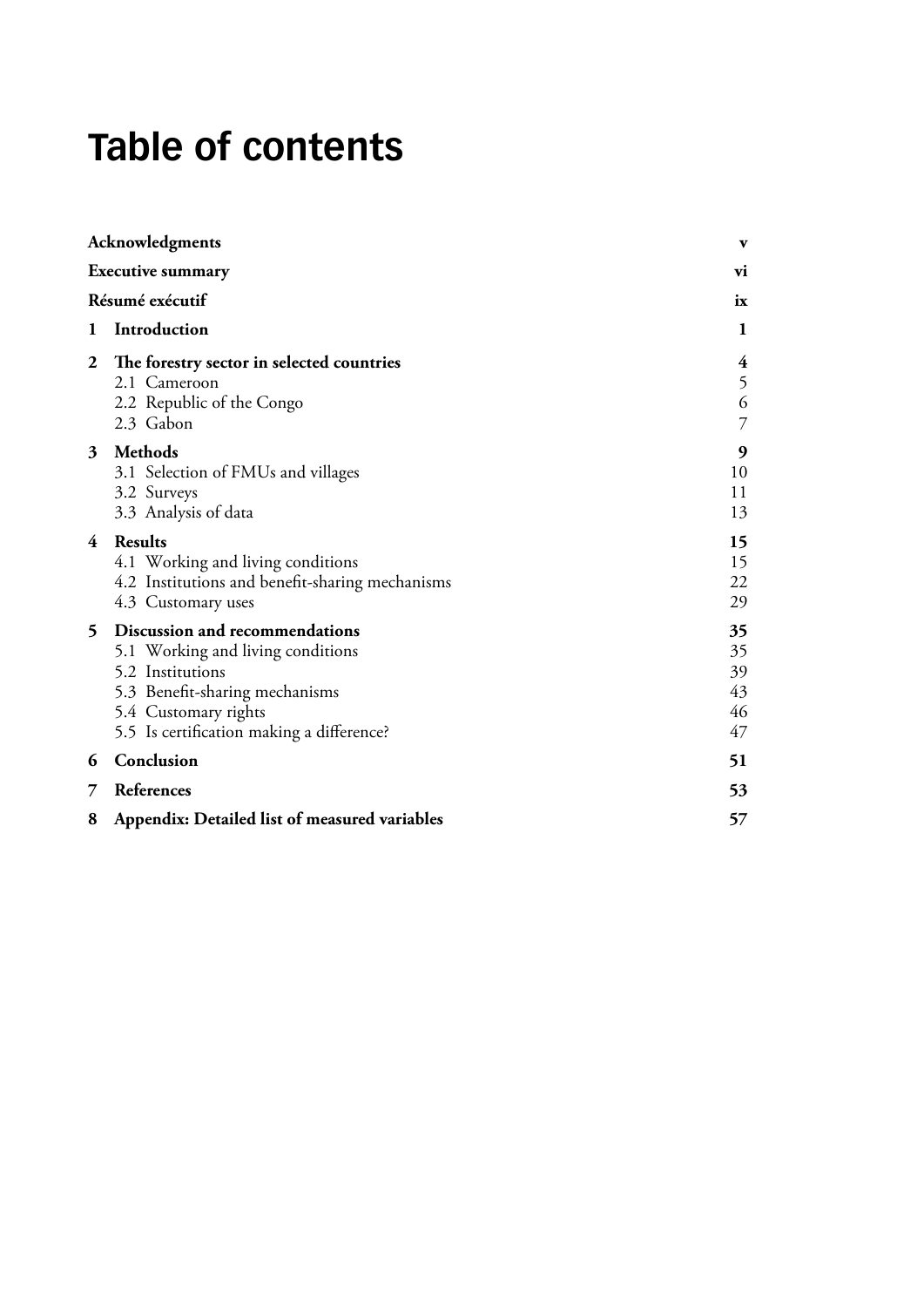# Table of contents

| | | |
|---|---|---|
| **Acknowledgments** | | **v** |
| **Executive summary** | | **vi** |
| **Résumé exécutif** | | **ix** |
| **1** | **Introduction** | **1** |
| **2** | **The forestry sector in selected countries** | **4** |
| | 2.1 Cameroon | 5 |
| | 2.2 Republic of the Congo | 6 |
| | 2.3 Gabon | 7 |
| **3** | **Methods** | **9** |
| | 3.1 Selection of FMUs and villages | 10 |
| | 3.2 Surveys | 11 |
| | 3.3 Analysis of data | 13 |
| **4** | **Results** | **15** |
| | 4.1 Working and living conditions | 15 |
| | 4.2 Institutions and benefit-sharing mechanisms | 22 |
| | 4.3 Customary uses | 29 |
| **5** | **Discussion and recommendations** | **35** |
| | 5.1 Working and living conditions | 35 |
| | 5.2 Institutions | 39 |
| | 5.3 Benefit-sharing mechanisms | 43 |
| | 5.4 Customary rights | 46 |
| | 5.5 Is certification making a difference? | 47 |
| **6** | **Conclusion** | **51** |
| **7** | **References** | **53** |
| **8** | **Appendix: Detailed list of measured variables** | **57** |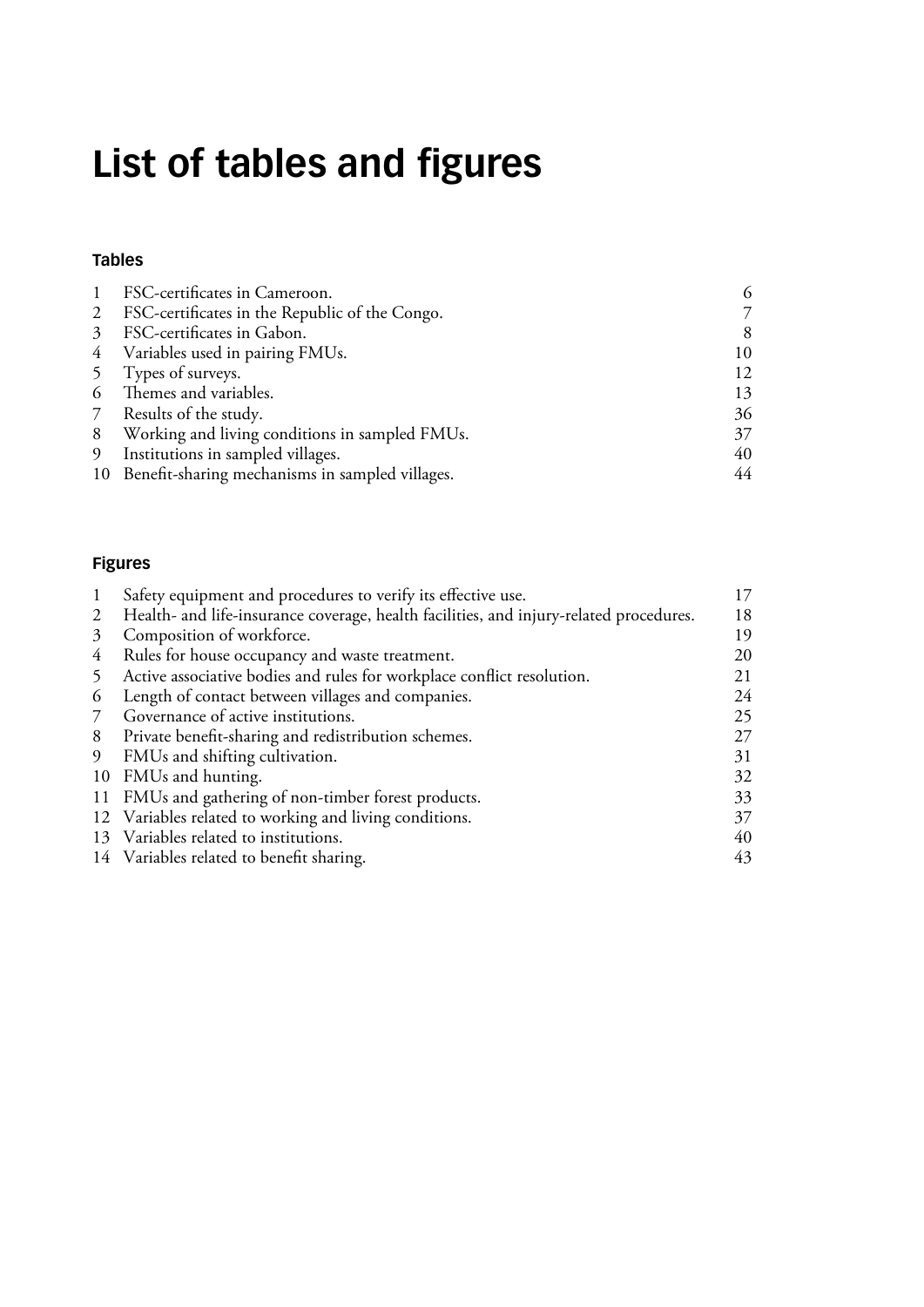# List of tables and figures

## Tables

| | | |
|---|---|---|
| 1 | FSC-certificates in Cameroon. | 6 |
| 2 | FSC-certificates in the Republic of the Congo. | 7 |
| 3 | FSC-certificates in Gabon. | 8 |
| 4 | Variables used in pairing FMUs. | 10 |
| 5 | Types of surveys. | 12 |
| 6 | Themes and variables. | 13 |
| 7 | Results of the study. | 36 |
| 8 | Working and living conditions in sampled FMUs. | 37 |
| 9 | Institutions in sampled villages. | 40 |
| 10 | Benefit-sharing mechanisms in sampled villages. | 44 |

## Figures

| | | |
|---|---|---|
| 1 | Safety equipment and procedures to verify its effective use. | 17 |
| 2 | Health- and life-insurance coverage, health facilities, and injury-related procedures. | 18 |
| 3 | Composition of workforce. | 19 |
| 4 | Rules for house occupancy and waste treatment. | 20 |
| 5 | Active associative bodies and rules for workplace conflict resolution. | 21 |
| 6 | Length of contact between villages and companies. | 24 |
| 7 | Governance of active institutions. | 25 |
| 8 | Private benefit-sharing and redistribution schemes. | 27 |
| 9 | FMUs and shifting cultivation. | 31 |
| 10 | FMUs and hunting. | 32 |
| 11 | FMUs and gathering of non-timber forest products. | 33 |
| 12 | Variables related to working and living conditions. | 37 |
| 13 | Variables related to institutions. | 40 |
| 14 | Variables related to benefit sharing. | 43 |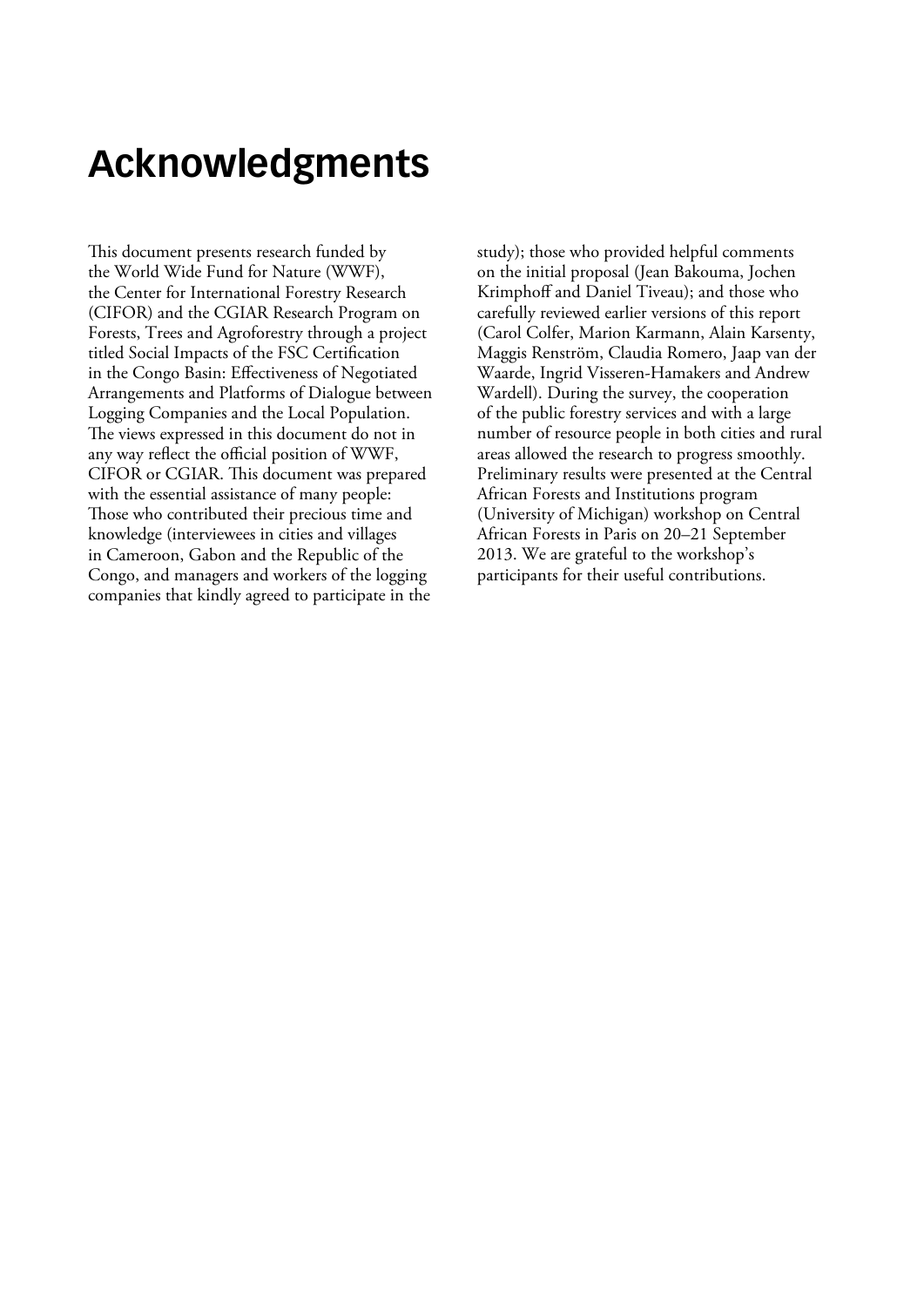# Acknowledgments

This document presents research funded by the World Wide Fund for Nature (WWF), the Center for International Forestry Research (CIFOR) and the CGIAR Research Program on Forests, Trees and Agroforestry through a project titled Social Impacts of the FSC Certification in the Congo Basin: Effectiveness of Negotiated Arrangements and Platforms of Dialogue between Logging Companies and the Local Population. The views expressed in this document do not in any way reflect the official position of WWF, CIFOR or CGIAR. This document was prepared with the essential assistance of many people: Those who contributed their precious time and knowledge (interviewees in cities and villages in Cameroon, Gabon and the Republic of the Congo, and managers and workers of the logging companies that kindly agreed to participate in the study); those who provided helpful comments on the initial proposal (Jean Bakouma, Jochen Krimphoff and Daniel Tiveau); and those who carefully reviewed earlier versions of this report (Carol Colfer, Marion Karmann, Alain Karsenty, Maggis Renström, Claudia Romero, Jaap van der Waarde, Ingrid Visseren-Hamakers and Andrew Wardell). During the survey, the cooperation of the public forestry services and with a large number of resource people in both cities and rural areas allowed the research to progress smoothly. Preliminary results were presented at the Central African Forests and Institutions program (University of Michigan) workshop on Central African Forests in Paris on 20–21 September 2013. We are grateful to the workshop's participants for their useful contributions.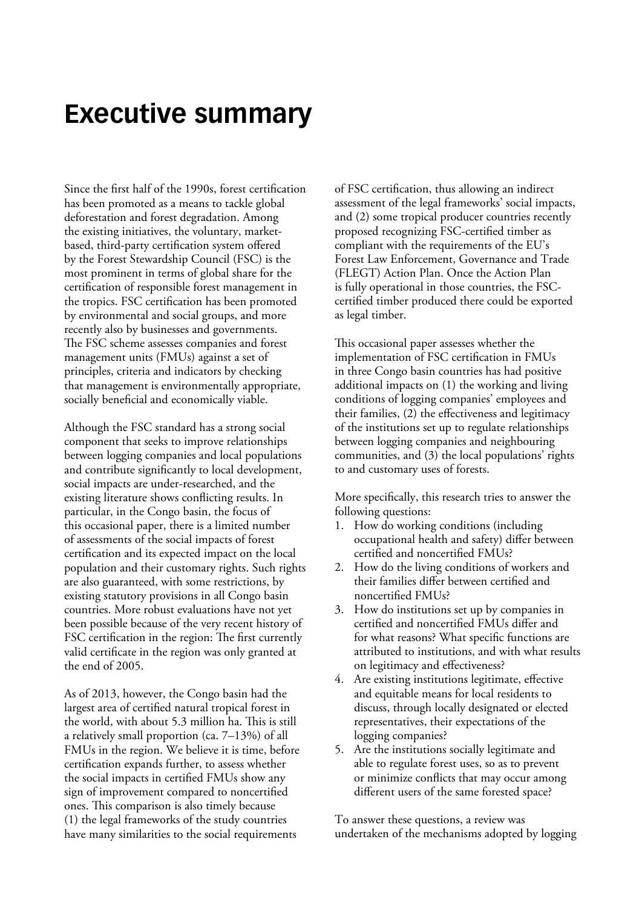# Executive summary

Since the first half of the 1990s, forest certification has been promoted as a means to tackle global deforestation and forest degradation. Among the existing initiatives, the voluntary, market-based, third-party certification system offered by the Forest Stewardship Council (FSC) is the most prominent in terms of global share for the certification of responsible forest management in the tropics. FSC certification has been promoted by environmental and social groups, and more recently also by businesses and governments. The FSC scheme assesses companies and forest management units (FMUs) against a set of principles, criteria and indicators by checking that management is environmentally appropriate, socially beneficial and economically viable.

Although the FSC standard has a strong social component that seeks to improve relationships between logging companies and local populations and contribute significantly to local development, social impacts are under-researched, and the existing literature shows conflicting results. In particular, in the Congo basin, the focus of this occasional paper, there is a limited number of assessments of the social impacts of forest certification and its expected impact on the local population and their customary rights. Such rights are also guaranteed, with some restrictions, by existing statutory provisions in all Congo basin countries. More robust evaluations have not yet been possible because of the very recent history of FSC certification in the region: The first currently valid certificate in the region was only granted at the end of 2005.

As of 2013, however, the Congo basin had the largest area of certified natural tropical forest in the world, with about 5.3 million ha. This is still a relatively small proportion (ca. 7–13%) of all FMUs in the region. We believe it is time, before certification expands further, to assess whether the social impacts in certified FMUs show any sign of improvement compared to noncertified ones. This comparison is also timely because (1) the legal frameworks of the study countries have many similarities to the social requirements of FSC certification, thus allowing an indirect assessment of the legal frameworks' social impacts, and (2) some tropical producer countries recently proposed recognizing FSC-certified timber as compliant with the requirements of the EU's Forest Law Enforcement, Governance and Trade (FLEGT) Action Plan. Once the Action Plan is fully operational in those countries, the FSC-certified timber produced there could be exported as legal timber.

This occasional paper assesses whether the implementation of FSC certification in FMUs in three Congo basin countries has had positive additional impacts on (1) the working and living conditions of logging companies' employees and their families, (2) the effectiveness and legitimacy of the institutions set up to regulate relationships between logging companies and neighbouring communities, and (3) the local populations' rights to and customary uses of forests.

More specifically, this research tries to answer the following questions:

1. How do working conditions (including occupational health and safety) differ between certified and noncertified FMUs?
2. How do the living conditions of workers and their families differ between certified and noncertified FMUs?
3. How do institutions set up by companies in certified and noncertified FMUs differ and for what reasons? What specific functions are attributed to institutions, and with what results on legitimacy and effectiveness?
4. Are existing institutions legitimate, effective and equitable means for local residents to discuss, through locally designated or elected representatives, their expectations of the logging companies?
5. Are the institutions socially legitimate and able to regulate forest uses, so as to prevent or minimize conflicts that may occur among different users of the same forested space?

To answer these questions, a review was undertaken of the mechanisms adopted by logging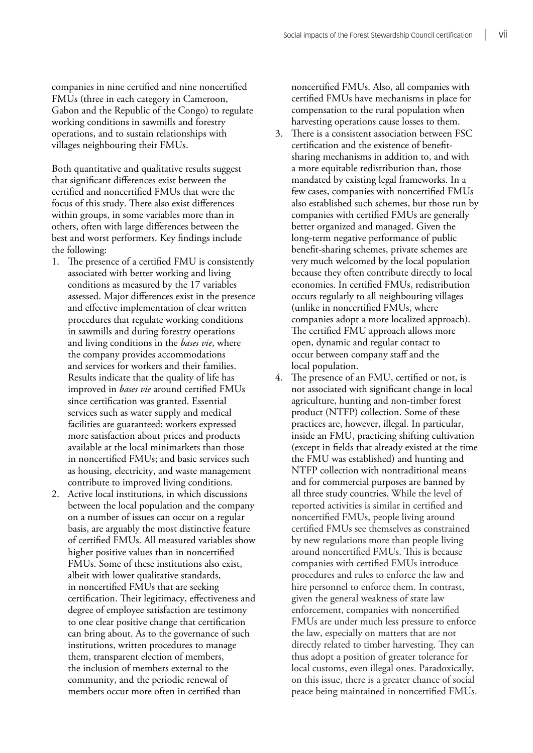companies in nine certified and nine noncertified FMUs (three in each category in Cameroon, Gabon and the Republic of the Congo) to regulate working conditions in sawmills and forestry operations, and to sustain relationships with villages neighbouring their FMUs.

Both quantitative and qualitative results suggest that significant differences exist between the certified and noncertified FMUs that were the focus of this study. There also exist differences within groups, in some variables more than in others, often with large differences between the best and worst performers. Key findings include the following:

1. The presence of a certified FMU is consistently associated with better working and living conditions as measured by the 17 variables assessed. Major differences exist in the presence and effective implementation of clear written procedures that regulate working conditions in sawmills and during forestry operations and living conditions in the *bases vie*, where the company provides accommodations and services for workers and their families. Results indicate that the quality of life has improved in *bases vie* around certified FMUs since certification was granted. Essential services such as water supply and medical facilities are guaranteed; workers expressed more satisfaction about prices and products available at the local minimarkets than those in noncertified FMUs; and basic services such as housing, electricity, and waste management contribute to improved living conditions.
2. Active local institutions, in which discussions between the local population and the company on a number of issues can occur on a regular basis, are arguably the most distinctive feature of certified FMUs. All measured variables show higher positive values than in noncertified FMUs. Some of these institutions also exist, albeit with lower qualitative standards, in noncertified FMUs that are seeking certification. Their legitimacy, effectiveness and degree of employee satisfaction are testimony to one clear positive change that certification can bring about. As to the governance of such institutions, written procedures to manage them, transparent election of members, the inclusion of members external to the community, and the periodic renewal of members occur more often in certified than noncertified FMUs. Also, all companies with certified FMUs have mechanisms in place for compensation to the rural population when harvesting operations cause losses to them.
3. There is a consistent association between FSC certification and the existence of benefit-sharing mechanisms in addition to, and with a more equitable redistribution than, those mandated by existing legal frameworks. In a few cases, companies with noncertified FMUs also established such schemes, but those run by companies with certified FMUs are generally better organized and managed. Given the long-term negative performance of public benefit-sharing schemes, private schemes are very much welcomed by the local population because they often contribute directly to local economies. In certified FMUs, redistribution occurs regularly to all neighbouring villages (unlike in noncertified FMUs, where companies adopt a more localized approach). The certified FMU approach allows more open, dynamic and regular contact to occur between company staff and the local population.
4. The presence of an FMU, certified or not, is not associated with significant change in local agriculture, hunting and non-timber forest product (NTFP) collection. Some of these practices are, however, illegal. In particular, inside an FMU, practicing shifting cultivation (except in fields that already existed at the time the FMU was established) and hunting and NTFP collection with nontraditional means and for commercial purposes are banned by all three study countries. While the level of reported activities is similar in certified and noncertified FMUs, people living around certified FMUs see themselves as constrained by new regulations more than people living around noncertified FMUs. This is because companies with certified FMUs introduce procedures and rules to enforce the law and hire personnel to enforce them. In contrast, given the general weakness of state law enforcement, companies with noncertified FMUs are under much less pressure to enforce the law, especially on matters that are not directly related to timber harvesting. They can thus adopt a position of greater tolerance for local customs, even illegal ones. Paradoxically, on this issue, there is a greater chance of social peace being maintained in noncertified FMUs.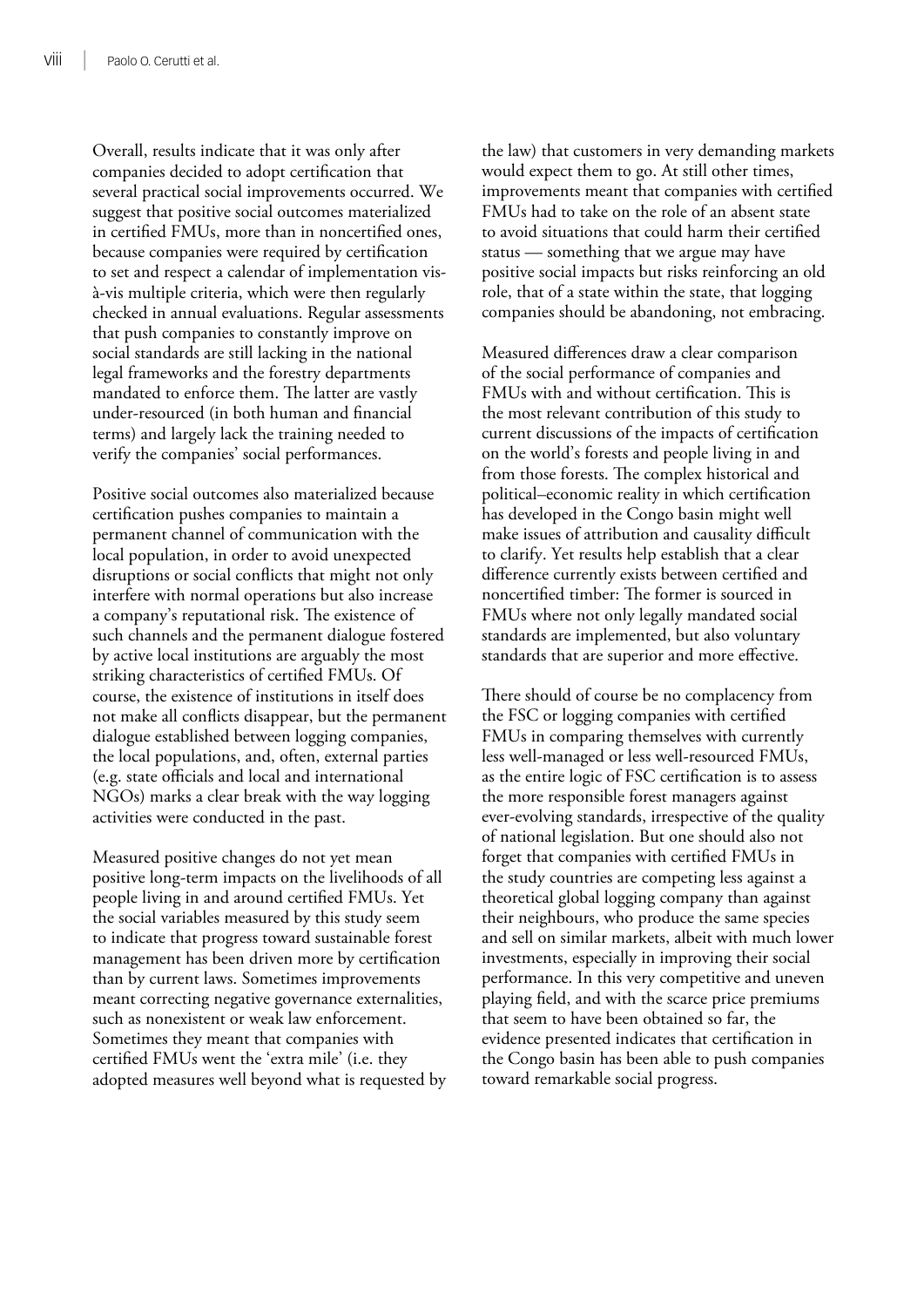Overall, results indicate that it was only after companies decided to adopt certification that several practical social improvements occurred. We suggest that positive social outcomes materialized in certified FMUs, more than in noncertified ones, because companies were required by certification to set and respect a calendar of implementation vis-à-vis multiple criteria, which were then regularly checked in annual evaluations. Regular assessments that push companies to constantly improve on social standards are still lacking in the national legal frameworks and the forestry departments mandated to enforce them. The latter are vastly under-resourced (in both human and financial terms) and largely lack the training needed to verify the companies' social performances.

Positive social outcomes also materialized because certification pushes companies to maintain a permanent channel of communication with the local population, in order to avoid unexpected disruptions or social conflicts that might not only interfere with normal operations but also increase a company's reputational risk. The existence of such channels and the permanent dialogue fostered by active local institutions are arguably the most striking characteristics of certified FMUs. Of course, the existence of institutions in itself does not make all conflicts disappear, but the permanent dialogue established between logging companies, the local populations, and, often, external parties (e.g. state officials and local and international NGOs) marks a clear break with the way logging activities were conducted in the past.

Measured positive changes do not yet mean positive long-term impacts on the livelihoods of all people living in and around certified FMUs. Yet the social variables measured by this study seem to indicate that progress toward sustainable forest management has been driven more by certification than by current laws. Sometimes improvements meant correcting negative governance externalities, such as nonexistent or weak law enforcement. Sometimes they meant that companies with certified FMUs went the 'extra mile' (i.e. they adopted measures well beyond what is requested by the law) that customers in very demanding markets would expect them to go. At still other times, improvements meant that companies with certified FMUs had to take on the role of an absent state to avoid situations that could harm their certified status — something that we argue may have positive social impacts but risks reinforcing an old role, that of a state within the state, that logging companies should be abandoning, not embracing.

Measured differences draw a clear comparison of the social performance of companies and FMUs with and without certification. This is the most relevant contribution of this study to current discussions of the impacts of certification on the world's forests and people living in and from those forests. The complex historical and political–economic reality in which certification has developed in the Congo basin might well make issues of attribution and causality difficult to clarify. Yet results help establish that a clear difference currently exists between certified and noncertified timber: The former is sourced in FMUs where not only legally mandated social standards are implemented, but also voluntary standards that are superior and more effective.

There should of course be no complacency from the FSC or logging companies with certified FMUs in comparing themselves with currently less well-managed or less well-resourced FMUs, as the entire logic of FSC certification is to assess the more responsible forest managers against ever-evolving standards, irrespective of the quality of national legislation. But one should also not forget that companies with certified FMUs in the study countries are competing less against a theoretical global logging company than against their neighbours, who produce the same species and sell on similar markets, albeit with much lower investments, especially in improving their social performance. In this very competitive and uneven playing field, and with the scarce price premiums that seem to have been obtained so far, the evidence presented indicates that certification in the Congo basin has been able to push companies toward remarkable social progress.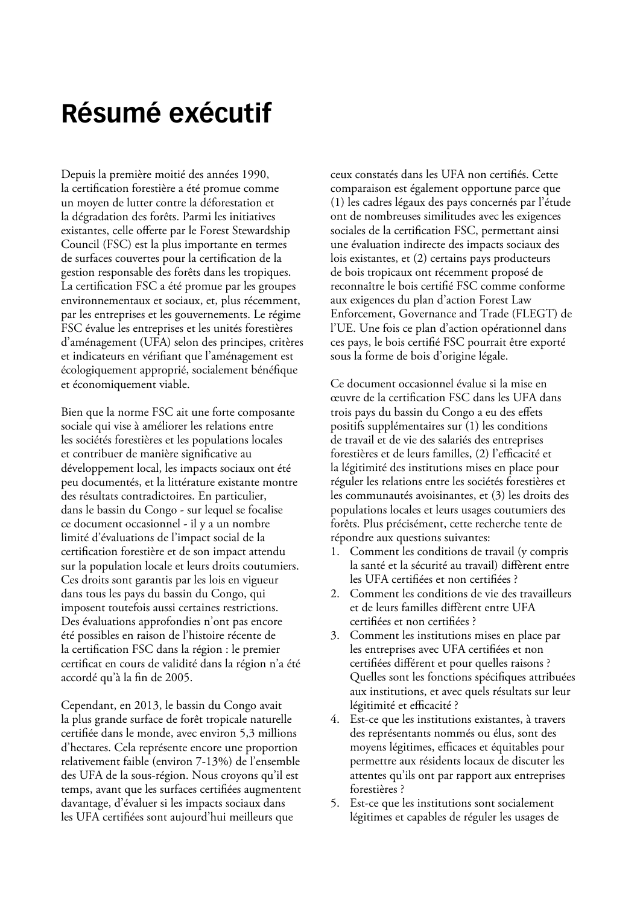# Résumé exécutif

Depuis la première moitié des années 1990, la certification forestière a été promue comme un moyen de lutter contre la déforestation et la dégradation des forêts. Parmi les initiatives existantes, celle offerte par le Forest Stewardship Council (FSC) est la plus importante en termes de surfaces couvertes pour la certification de la gestion responsable des forêts dans les tropiques. La certification FSC a été promue par les groupes environnementaux et sociaux, et, plus récemment, par les entreprises et les gouvernements. Le régime FSC évalue les entreprises et les unités forestières d'aménagement (UFA) selon des principes, critères et indicateurs en vérifiant que l'aménagement est écologiquement approprié, socialement bénéfique et économiquement viable.

Bien que la norme FSC ait une forte composante sociale qui vise à améliorer les relations entre les sociétés forestières et les populations locales et contribuer de manière significative au développement local, les impacts sociaux ont été peu documentés, et la littérature existante montre des résultats contradictoires. En particulier, dans le bassin du Congo - sur lequel se focalise ce document occasionnel - il y a un nombre limité d'évaluations de l'impact social de la certification forestière et de son impact attendu sur la population locale et leurs droits coutumiers. Ces droits sont garantis par les lois en vigueur dans tous les pays du bassin du Congo, qui imposent toutefois aussi certaines restrictions. Des évaluations approfondies n'ont pas encore été possibles en raison de l'histoire récente de la certification FSC dans la région : le premier certificat en cours de validité dans la région n'a été accordé qu'à la fin de 2005.

Cependant, en 2013, le bassin du Congo avait la plus grande surface de forêt tropicale naturelle certifiée dans le monde, avec environ 5,3 millions d'hectares. Cela représente encore une proportion relativement faible (environ 7-13%) de l'ensemble des UFA de la sous-région. Nous croyons qu'il est temps, avant que les surfaces certifiées augmentent davantage, d'évaluer si les impacts sociaux dans les UFA certifiées sont aujourd'hui meilleurs que ceux constatés dans les UFA non certifiés. Cette comparaison est également opportune parce que (1) les cadres légaux des pays concernés par l'étude ont de nombreuses similitudes avec les exigences sociales de la certification FSC, permettant ainsi une évaluation indirecte des impacts sociaux des lois existantes, et (2) certains pays producteurs de bois tropicaux ont récemment proposé de reconnaître le bois certifié FSC comme conforme aux exigences du plan d'action Forest Law Enforcement, Governance and Trade (FLEGT) de l'UE. Une fois ce plan d'action opérationnel dans ces pays, le bois certifié FSC pourrait être exporté sous la forme de bois d'origine légale.

Ce document occasionnel évalue si la mise en œuvre de la certification FSC dans les UFA dans trois pays du bassin du Congo a eu des effets positifs supplémentaires sur (1) les conditions de travail et de vie des salariés des entreprises forestières et de leurs familles, (2) l'efficacité et la légitimité des institutions mises en place pour réguler les relations entre les sociétés forestières et les communautés avoisinantes, et (3) les droits des populations locales et leurs usages coutumiers des forêts. Plus précisément, cette recherche tente de répondre aux questions suivantes:

1. Comment les conditions de travail (y compris la santé et la sécurité au travail) diffèrent entre les UFA certifiées et non certifiées ?
2. Comment les conditions de vie des travailleurs et de leurs familles diffèrent entre UFA certifiées et non certifiées ?
3. Comment les institutions mises en place par les entreprises avec UFA certifiées et non certifiées diffèrent et pour quelles raisons ? Quelles sont les fonctions spécifiques attribuées aux institutions, et avec quels résultats sur leur légitimité et efficacité ?
4. Est-ce que les institutions existantes, à travers des représentants nommés ou élus, sont des moyens légitimes, efficaces et équitables pour permettre aux résidents locaux de discuter les attentes qu'ils ont par rapport aux entreprises forestières ?
5. Est-ce que les institutions sont socialement légitimes et capables de réguler les usages de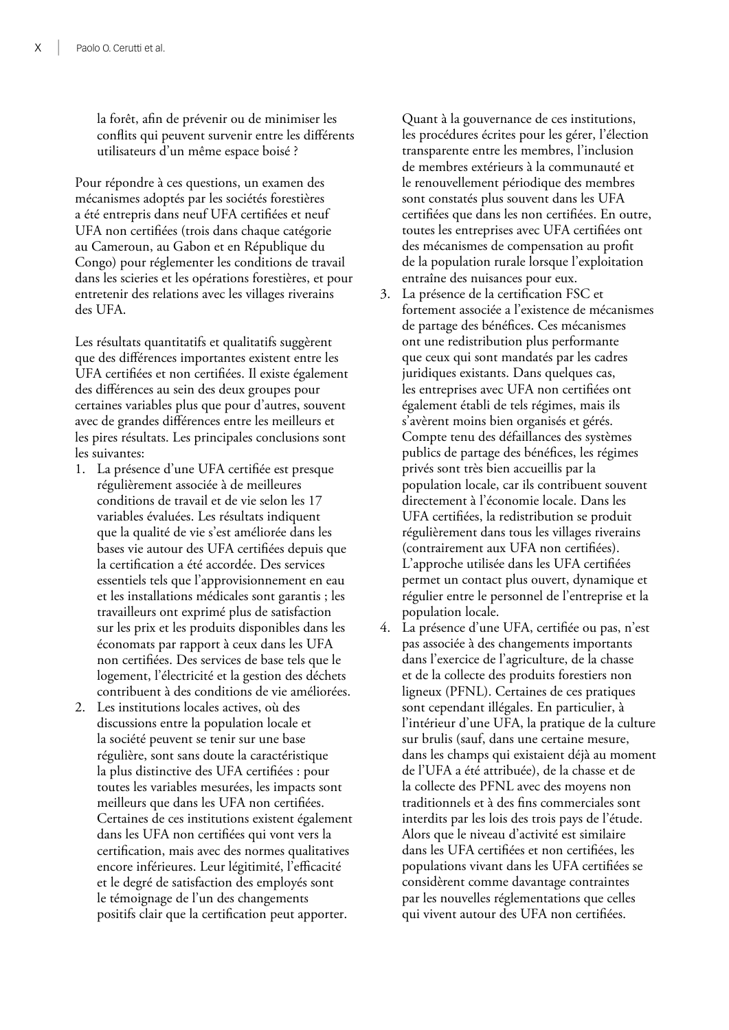la forêt, afin de prévenir ou de minimiser les conflits qui peuvent survenir entre les différents utilisateurs d'un même espace boisé ?

Pour répondre à ces questions, un examen des mécanismes adoptés par les sociétés forestières a été entrepris dans neuf UFA certifiées et neuf UFA non certifiées (trois dans chaque catégorie au Cameroun, au Gabon et en République du Congo) pour réglementer les conditions de travail dans les scieries et les opérations forestières, et pour entretenir des relations avec les villages riverains des UFA.

Les résultats quantitatifs et qualitatifs suggèrent que des différences importantes existent entre les UFA certifiées et non certifiées. Il existe également des différences au sein des deux groupes pour certaines variables plus que pour d'autres, souvent avec de grandes différences entre les meilleurs et les pires résultats. Les principales conclusions sont les suivantes:

1. La présence d'une UFA certifiée est presque régulièrement associée à de meilleures conditions de travail et de vie selon les 17 variables évaluées. Les résultats indiquent que la qualité de vie s'est améliorée dans les bases vie autour des UFA certifiées depuis que la certification a été accordée. Des services essentiels tels que l'approvisionnement en eau et les installations médicales sont garantis ; les travailleurs ont exprimé plus de satisfaction sur les prix et les produits disponibles dans les économats par rapport à ceux dans les UFA non certifiées. Des services de base tels que le logement, l'électricité et la gestion des déchets contribuent à des conditions de vie améliorées.
2. Les institutions locales actives, où des discussions entre la population locale et la société peuvent se tenir sur une base régulière, sont sans doute la caractéristique la plus distinctive des UFA certifiées : pour toutes les variables mesurées, les impacts sont meilleurs que dans les UFA non certifiées. Certaines de ces institutions existent également dans les UFA non certifiées qui vont vers la certification, mais avec des normes qualitatives encore inférieures. Leur légitimité, l'efficacité et le degré de satisfaction des employés sont le témoignage de l'un des changements positifs clair que la certification peut apporter. Quant à la gouvernance de ces institutions, les procédures écrites pour les gérer, l'élection transparente entre les membres, l'inclusion de membres extérieurs à la communauté et le renouvellement périodique des membres sont constatés plus souvent dans les UFA certifiées que dans les non certifiées. En outre, toutes les entreprises avec UFA certifiées ont des mécanismes de compensation au profit de la population rurale lorsque l'exploitation entraîne des nuisances pour eux.
3. La présence de la certification FSC et fortement associée a l'existence de mécanismes de partage des bénéfices. Ces mécanismes ont une redistribution plus performante que ceux qui sont mandatés par les cadres juridiques existants. Dans quelques cas, les entreprises avec UFA non certifiées ont également établi de tels régimes, mais ils s'avèrent moins bien organisés et gérés. Compte tenu des défaillances des systèmes publics de partage des bénéfices, les régimes privés sont très bien accueillis par la population locale, car ils contribuent souvent directement à l'économie locale. Dans les UFA certifiées, la redistribution se produit régulièrement dans tous les villages riverains (contrairement aux UFA non certifiées). L'approche utilisée dans les UFA certifiées permet un contact plus ouvert, dynamique et régulier entre le personnel de l'entreprise et la population locale.
4. La présence d'une UFA, certifiée ou pas, n'est pas associée à des changements importants dans l'exercice de l'agriculture, de la chasse et de la collecte des produits forestiers non ligneux (PFNL). Certaines de ces pratiques sont cependant illégales. En particulier, à l'intérieur d'une UFA, la pratique de la culture sur brulis (sauf, dans une certaine mesure, dans les champs qui existaient déjà au moment de l'UFA a été attribuée), de la chasse et de la collecte des PFNL avec des moyens non traditionnels et à des fins commerciales sont interdits par les lois des trois pays de l'étude. Alors que le niveau d'activité est similaire dans les UFA certifiées et non certifiées, les populations vivant dans les UFA certifiées se considèrent comme davantage contraintes par les nouvelles réglementations que celles qui vivent autour des UFA non certifiées.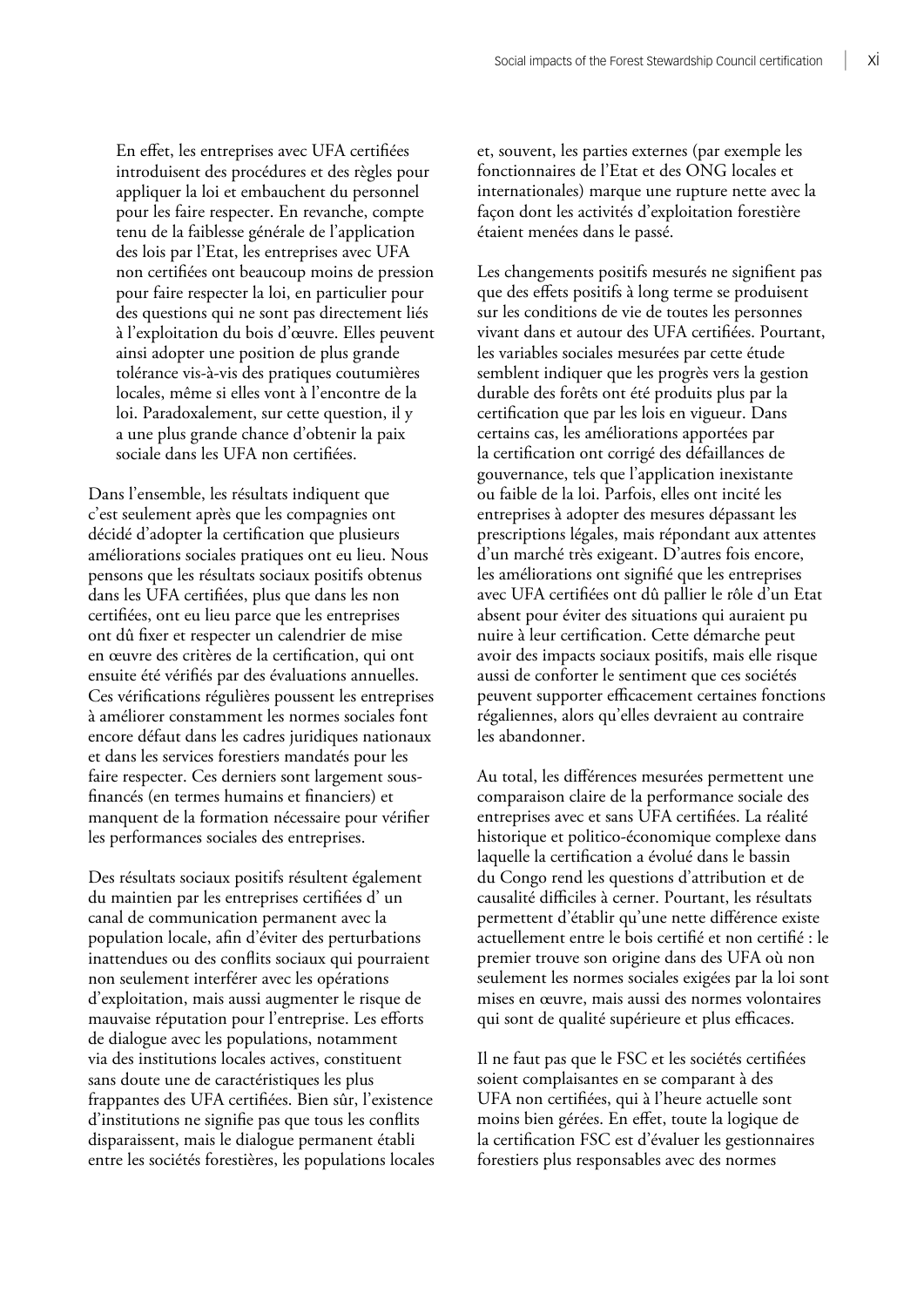En effet, les entreprises avec UFA certifiées introduisent des procédures et des règles pour appliquer la loi et embauchent du personnel pour les faire respecter. En revanche, compte tenu de la faiblesse générale de l'application des lois par l'Etat, les entreprises avec UFA non certifiées ont beaucoup moins de pression pour faire respecter la loi, en particulier pour des questions qui ne sont pas directement liés à l'exploitation du bois d'œuvre. Elles peuvent ainsi adopter une position de plus grande tolérance vis-à-vis des pratiques coutumières locales, même si elles vont à l'encontre de la loi. Paradoxalement, sur cette question, il y a une plus grande chance d'obtenir la paix sociale dans les UFA non certifiées.

Dans l'ensemble, les résultats indiquent que c'est seulement après que les compagnies ont décidé d'adopter la certification que plusieurs améliorations sociales pratiques ont eu lieu. Nous pensons que les résultats sociaux positifs obtenus dans les UFA certifiées, plus que dans les non certifiées, ont eu lieu parce que les entreprises ont dû fixer et respecter un calendrier de mise en œuvre des critères de la certification, qui ont ensuite été vérifiés par des évaluations annuelles. Ces vérifications régulières poussent les entreprises à améliorer constamment les normes sociales font encore défaut dans les cadres juridiques nationaux et dans les services forestiers mandatés pour les faire respecter. Ces derniers sont largement sous-financés (en termes humains et financiers) et manquent de la formation nécessaire pour vérifier les performances sociales des entreprises.

Des résultats sociaux positifs résultent également du maintien par les entreprises certifiées d' un canal de communication permanent avec la population locale, afin d'éviter des perturbations inattendues ou des conflits sociaux qui pourraient non seulement interférer avec les opérations d'exploitation, mais aussi augmenter le risque de mauvaise réputation pour l'entreprise. Les efforts de dialogue avec les populations, notamment via des institutions locales actives, constituent sans doute une de caractéristiques les plus frappantes des UFA certifiées. Bien sûr, l'existence d'institutions ne signifie pas que tous les conflits disparaissent, mais le dialogue permanent établi entre les sociétés forestières, les populations locales et, souvent, les parties externes (par exemple les fonctionnaires de l'Etat et des ONG locales et internationales) marque une rupture nette avec la façon dont les activités d'exploitation forestière étaient menées dans le passé.

Les changements positifs mesurés ne signifient pas que des effets positifs à long terme se produisent sur les conditions de vie de toutes les personnes vivant dans et autour des UFA certifiées. Pourtant, les variables sociales mesurées par cette étude semblent indiquer que les progrès vers la gestion durable des forêts ont été produits plus par la certification que par les lois en vigueur. Dans certains cas, les améliorations apportées par la certification ont corrigé des défaillances de gouvernance, tels que l'application inexistante ou faible de la loi. Parfois, elles ont incité les entreprises à adopter des mesures dépassant les prescriptions légales, mais répondant aux attentes d'un marché très exigeant. D'autres fois encore, les améliorations ont signifié que les entreprises avec UFA certifiées ont dû pallier le rôle d'un Etat absent pour éviter des situations qui auraient pu nuire à leur certification. Cette démarche peut avoir des impacts sociaux positifs, mais elle risque aussi de conforter le sentiment que ces sociétés peuvent supporter efficacement certaines fonctions régaliennes, alors qu'elles devraient au contraire les abandonner.

Au total, les différences mesurées permettent une comparaison claire de la performance sociale des entreprises avec et sans UFA certifiées. La réalité historique et politico-économique complexe dans laquelle la certification a évolué dans le bassin du Congo rend les questions d'attribution et de causalité difficiles à cerner. Pourtant, les résultats permettent d'établir qu'une nette différence existe actuellement entre le bois certifié et non certifié : le premier trouve son origine dans des UFA où non seulement les normes sociales exigées par la loi sont mises en œuvre, mais aussi des normes volontaires qui sont de qualité supérieure et plus efficaces.

Il ne faut pas que le FSC et les sociétés certifiées soient complaisantes en se comparant à des UFA non certifiées, qui à l'heure actuelle sont moins bien gérées. En effet, toute la logique de la certification FSC est d'évaluer les gestionnaires forestiers plus responsables avec des normes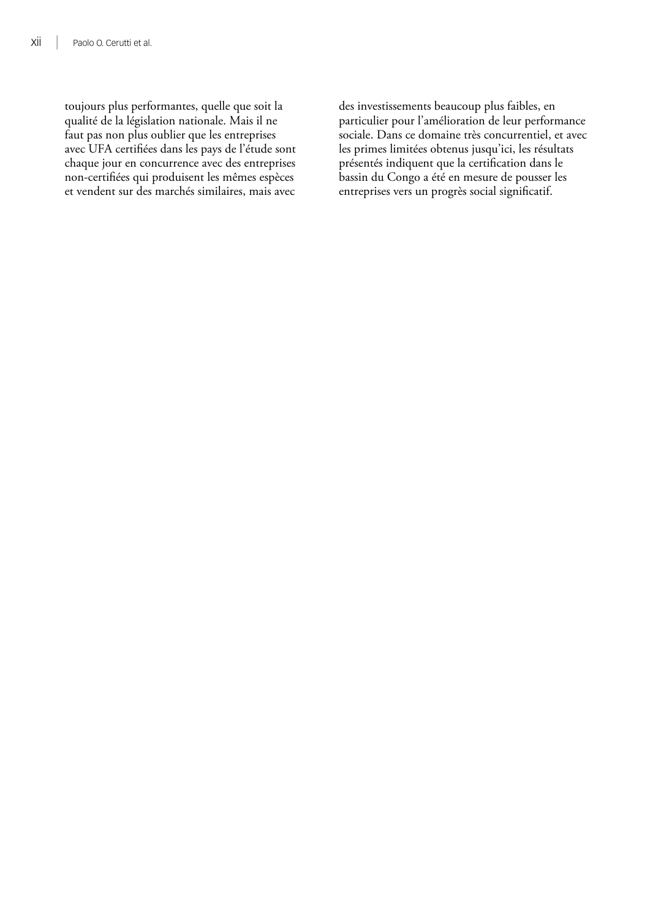toujours plus performantes, quelle que soit la qualité de la législation nationale. Mais il ne faut pas non plus oublier que les entreprises avec UFA certifiées dans les pays de l'étude sont chaque jour en concurrence avec des entreprises non-certifiées qui produisent les mêmes espèces et vendent sur des marchés similaires, mais avec des investissements beaucoup plus faibles, en particulier pour l'amélioration de leur performance sociale. Dans ce domaine très concurrentiel, et avec les primes limitées obtenus jusqu'ici, les résultats présentés indiquent que la certification dans le bassin du Congo a été en mesure de pousser les entreprises vers un progrès social significatif.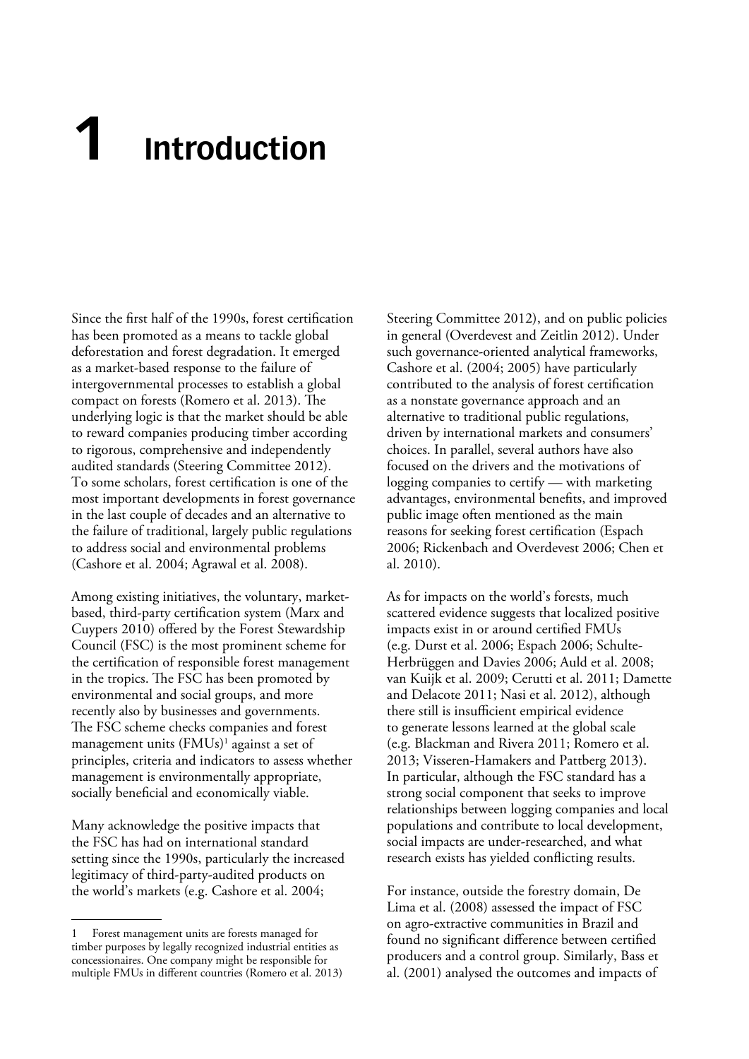# 1 Introduction

Since the first half of the 1990s, forest certification has been promoted as a means to tackle global deforestation and forest degradation. It emerged as a market-based response to the failure of intergovernmental processes to establish a global compact on forests (Romero et al. 2013). The underlying logic is that the market should be able to reward companies producing timber according to rigorous, comprehensive and independently audited standards (Steering Committee 2012). To some scholars, forest certification is one of the most important developments in forest governance in the last couple of decades and an alternative to the failure of traditional, largely public regulations to address social and environmental problems (Cashore et al. 2004; Agrawal et al. 2008).

Among existing initiatives, the voluntary, market-based, third-party certification system (Marx and Cuypers 2010) offered by the Forest Stewardship Council (FSC) is the most prominent scheme for the certification of responsible forest management in the tropics. The FSC has been promoted by environmental and social groups, and more recently also by businesses and governments. The FSC scheme checks companies and forest management units (FMUs)[1] against a set of principles, criteria and indicators to assess whether management is environmentally appropriate, socially beneficial and economically viable.

Many acknowledge the positive impacts that the FSC has had on international standard setting since the 1990s, particularly the increased legitimacy of third-party-audited products on the world's markets (e.g. Cashore et al. 2004; Steering Committee 2012), and on public policies in general (Overdevest and Zeitlin 2012). Under such governance-oriented analytical frameworks, Cashore et al. (2004; 2005) have particularly contributed to the analysis of forest certification as a nonstate governance approach and an alternative to traditional public regulations, driven by international markets and consumers' choices. In parallel, several authors have also focused on the drivers and the motivations of logging companies to certify — with marketing advantages, environmental benefits, and improved public image often mentioned as the main reasons for seeking forest certification (Espach 2006; Rickenbach and Overdevest 2006; Chen et al. 2010).

As for impacts on the world's forests, much scattered evidence suggests that localized positive impacts exist in or around certified FMUs (e.g. Durst et al. 2006; Espach 2006; Schulte-Herbrüggen and Davies 2006; Auld et al. 2008; van Kuijk et al. 2009; Cerutti et al. 2011; Damette and Delacote 2011; Nasi et al. 2012), although there still is insufficient empirical evidence to generate lessons learned at the global scale (e.g. Blackman and Rivera 2011; Romero et al. 2013; Visseren-Hamakers and Pattberg 2013). In particular, although the FSC standard has a strong social component that seeks to improve relationships between logging companies and local populations and contribute to local development, social impacts are under-researched, and what research exists has yielded conflicting results.

For instance, outside the forestry domain, De Lima et al. (2008) assessed the impact of FSC on agro-extractive communities in Brazil and found no significant difference between certified producers and a control group. Similarly, Bass et al. (2001) analysed the outcomes and impacts of

---

[1] Forest management units are forests managed for timber purposes by legally recognized industrial entities as concessionaires. One company might be responsible for multiple FMUs in different countries (Romero et al. 2013)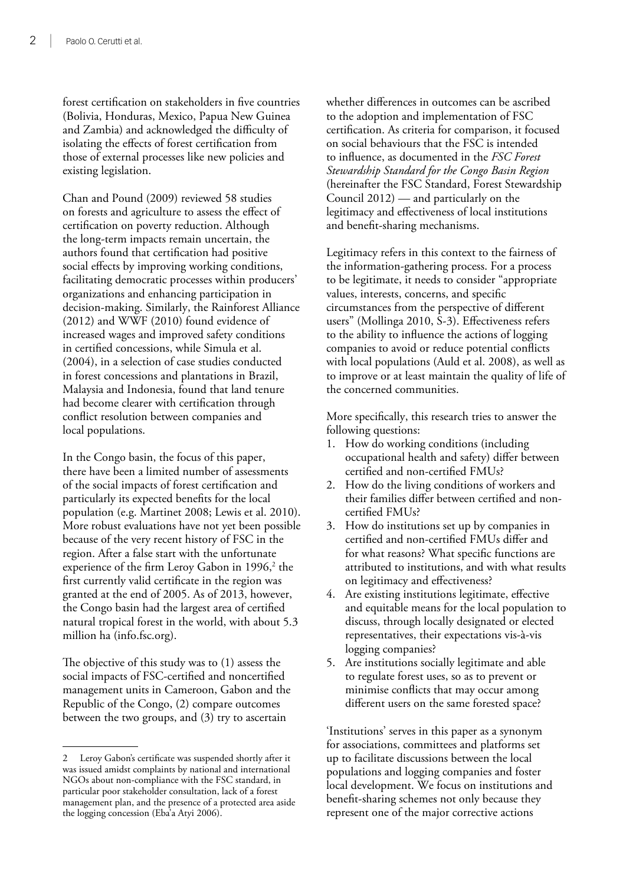forest certification on stakeholders in five countries (Bolivia, Honduras, Mexico, Papua New Guinea and Zambia) and acknowledged the difficulty of isolating the effects of forest certification from those of external processes like new policies and existing legislation.

Chan and Pound (2009) reviewed 58 studies on forests and agriculture to assess the effect of certification on poverty reduction. Although the long-term impacts remain uncertain, the authors found that certification had positive social effects by improving working conditions, facilitating democratic processes within producers' organizations and enhancing participation in decision-making. Similarly, the Rainforest Alliance (2012) and WWF (2010) found evidence of increased wages and improved safety conditions in certified concessions, while Simula et al. (2004), in a selection of case studies conducted in forest concessions and plantations in Brazil, Malaysia and Indonesia, found that land tenure had become clearer with certification through conflict resolution between companies and local populations.

In the Congo basin, the focus of this paper, there have been a limited number of assessments of the social impacts of forest certification and particularly its expected benefits for the local population (e.g. Martinet 2008; Lewis et al. 2010). More robust evaluations have not yet been possible because of the very recent history of FSC in the region. After a false start with the unfortunate experience of the firm Leroy Gabon in 1996,[2] the first currently valid certificate in the region was granted at the end of 2005. As of 2013, however, the Congo basin had the largest area of certified natural tropical forest in the world, with about 5.3 million ha (info.fsc.org).

The objective of this study was to (1) assess the social impacts of FSC-certified and noncertified management units in Cameroon, Gabon and the Republic of the Congo, (2) compare outcomes between the two groups, and (3) try to ascertain whether differences in outcomes can be ascribed to the adoption and implementation of FSC certification. As criteria for comparison, it focused on social behaviours that the FSC is intended to influence, as documented in the *FSC Forest Stewardship Standard for the Congo Basin Region* (hereinafter the FSC Standard, Forest Stewardship Council 2012) — and particularly on the legitimacy and effectiveness of local institutions and benefit-sharing mechanisms.

Legitimacy refers in this context to the fairness of the information-gathering process. For a process to be legitimate, it needs to consider "appropriate values, interests, concerns, and specific circumstances from the perspective of different users" (Mollinga 2010, S-3). Effectiveness refers to the ability to influence the actions of logging companies to avoid or reduce potential conflicts with local populations (Auld et al. 2008), as well as to improve or at least maintain the quality of life of the concerned communities.

More specifically, this research tries to answer the following questions:

1. How do working conditions (including occupational health and safety) differ between certified and non-certified FMUs?
2. How do the living conditions of workers and their families differ between certified and non-certified FMUs?
3. How do institutions set up by companies in certified and non-certified FMUs differ and for what reasons? What specific functions are attributed to institutions, and with what results on legitimacy and effectiveness?
4. Are existing institutions legitimate, effective and equitable means for the local population to discuss, through locally designated or elected representatives, their expectations vis-à-vis logging companies?
5. Are institutions socially legitimate and able to regulate forest uses, so as to prevent or minimise conflicts that may occur among different users on the same forested space?

'Institutions' serves in this paper as a synonym for associations, committees and platforms set up to facilitate discussions between the local populations and logging companies and foster local development. We focus on institutions and benefit-sharing schemes not only because they represent one of the major corrective actions

---

2 Leroy Gabon's certificate was suspended shortly after it was issued amidst complaints by national and international NGOs about non-compliance with the FSC standard, in particular poor stakeholder consultation, lack of a forest management plan, and the presence of a protected area aside the logging concession (Eba'a Atyi 2006).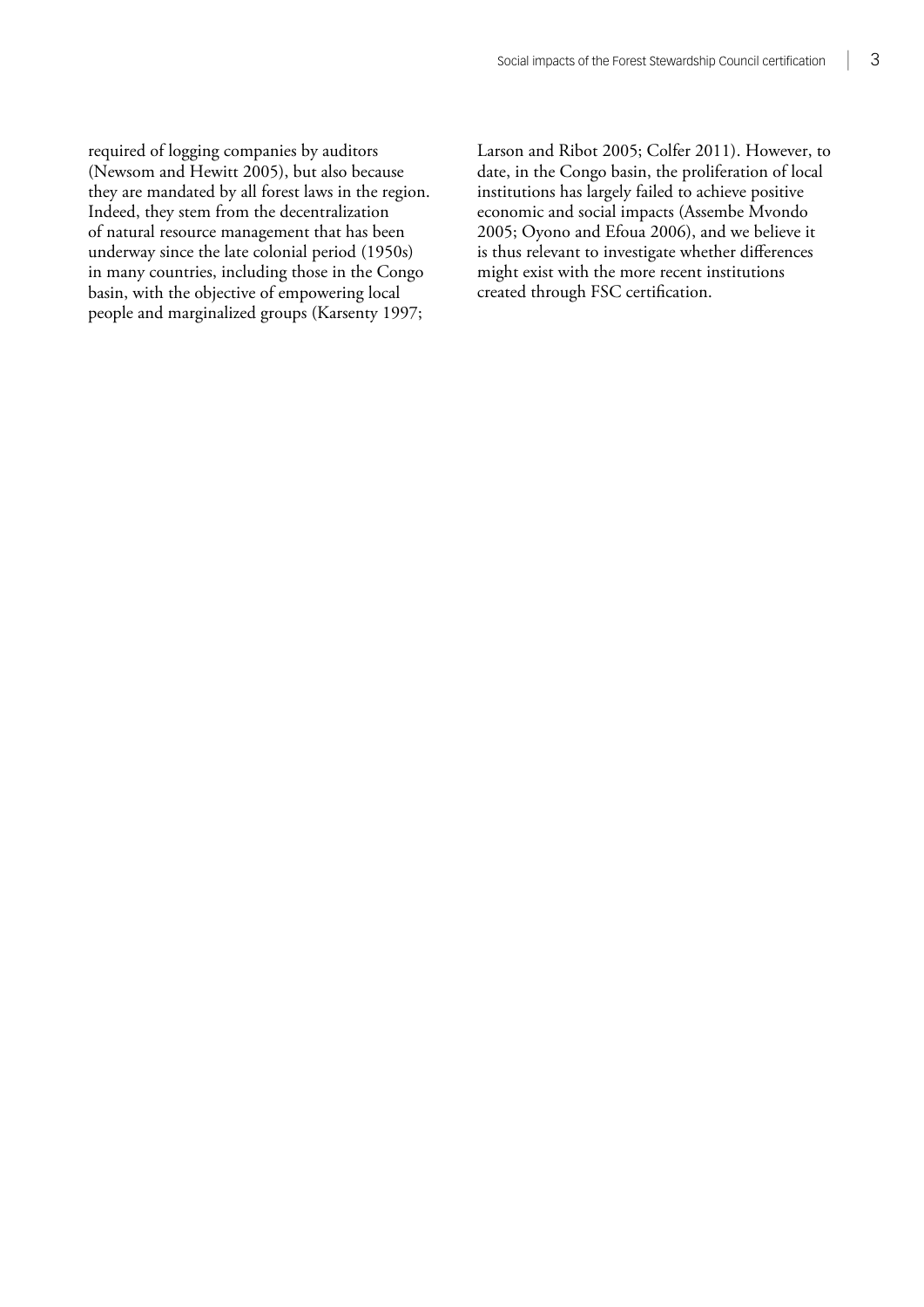required of logging companies by auditors (Newsom and Hewitt 2005), but also because they are mandated by all forest laws in the region. Indeed, they stem from the decentralization of natural resource management that has been underway since the late colonial period (1950s) in many countries, including those in the Congo basin, with the objective of empowering local people and marginalized groups (Karsenty 1997; Larson and Ribot 2005; Colfer 2011). However, to date, in the Congo basin, the proliferation of local institutions has largely failed to achieve positive economic and social impacts (Assembe Mvondo 2005; Oyono and Efoua 2006), and we believe it is thus relevant to investigate whether differences might exist with the more recent institutions created through FSC certification.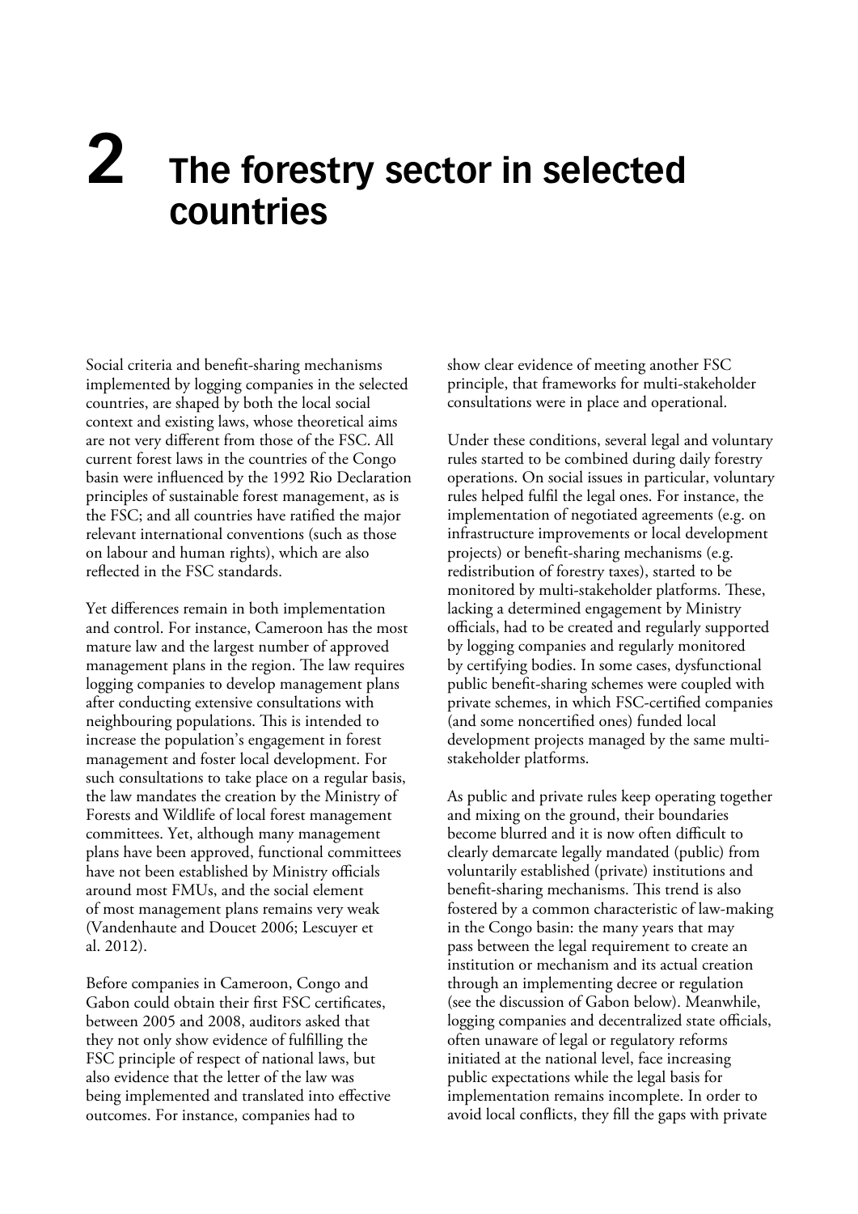# 2 The forestry sector in selected countries

Social criteria and benefit-sharing mechanisms implemented by logging companies in the selected countries, are shaped by both the local social context and existing laws, whose theoretical aims are not very different from those of the FSC. All current forest laws in the countries of the Congo basin were influenced by the 1992 Rio Declaration principles of sustainable forest management, as is the FSC; and all countries have ratified the major relevant international conventions (such as those on labour and human rights), which are also reflected in the FSC standards.

Yet differences remain in both implementation and control. For instance, Cameroon has the most mature law and the largest number of approved management plans in the region. The law requires logging companies to develop management plans after conducting extensive consultations with neighbouring populations. This is intended to increase the population's engagement in forest management and foster local development. For such consultations to take place on a regular basis, the law mandates the creation by the Ministry of Forests and Wildlife of local forest management committees. Yet, although many management plans have been approved, functional committees have not been established by Ministry officials around most FMUs, and the social element of most management plans remains very weak (Vandenhaute and Doucet 2006; Lescuyer et al. 2012).

Before companies in Cameroon, Congo and Gabon could obtain their first FSC certificates, between 2005 and 2008, auditors asked that they not only show evidence of fulfilling the FSC principle of respect of national laws, but also evidence that the letter of the law was being implemented and translated into effective outcomes. For instance, companies had to show clear evidence of meeting another FSC principle, that frameworks for multi-stakeholder consultations were in place and operational.

Under these conditions, several legal and voluntary rules started to be combined during daily forestry operations. On social issues in particular, voluntary rules helped fulfil the legal ones. For instance, the implementation of negotiated agreements (e.g. on infrastructure improvements or local development projects) or benefit-sharing mechanisms (e.g. redistribution of forestry taxes), started to be monitored by multi-stakeholder platforms. These, lacking a determined engagement by Ministry officials, had to be created and regularly supported by logging companies and regularly monitored by certifying bodies. In some cases, dysfunctional public benefit-sharing schemes were coupled with private schemes, in which FSC-certified companies (and some noncertified ones) funded local development projects managed by the same multi-stakeholder platforms.

As public and private rules keep operating together and mixing on the ground, their boundaries become blurred and it is now often difficult to clearly demarcate legally mandated (public) from voluntarily established (private) institutions and benefit-sharing mechanisms. This trend is also fostered by a common characteristic of law-making in the Congo basin: the many years that may pass between the legal requirement to create an institution or mechanism and its actual creation through an implementing decree or regulation (see the discussion of Gabon below). Meanwhile, logging companies and decentralized state officials, often unaware of legal or regulatory reforms initiated at the national level, face increasing public expectations while the legal basis for implementation remains incomplete. In order to avoid local conflicts, they fill the gaps with private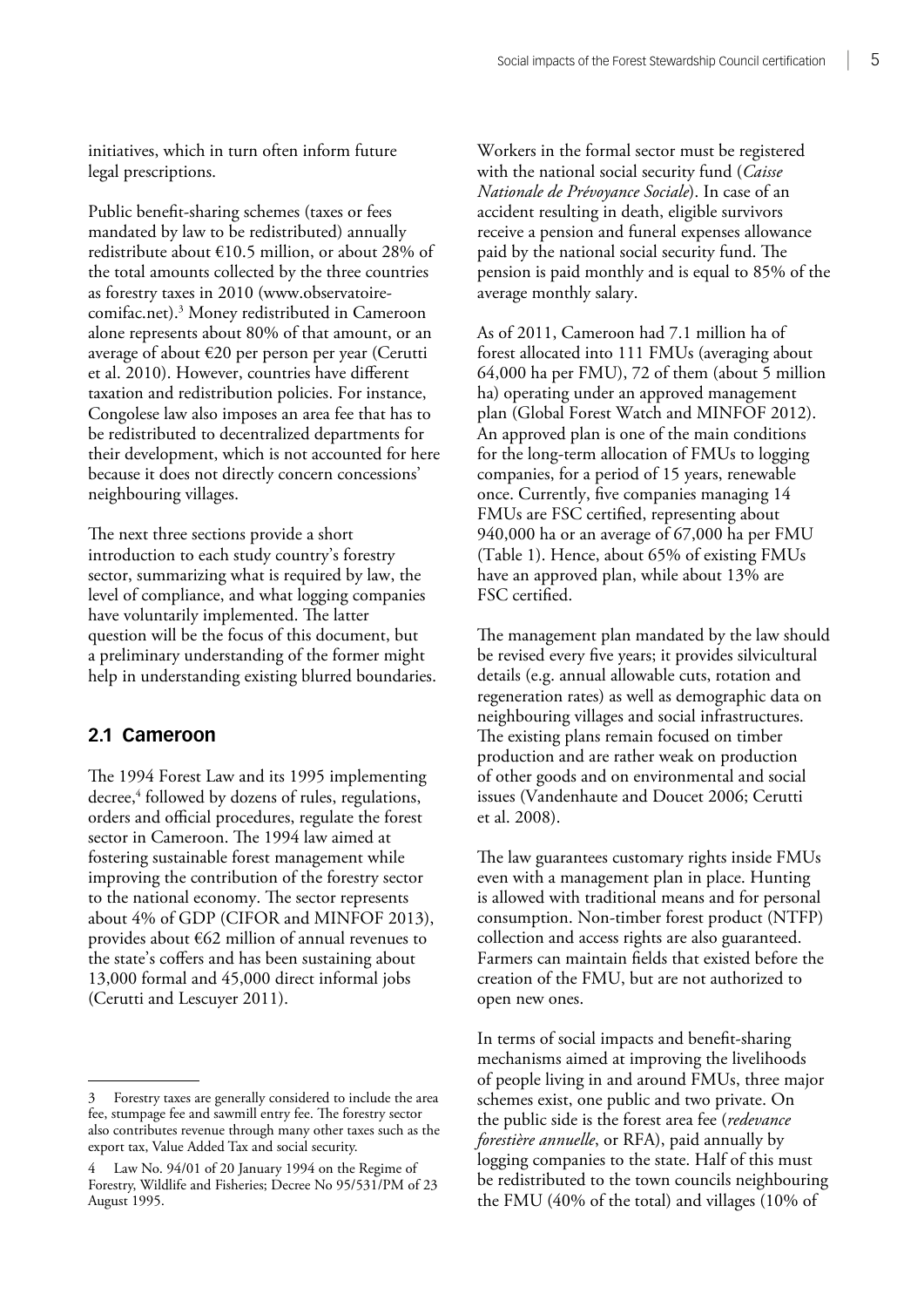initiatives, which in turn often inform future legal prescriptions.

Public benefit-sharing schemes (taxes or fees mandated by law to be redistributed) annually redistribute about €10.5 million, or about 28% of the total amounts collected by the three countries as forestry taxes in 2010 (www.observatoire-comifac.net).[3] Money redistributed in Cameroon alone represents about 80% of that amount, or an average of about €20 per person per year (Cerutti et al. 2010). However, countries have different taxation and redistribution policies. For instance, Congolese law also imposes an area fee that has to be redistributed to decentralized departments for their development, which is not accounted for here because it does not directly concern concessions' neighbouring villages.

The next three sections provide a short introduction to each study country's forestry sector, summarizing what is required by law, the level of compliance, and what logging companies have voluntarily implemented. The latter question will be the focus of this document, but a preliminary understanding of the former might help in understanding existing blurred boundaries.

## 2.1 Cameroon

The 1994 Forest Law and its 1995 implementing decree,[4] followed by dozens of rules, regulations, orders and official procedures, regulate the forest sector in Cameroon. The 1994 law aimed at fostering sustainable forest management while improving the contribution of the forestry sector to the national economy. The sector represents about 4% of GDP (CIFOR and MINFOF 2013), provides about €62 million of annual revenues to the state's coffers and has been sustaining about 13,000 formal and 45,000 direct informal jobs (Cerutti and Lescuyer 2011).

Workers in the formal sector must be registered with the national social security fund (*Caisse Nationale de Prévoyance Sociale*). In case of an accident resulting in death, eligible survivors receive a pension and funeral expenses allowance paid by the national social security fund. The pension is paid monthly and is equal to 85% of the average monthly salary.

As of 2011, Cameroon had 7.1 million ha of forest allocated into 111 FMUs (averaging about 64,000 ha per FMU), 72 of them (about 5 million ha) operating under an approved management plan (Global Forest Watch and MINFOF 2012). An approved plan is one of the main conditions for the long-term allocation of FMUs to logging companies, for a period of 15 years, renewable once. Currently, five companies managing 14 FMUs are FSC certified, representing about 940,000 ha or an average of 67,000 ha per FMU (Table 1). Hence, about 65% of existing FMUs have an approved plan, while about 13% are FSC certified.

The management plan mandated by the law should be revised every five years; it provides silvicultural details (e.g. annual allowable cuts, rotation and regeneration rates) as well as demographic data on neighbouring villages and social infrastructures. The existing plans remain focused on timber production and are rather weak on production of other goods and on environmental and social issues (Vandenhaute and Doucet 2006; Cerutti et al. 2008).

The law guarantees customary rights inside FMUs even with a management plan in place. Hunting is allowed with traditional means and for personal consumption. Non-timber forest product (NTFP) collection and access rights are also guaranteed. Farmers can maintain fields that existed before the creation of the FMU, but are not authorized to open new ones.

In terms of social impacts and benefit-sharing mechanisms aimed at improving the livelihoods of people living in and around FMUs, three major schemes exist, one public and two private. On the public side is the forest area fee (*redevance forestière annuelle*, or RFA), paid annually by logging companies to the state. Half of this must be redistributed to the town councils neighbouring the FMU (40% of the total) and villages (10% of

---

3 Forestry taxes are generally considered to include the area fee, stumpage fee and sawmill entry fee. The forestry sector also contributes revenue through many other taxes such as the export tax, Value Added Tax and social security.

4 Law No. 94/01 of 20 January 1994 on the Regime of Forestry, Wildlife and Fisheries; Decree No 95/531/PM of 23 August 1995.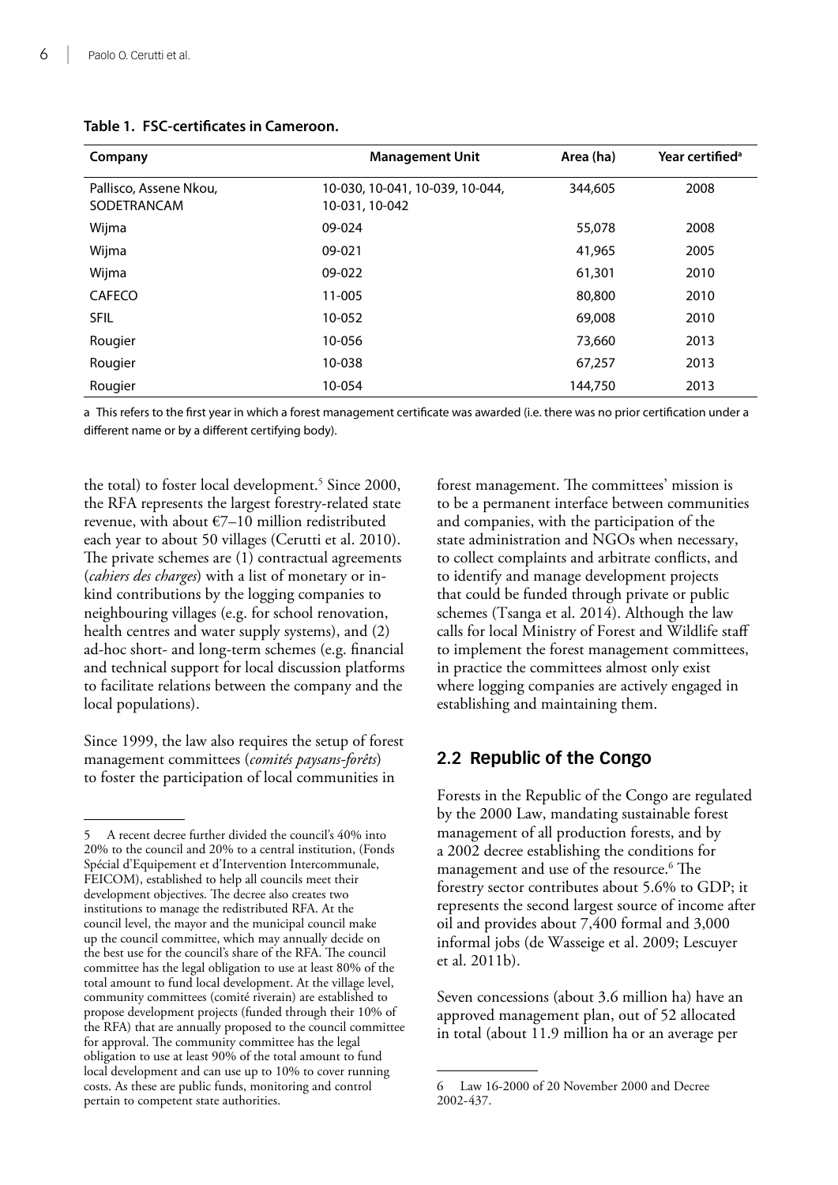**Table 1. FSC-certificates in Cameroon.**

| Company | Management Unit | Area (ha) | Year certified[a] |
|---|---|---|---|
| Pallisco, Assene Nkou, SODETRANCAM | 10-030, 10-041, 10-039, 10-044, 10-031, 10-042 | 344,605 | 2008 |
| Wijma | 09-024 | 55,078 | 2008 |
| Wijma | 09-021 | 41,965 | 2005 |
| Wijma | 09-022 | 61,301 | 2010 |
| CAFECO | 11-005 | 80,800 | 2010 |
| SFIL | 10-052 | 69,008 | 2010 |
| Rougier | 10-056 | 73,660 | 2013 |
| Rougier | 10-038 | 67,257 | 2013 |
| Rougier | 10-054 | 144,750 | 2013 |

a This refers to the first year in which a forest management certificate was awarded (i.e. there was no prior certification under a different name or by a different certifying body).

the total) to foster local development.[5] Since 2000, the RFA represents the largest forestry-related state revenue, with about €7–10 million redistributed each year to about 50 villages (Cerutti et al. 2010). The private schemes are (1) contractual agreements (*cahiers des charges*) with a list of monetary or in-kind contributions by the logging companies to neighbouring villages (e.g. for school renovation, health centres and water supply systems), and (2) ad-hoc short- and long-term schemes (e.g. financial and technical support for local discussion platforms to facilitate relations between the company and the local populations).

Since 1999, the law also requires the setup of forest management committees (*comités paysans-forêts*) to foster the participation of local communities in forest management. The committees' mission is to be a permanent interface between communities and companies, with the participation of the state administration and NGOs when necessary, to collect complaints and arbitrate conflicts, and to identify and manage development projects that could be funded through private or public schemes (Tsanga et al. 2014). Although the law calls for local Ministry of Forest and Wildlife staff to implement the forest management committees, in practice the committees almost only exist where logging companies are actively engaged in establishing and maintaining them.

## 2.2 Republic of the Congo

Forests in the Republic of the Congo are regulated by the 2000 Law, mandating sustainable forest management of all production forests, and by a 2002 decree establishing the conditions for management and use of the resource.[6] The forestry sector contributes about 5.6% to GDP; it represents the second largest source of income after oil and provides about 7,400 formal and 3,000 informal jobs (de Wasseige et al. 2009; Lescuyer et al. 2011b).

Seven concessions (about 3.6 million ha) have an approved management plan, out of 52 allocated in total (about 11.9 million ha or an average per

---

5 A recent decree further divided the council's 40% into 20% to the council and 20% to a central institution, (Fonds Spécial d'Equipement et d'Intervention Intercommunale, FEICOM), established to help all councils meet their development objectives. The decree also creates two institutions to manage the redistributed RFA. At the council level, the mayor and the municipal council make up the council committee, which may annually decide on the best use for the council's share of the RFA. The council committee has the legal obligation to use at least 80% of the total amount to fund local development. At the village level, community committees (comité riverain) are established to propose development projects (funded through their 10% of the RFA) that are annually proposed to the council committee for approval. The community committee has the legal obligation to use at least 90% of the total amount to fund local development and can use up to 10% to cover running costs. As these are public funds, monitoring and control pertain to competent state authorities.

6 Law 16-2000 of 20 November 2000 and Decree 2002-437.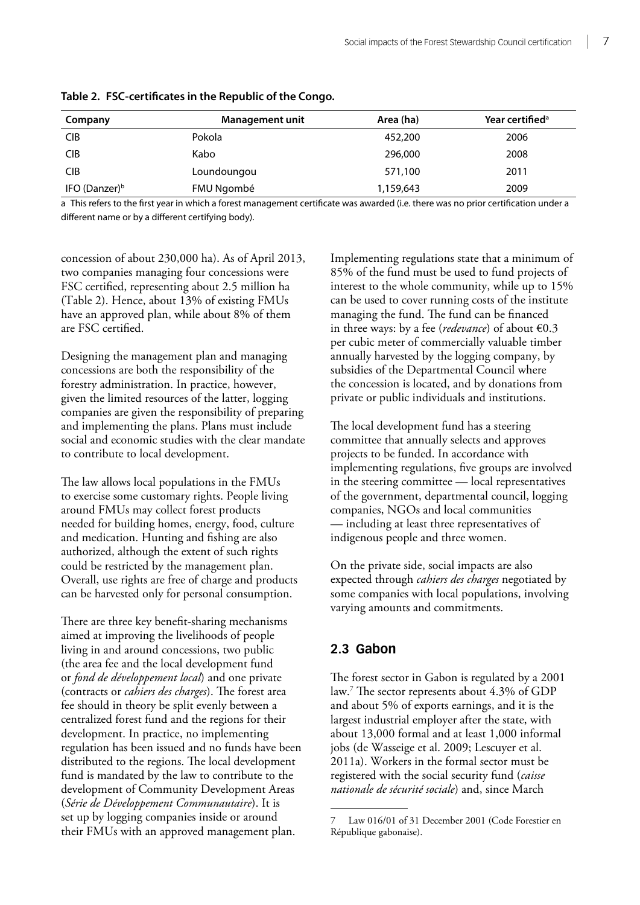**Table 2. FSC-certificates in the Republic of the Congo.**

| Company | Management unit | Area (ha) | Year certified[a] |
|---|---|---|---|
| CIB | Pokola | 452,200 | 2006 |
| CIB | Kabo | 296,000 | 2008 |
| CIB | Loundoungou | 571,100 | 2011 |
| IFO (Danzer)[b] | FMU Ngombé | 1,159,643 | 2009 |

a This refers to the first year in which a forest management certificate was awarded (i.e. there was no prior certification under a different name or by a different certifying body).

concession of about 230,000 ha). As of April 2013, two companies managing four concessions were FSC certified, representing about 2.5 million ha (Table 2). Hence, about 13% of existing FMUs have an approved plan, while about 8% of them are FSC certified.

Designing the management plan and managing concessions are both the responsibility of the forestry administration. In practice, however, given the limited resources of the latter, logging companies are given the responsibility of preparing and implementing the plans. Plans must include social and economic studies with the clear mandate to contribute to local development.

The law allows local populations in the FMUs to exercise some customary rights. People living around FMUs may collect forest products needed for building homes, energy, food, culture and medication. Hunting and fishing are also authorized, although the extent of such rights could be restricted by the management plan. Overall, use rights are free of charge and products can be harvested only for personal consumption.

There are three key benefit-sharing mechanisms aimed at improving the livelihoods of people living in and around concessions, two public (the area fee and the local development fund or *fond de développement local*) and one private (contracts or *cahiers des charges*). The forest area fee should in theory be split evenly between a centralized forest fund and the regions for their development. In practice, no implementing regulation has been issued and no funds have been distributed to the regions. The local development fund is mandated by the law to contribute to the development of Community Development Areas (*Série de Développement Communautaire*). It is set up by logging companies inside or around their FMUs with an approved management plan.

Implementing regulations state that a minimum of 85% of the fund must be used to fund projects of interest to the whole community, while up to 15% can be used to cover running costs of the institute managing the fund. The fund can be financed in three ways: by a fee (*redevance*) of about €0.3 per cubic meter of commercially valuable timber annually harvested by the logging company, by subsidies of the Departmental Council where the concession is located, and by donations from private or public individuals and institutions.

The local development fund has a steering committee that annually selects and approves projects to be funded. In accordance with implementing regulations, five groups are involved in the steering committee — local representatives of the government, departmental council, logging companies, NGOs and local communities — including at least three representatives of indigenous people and three women.

On the private side, social impacts are also expected through *cahiers des charges* negotiated by some companies with local populations, involving varying amounts and commitments.

## 2.3 Gabon

The forest sector in Gabon is regulated by a 2001 law.[7] The sector represents about 4.3% of GDP and about 5% of exports earnings, and it is the largest industrial employer after the state, with about 13,000 formal and at least 1,000 informal jobs (de Wasseige et al. 2009; Lescuyer et al. 2011a). Workers in the formal sector must be registered with the social security fund (*caisse nationale de sécurité sociale*) and, since March

7 Law 016/01 of 31 December 2001 (Code Forestier en République gabonaise).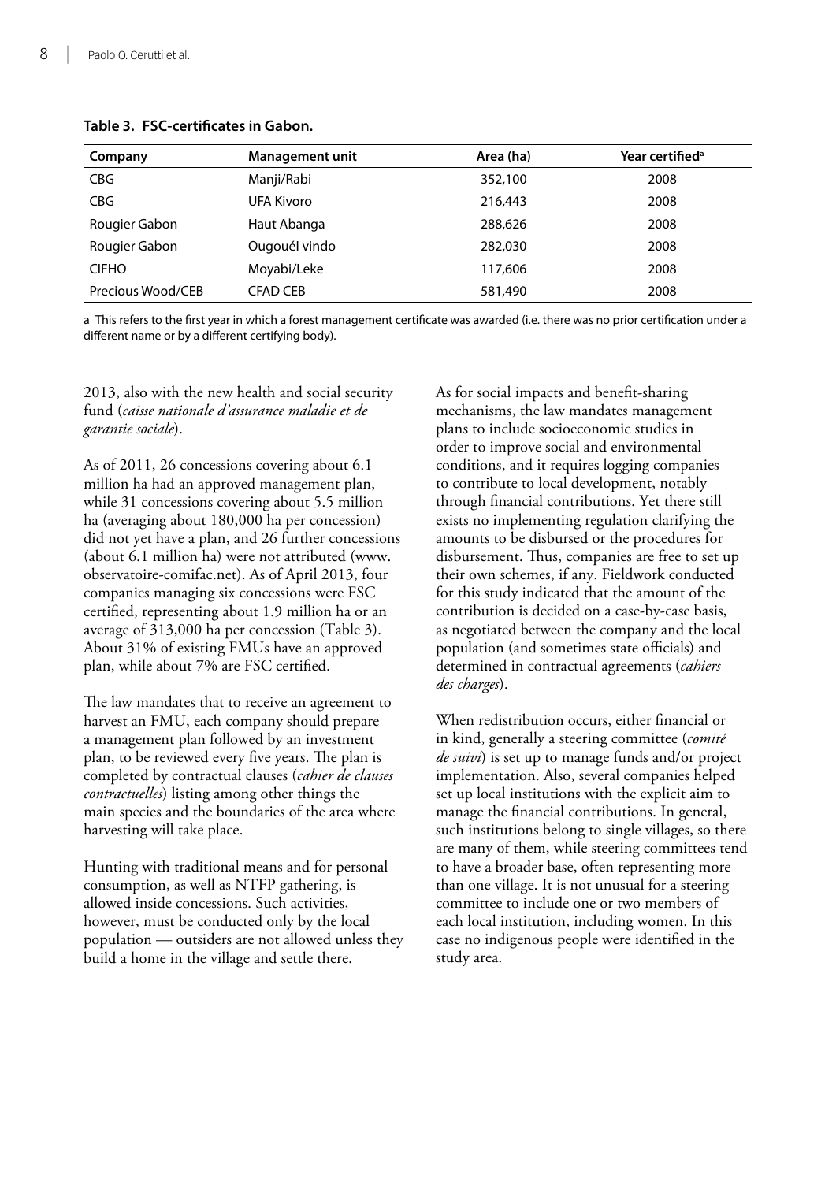**Table 3. FSC-certificates in Gabon.**

| Company | Management unit | Area (ha) | Year certified[a] |
|---|---|---|---|
| CBG | Manji/Rabi | 352,100 | 2008 |
| CBG | UFA Kivoro | 216,443 | 2008 |
| Rougier Gabon | Haut Abanga | 288,626 | 2008 |
| Rougier Gabon | Ougouél vindo | 282,030 | 2008 |
| CIFHO | Moyabi/Leke | 117,606 | 2008 |
| Precious Wood/CEB | CFAD CEB | 581,490 | 2008 |

a This refers to the first year in which a forest management certificate was awarded (i.e. there was no prior certification under a different name or by a different certifying body).

2013, also with the new health and social security fund (*caisse nationale d'assurance maladie et de garantie sociale*).

As of 2011, 26 concessions covering about 6.1 million ha had an approved management plan, while 31 concessions covering about 5.5 million ha (averaging about 180,000 ha per concession) did not yet have a plan, and 26 further concessions (about 6.1 million ha) were not attributed (www.observatoire-comifac.net). As of April 2013, four companies managing six concessions were FSC certified, representing about 1.9 million ha or an average of 313,000 ha per concession (Table 3). About 31% of existing FMUs have an approved plan, while about 7% are FSC certified.

The law mandates that to receive an agreement to harvest an FMU, each company should prepare a management plan followed by an investment plan, to be reviewed every five years. The plan is completed by contractual clauses (*cahier de clauses contractuelles*) listing among other things the main species and the boundaries of the area where harvesting will take place.

Hunting with traditional means and for personal consumption, as well as NTFP gathering, is allowed inside concessions. Such activities, however, must be conducted only by the local population — outsiders are not allowed unless they build a home in the village and settle there.

As for social impacts and benefit-sharing mechanisms, the law mandates management plans to include socioeconomic studies in order to improve social and environmental conditions, and it requires logging companies to contribute to local development, notably through financial contributions. Yet there still exists no implementing regulation clarifying the amounts to be disbursed or the procedures for disbursement. Thus, companies are free to set up their own schemes, if any. Fieldwork conducted for this study indicated that the amount of the contribution is decided on a case-by-case basis, as negotiated between the company and the local population (and sometimes state officials) and determined in contractual agreements (*cahiers des charges*).

When redistribution occurs, either financial or in kind, generally a steering committee (*comité de suivi*) is set up to manage funds and/or project implementation. Also, several companies helped set up local institutions with the explicit aim to manage the financial contributions. In general, such institutions belong to single villages, so there are many of them, while steering committees tend to have a broader base, often representing more than one village. It is not unusual for a steering committee to include one or two members of each local institution, including women. In this case no indigenous people were identified in the study area.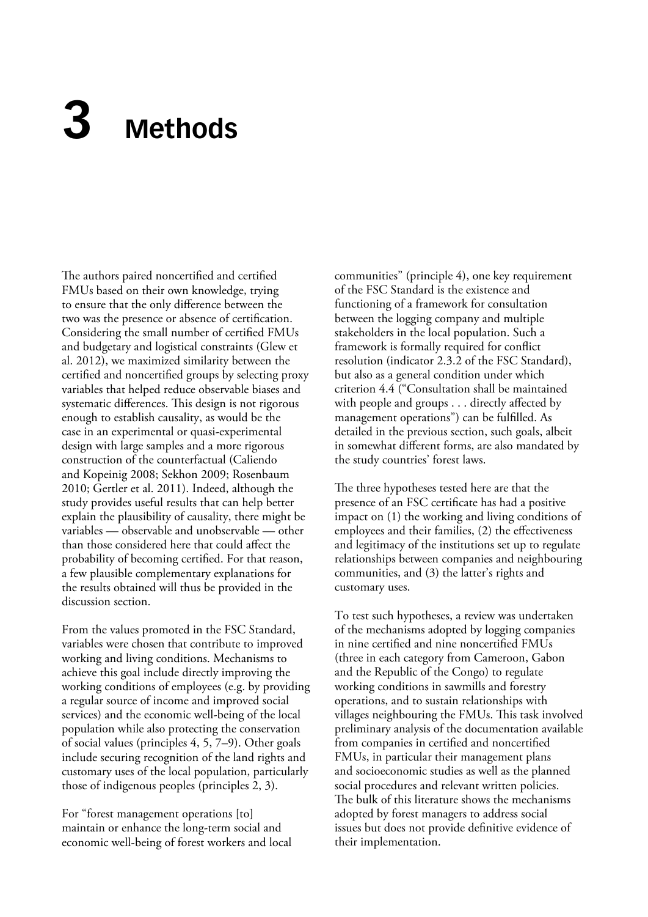# 3 Methods

The authors paired noncertified and certified FMUs based on their own knowledge, trying to ensure that the only difference between the two was the presence or absence of certification. Considering the small number of certified FMUs and budgetary and logistical constraints (Glew et al. 2012), we maximized similarity between the certified and noncertified groups by selecting proxy variables that helped reduce observable biases and systematic differences. This design is not rigorous enough to establish causality, as would be the case in an experimental or quasi-experimental design with large samples and a more rigorous construction of the counterfactual (Caliendo and Kopeinig 2008; Sekhon 2009; Rosenbaum 2010; Gertler et al. 2011). Indeed, although the study provides useful results that can help better explain the plausibility of causality, there might be variables — observable and unobservable — other than those considered here that could affect the probability of becoming certified. For that reason, a few plausible complementary explanations for the results obtained will thus be provided in the discussion section.

From the values promoted in the FSC Standard, variables were chosen that contribute to improved working and living conditions. Mechanisms to achieve this goal include directly improving the working conditions of employees (e.g. by providing a regular source of income and improved social services) and the economic well-being of the local population while also protecting the conservation of social values (principles 4, 5, 7–9). Other goals include securing recognition of the land rights and customary uses of the local population, particularly those of indigenous peoples (principles 2, 3).

For "forest management operations [to] maintain or enhance the long-term social and economic well-being of forest workers and local communities" (principle 4), one key requirement of the FSC Standard is the existence and functioning of a framework for consultation between the logging company and multiple stakeholders in the local population. Such a framework is formally required for conflict resolution (indicator 2.3.2 of the FSC Standard), but also as a general condition under which criterion 4.4 ("Consultation shall be maintained with people and groups . . . directly affected by management operations") can be fulfilled. As detailed in the previous section, such goals, albeit in somewhat different forms, are also mandated by the study countries' forest laws.

The three hypotheses tested here are that the presence of an FSC certificate has had a positive impact on (1) the working and living conditions of employees and their families, (2) the effectiveness and legitimacy of the institutions set up to regulate relationships between companies and neighbouring communities, and (3) the latter's rights and customary uses.

To test such hypotheses, a review was undertaken of the mechanisms adopted by logging companies in nine certified and nine noncertified FMUs (three in each category from Cameroon, Gabon and the Republic of the Congo) to regulate working conditions in sawmills and forestry operations, and to sustain relationships with villages neighbouring the FMUs. This task involved preliminary analysis of the documentation available from companies in certified and noncertified FMUs, in particular their management plans and socioeconomic studies as well as the planned social procedures and relevant written policies. The bulk of this literature shows the mechanisms adopted by forest managers to address social issues but does not provide definitive evidence of their implementation.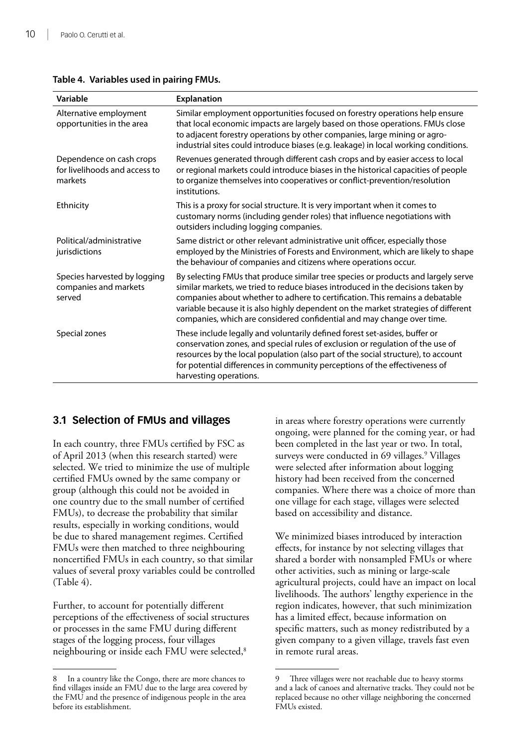**Table 4. Variables used in pairing FMUs.**

| Variable | Explanation |
|---|---|
| Alternative employment opportunities in the area | Similar employment opportunities focused on forestry operations help ensure that local economic impacts are largely based on those operations. FMUs close to adjacent forestry operations by other companies, large mining or agro-industrial sites could introduce biases (e.g. leakage) in local working conditions. |
| Dependence on cash crops for livelihoods and access to markets | Revenues generated through different cash crops and by easier access to local or regional markets could introduce biases in the historical capacities of people to organize themselves into cooperatives or conflict-prevention/resolution institutions. |
| Ethnicity | This is a proxy for social structure. It is very important when it comes to customary norms (including gender roles) that influence negotiations with outsiders including logging companies. |
| Political/administrative jurisdictions | Same district or other relevant administrative unit officer, especially those employed by the Ministries of Forests and Environment, which are likely to shape the behaviour of companies and citizens where operations occur. |
| Species harvested by logging companies and markets served | By selecting FMUs that produce similar tree species or products and largely serve similar markets, we tried to reduce biases introduced in the decisions taken by companies about whether to adhere to certification. This remains a debatable variable because it is also highly dependent on the market strategies of different companies, which are considered confidential and may change over time. |
| Special zones | These include legally and voluntarily defined forest set-asides, buffer or conservation zones, and special rules of exclusion or regulation of the use of resources by the local population (also part of the social structure), to account for potential differences in community perceptions of the effectiveness of harvesting operations. |

## 3.1 Selection of FMUs and villages

In each country, three FMUs certified by FSC as of April 2013 (when this research started) were selected. We tried to minimize the use of multiple certified FMUs owned by the same company or group (although this could not be avoided in one country due to the small number of certified FMUs), to decrease the probability that similar results, especially in working conditions, would be due to shared management regimes. Certified FMUs were then matched to three neighbouring noncertified FMUs in each country, so that similar values of several proxy variables could be controlled (Table 4).

Further, to account for potentially different perceptions of the effectiveness of social structures or processes in the same FMU during different stages of the logging process, four villages neighbouring or inside each FMU were selected,[8] in areas where forestry operations were currently ongoing, were planned for the coming year, or had been completed in the last year or two. In total, surveys were conducted in 69 villages.[9] Villages were selected after information about logging history had been received from the concerned companies. Where there was a choice of more than one village for each stage, villages were selected based on accessibility and distance.

We minimized biases introduced by interaction effects, for instance by not selecting villages that shared a border with nonsampled FMUs or where other activities, such as mining or large-scale agricultural projects, could have an impact on local livelihoods. The authors' lengthy experience in the region indicates, however, that such minimization has a limited effect, because information on specific matters, such as money redistributed by a given company to a given village, travels fast even in remote rural areas.

8 In a country like the Congo, there are more chances to find villages inside an FMU due to the large area covered by the FMU and the presence of indigenous people in the area before its establishment.

9 Three villages were not reachable due to heavy storms and a lack of canoes and alternative tracks. They could not be replaced because no other village neighboring the concerned FMUs existed.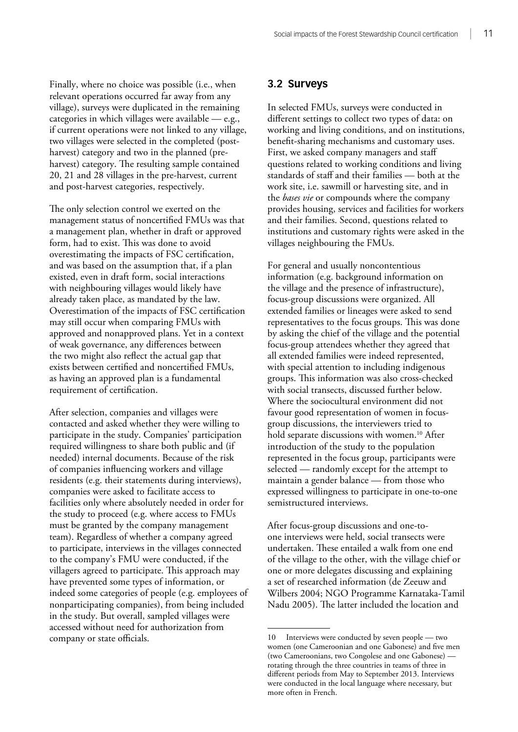Finally, where no choice was possible (i.e., when relevant operations occurred far away from any village), surveys were duplicated in the remaining categories in which villages were available — e.g., if current operations were not linked to any village, two villages were selected in the completed (post-harvest) category and two in the planned (pre-harvest) category. The resulting sample contained 20, 21 and 28 villages in the pre-harvest, current and post-harvest categories, respectively.

The only selection control we exerted on the management status of noncertified FMUs was that a management plan, whether in draft or approved form, had to exist. This was done to avoid overestimating the impacts of FSC certification, and was based on the assumption that, if a plan existed, even in draft form, social interactions with neighbouring villages would likely have already taken place, as mandated by the law. Overestimation of the impacts of FSC certification may still occur when comparing FMUs with approved and nonapproved plans. Yet in a context of weak governance, any differences between the two might also reflect the actual gap that exists between certified and noncertified FMUs, as having an approved plan is a fundamental requirement of certification.

After selection, companies and villages were contacted and asked whether they were willing to participate in the study. Companies' participation required willingness to share both public and (if needed) internal documents. Because of the risk of companies influencing workers and village residents (e.g. their statements during interviews), companies were asked to facilitate access to facilities only where absolutely needed in order for the study to proceed (e.g. where access to FMUs must be granted by the company management team). Regardless of whether a company agreed to participate, interviews in the villages connected to the company's FMU were conducted, if the villagers agreed to participate. This approach may have prevented some types of information, or indeed some categories of people (e.g. employees of nonparticipating companies), from being included in the study. But overall, sampled villages were accessed without need for authorization from company or state officials.

## 3.2 Surveys

In selected FMUs, surveys were conducted in different settings to collect two types of data: on working and living conditions, and on institutions, benefit-sharing mechanisms and customary uses. First, we asked company managers and staff questions related to working conditions and living standards of staff and their families — both at the work site, i.e. sawmill or harvesting site, and in the *bases vie* or compounds where the company provides housing, services and facilities for workers and their families. Second, questions related to institutions and customary rights were asked in the villages neighbouring the FMUs.

For general and usually noncontentious information (e.g. background information on the village and the presence of infrastructure), focus-group discussions were organized. All extended families or lineages were asked to send representatives to the focus groups. This was done by asking the chief of the village and the potential focus-group attendees whether they agreed that all extended families were indeed represented, with special attention to including indigenous groups. This information was also cross-checked with social transects, discussed further below. Where the sociocultural environment did not favour good representation of women in focus-group discussions, the interviewers tried to hold separate discussions with women.[10] After introduction of the study to the population represented in the focus group, participants were selected — randomly except for the attempt to maintain a gender balance — from those who expressed willingness to participate in one-to-one semistructured interviews.

After focus-group discussions and one-to-one interviews were held, social transects were undertaken. These entailed a walk from one end of the village to the other, with the village chief or one or more delegates discussing and explaining a set of researched information (de Zeeuw and Wilbers 2004; NGO Programme Karnataka-Tamil Nadu 2005). The latter included the location and

---

10 Interviews were conducted by seven people — two women (one Cameroonian and one Gabonese) and five men (two Cameroonians, two Congolese and one Gabonese) — rotating through the three countries in teams of three in different periods from May to September 2013. Interviews were conducted in the local language where necessary, but more often in French.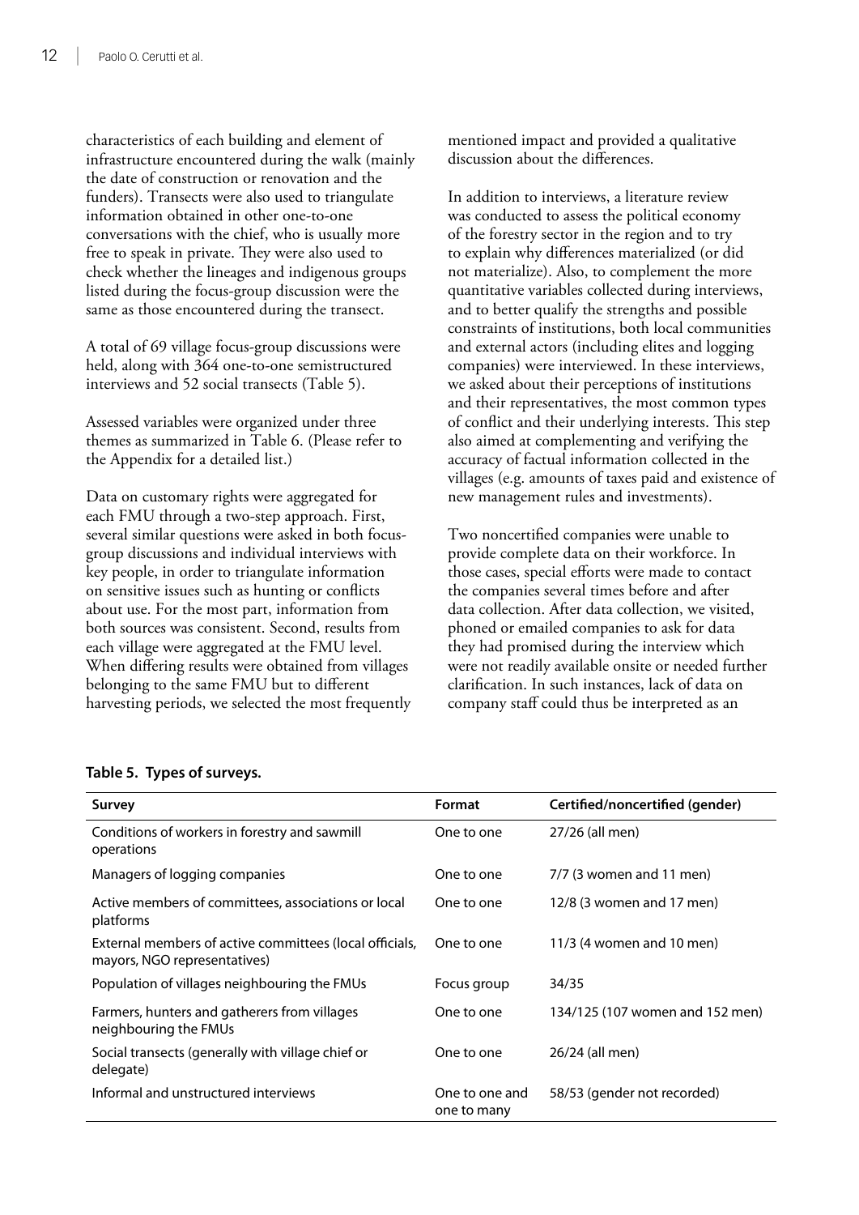characteristics of each building and element of infrastructure encountered during the walk (mainly the date of construction or renovation and the funders). Transects were also used to triangulate information obtained in other one-to-one conversations with the chief, who is usually more free to speak in private. They were also used to check whether the lineages and indigenous groups listed during the focus-group discussion were the same as those encountered during the transect.

A total of 69 village focus-group discussions were held, along with 364 one-to-one semistructured interviews and 52 social transects (Table 5).

Assessed variables were organized under three themes as summarized in Table 6. (Please refer to the Appendix for a detailed list.)

Data on customary rights were aggregated for each FMU through a two-step approach. First, several similar questions were asked in both focus-group discussions and individual interviews with key people, in order to triangulate information on sensitive issues such as hunting or conflicts about use. For the most part, information from both sources was consistent. Second, results from each village were aggregated at the FMU level. When differing results were obtained from villages belonging to the same FMU but to different harvesting periods, we selected the most frequently mentioned impact and provided a qualitative discussion about the differences.

In addition to interviews, a literature review was conducted to assess the political economy of the forestry sector in the region and to try to explain why differences materialized (or did not materialize). Also, to complement the more quantitative variables collected during interviews, and to better qualify the strengths and possible constraints of institutions, both local communities and external actors (including elites and logging companies) were interviewed. In these interviews, we asked about their perceptions of institutions and their representatives, the most common types of conflict and their underlying interests. This step also aimed at complementing and verifying the accuracy of factual information collected in the villages (e.g. amounts of taxes paid and existence of new management rules and investments).

Two noncertified companies were unable to provide complete data on their workforce. In those cases, special efforts were made to contact the companies several times before and after data collection. After data collection, we visited, phoned or emailed companies to ask for data they had promised during the interview which were not readily available onsite or needed further clarification. In such instances, lack of data on company staff could thus be interpreted as an

**Table 5. Types of surveys.**

| Survey | Format | Certified/noncertified (gender) |
|---|---|---|
| Conditions of workers in forestry and sawmill operations | One to one | 27/26 (all men) |
| Managers of logging companies | One to one | 7/7 (3 women and 11 men) |
| Active members of committees, associations or local platforms | One to one | 12/8 (3 women and 17 men) |
| External members of active committees (local officials, mayors, NGO representatives) | One to one | 11/3 (4 women and 10 men) |
| Population of villages neighbouring the FMUs | Focus group | 34/35 |
| Farmers, hunters and gatherers from villages neighbouring the FMUs | One to one | 134/125 (107 women and 152 men) |
| Social transects (generally with village chief or delegate) | One to one | 26/24 (all men) |
| Informal and unstructured interviews | One to one and one to many | 58/53 (gender not recorded) |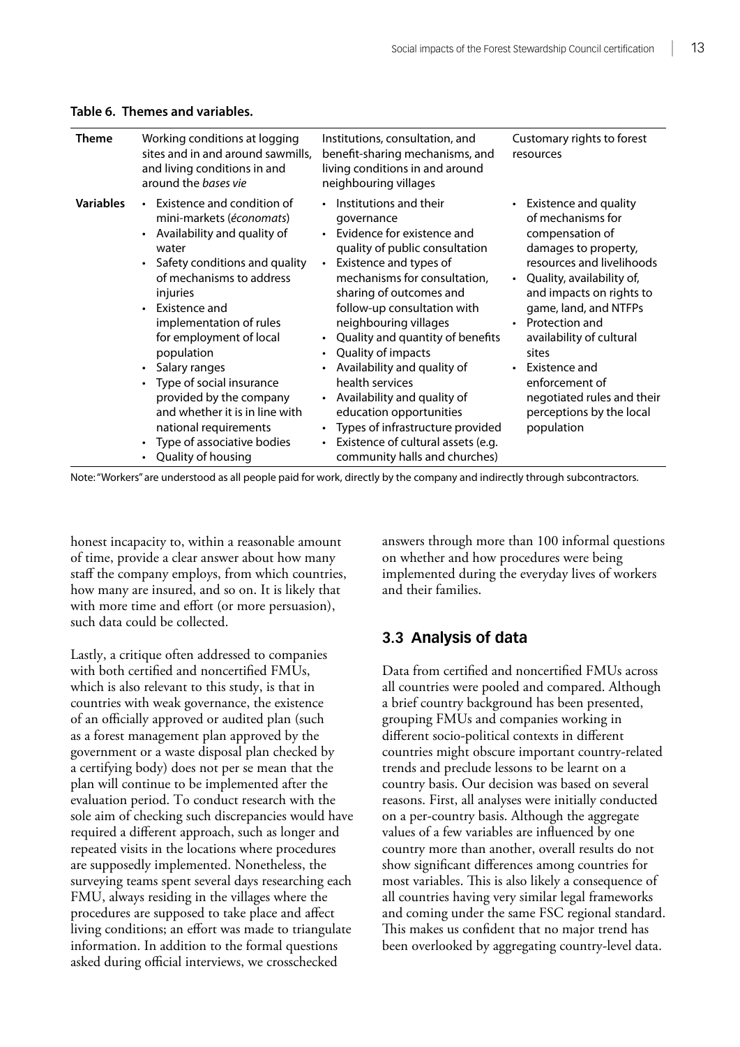**Table 6. Themes and variables.**

| Theme | Working conditions at logging sites and in and around sawmills, and living conditions in and around the *bases vie* | Institutions, consultation, and benefit-sharing mechanisms, and living conditions in and around neighbouring villages | Customary rights to forest resources |
|---|---|---|---|
| **Variables** | • Existence and condition of mini-markets (*économats*)<br>• Availability and quality of water<br>• Safety conditions and quality of mechanisms to address injuries<br>• Existence and implementation of rules for employment of local population<br>• Salary ranges<br>• Type of social insurance provided by the company and whether it is in line with national requirements<br>• Type of associative bodies<br>• Quality of housing | • Institutions and their governance<br>• Evidence for existence and quality of public consultation<br>• Existence and types of mechanisms for consultation, sharing of outcomes and follow-up consultation with neighbouring villages<br>• Quality and quantity of benefits<br>• Quality of impacts<br>• Availability and quality of health services<br>• Availability and quality of education opportunities<br>• Types of infrastructure provided<br>• Existence of cultural assets (e.g. community halls and churches) | • Existence and quality of mechanisms for compensation of damages to property, resources and livelihoods<br>• Quality, availability of, and impacts on rights to game, land, and NTFPs<br>• Protection and availability of cultural sites<br>• Existence and enforcement of negotiated rules and their perceptions by the local population |

Note: "Workers" are understood as all people paid for work, directly by the company and indirectly through subcontractors.

honest incapacity to, within a reasonable amount of time, provide a clear answer about how many staff the company employs, from which countries, how many are insured, and so on. It is likely that with more time and effort (or more persuasion), such data could be collected.

Lastly, a critique often addressed to companies with both certified and noncertified FMUs, which is also relevant to this study, is that in countries with weak governance, the existence of an officially approved or audited plan (such as a forest management plan approved by the government or a waste disposal plan checked by a certifying body) does not per se mean that the plan will continue to be implemented after the evaluation period. To conduct research with the sole aim of checking such discrepancies would have required a different approach, such as longer and repeated visits in the locations where procedures are supposedly implemented. Nonetheless, the surveying teams spent several days researching each FMU, always residing in the villages where the procedures are supposed to take place and affect living conditions; an effort was made to triangulate information. In addition to the formal questions asked during official interviews, we crosschecked answers through more than 100 informal questions on whether and how procedures were being implemented during the everyday lives of workers and their families.

## 3.3 Analysis of data

Data from certified and noncertified FMUs across all countries were pooled and compared. Although a brief country background has been presented, grouping FMUs and companies working in different socio-political contexts in different countries might obscure important country-related trends and preclude lessons to be learnt on a country basis. Our decision was based on several reasons. First, all analyses were initially conducted on a per-country basis. Although the aggregate values of a few variables are influenced by one country more than another, overall results do not show significant differences among countries for most variables. This is also likely a consequence of all countries having very similar legal frameworks and coming under the same FSC regional standard. This makes us confident that no major trend has been overlooked by aggregating country-level data.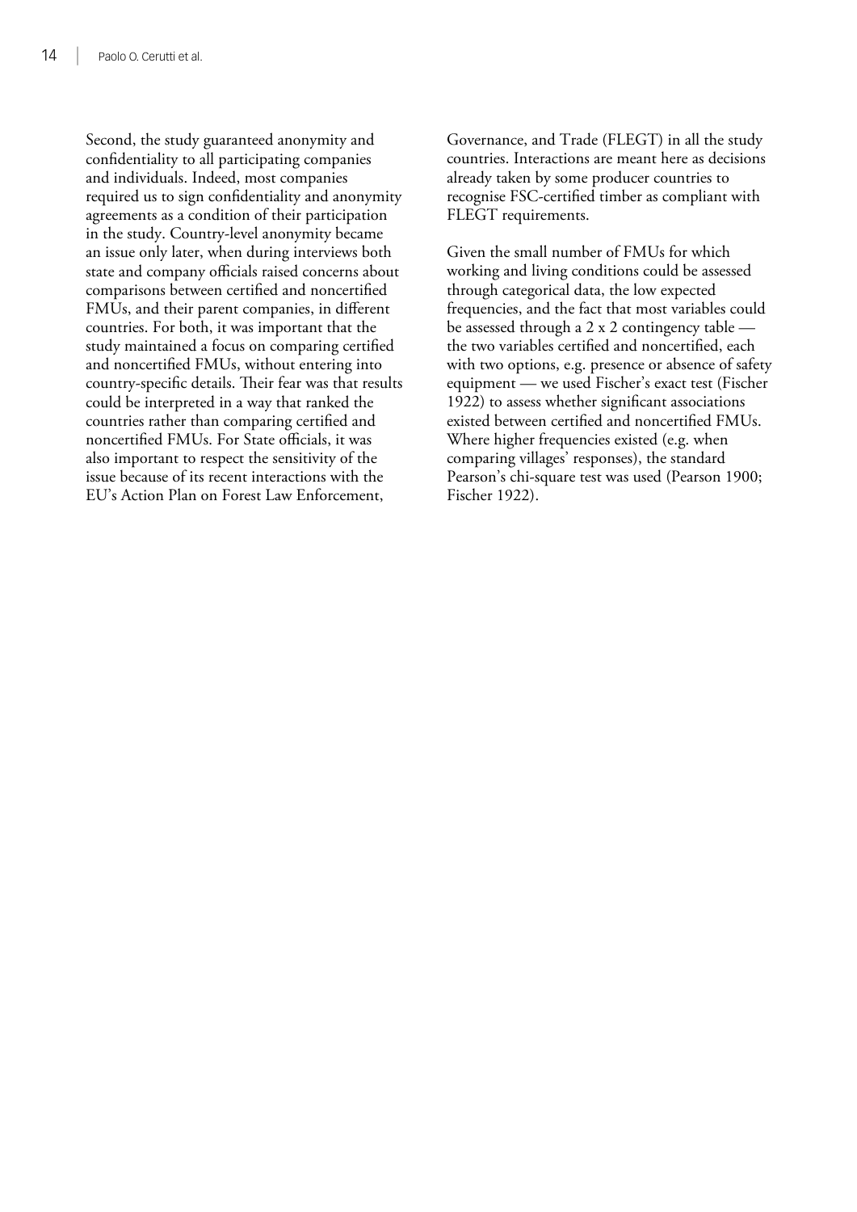Second, the study guaranteed anonymity and confidentiality to all participating companies and individuals. Indeed, most companies required us to sign confidentiality and anonymity agreements as a condition of their participation in the study. Country-level anonymity became an issue only later, when during interviews both state and company officials raised concerns about comparisons between certified and noncertified FMUs, and their parent companies, in different countries. For both, it was important that the study maintained a focus on comparing certified and noncertified FMUs, without entering into country-specific details. Their fear was that results could be interpreted in a way that ranked the countries rather than comparing certified and noncertified FMUs. For State officials, it was also important to respect the sensitivity of the issue because of its recent interactions with the EU's Action Plan on Forest Law Enforcement, Governance, and Trade (FLEGT) in all the study countries. Interactions are meant here as decisions already taken by some producer countries to recognise FSC-certified timber as compliant with FLEGT requirements.

Given the small number of FMUs for which working and living conditions could be assessed through categorical data, the low expected frequencies, and the fact that most variables could be assessed through a 2 x 2 contingency table — the two variables certified and noncertified, each with two options, e.g. presence or absence of safety equipment — we used Fischer's exact test (Fischer 1922) to assess whether significant associations existed between certified and noncertified FMUs. Where higher frequencies existed (e.g. when comparing villages' responses), the standard Pearson's chi-square test was used (Pearson 1900; Fischer 1922).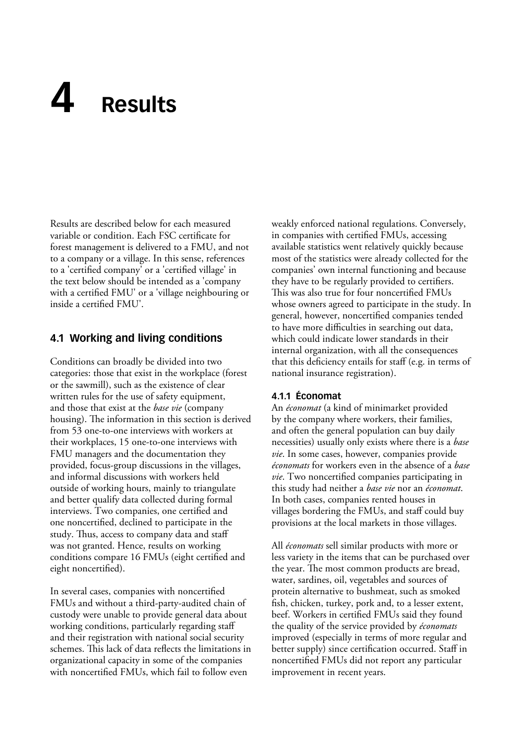# 4 Results

Results are described below for each measured variable or condition. Each FSC certificate for forest management is delivered to a FMU, and not to a company or a village. In this sense, references to a 'certified company' or a 'certified village' in the text below should be intended as a 'company with a certified FMU' or a 'village neighbouring or inside a certified FMU'.

## 4.1 Working and living conditions

Conditions can broadly be divided into two categories: those that exist in the workplace (forest or the sawmill), such as the existence of clear written rules for the use of safety equipment, and those that exist at the *base vie* (company housing). The information in this section is derived from 53 one-to-one interviews with workers at their workplaces, 15 one-to-one interviews with FMU managers and the documentation they provided, focus-group discussions in the villages, and informal discussions with workers held outside of working hours, mainly to triangulate and better qualify data collected during formal interviews. Two companies, one certified and one noncertified, declined to participate in the study. Thus, access to company data and staff was not granted. Hence, results on working conditions compare 16 FMUs (eight certified and eight noncertified).

In several cases, companies with noncertified FMUs and without a third-party-audited chain of custody were unable to provide general data about working conditions, particularly regarding staff and their registration with national social security schemes. This lack of data reflects the limitations in organizational capacity in some of the companies with noncertified FMUs, which fail to follow even weakly enforced national regulations. Conversely, in companies with certified FMUs, accessing available statistics went relatively quickly because most of the statistics were already collected for the companies' own internal functioning and because they have to be regularly provided to certifiers. This was also true for four noncertified FMUs whose owners agreed to participate in the study. In general, however, noncertified companies tended to have more difficulties in searching out data, which could indicate lower standards in their internal organization, with all the consequences that this deficiency entails for staff (e.g. in terms of national insurance registration).

### 4.1.1 Économat

An *économat* (a kind of minimarket provided by the company where workers, their families, and often the general population can buy daily necessities) usually only exists where there is a *base vie*. In some cases, however, companies provide *économats* for workers even in the absence of a *base vie*. Two noncertified companies participating in this study had neither a *base vie* nor an *économat*. In both cases, companies rented houses in villages bordering the FMUs, and staff could buy provisions at the local markets in those villages.

All *économats* sell similar products with more or less variety in the items that can be purchased over the year. The most common products are bread, water, sardines, oil, vegetables and sources of protein alternative to bushmeat, such as smoked fish, chicken, turkey, pork and, to a lesser extent, beef. Workers in certified FMUs said they found the quality of the service provided by *économats* improved (especially in terms of more regular and better supply) since certification occurred. Staff in noncertified FMUs did not report any particular improvement in recent years.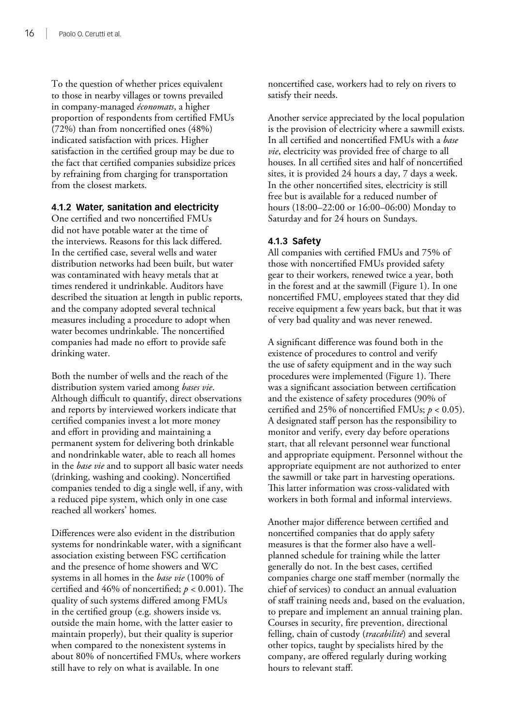To the question of whether prices equivalent to those in nearby villages or towns prevailed in company-managed *économats*, a higher proportion of respondents from certified FMUs (72%) than from noncertified ones (48%) indicated satisfaction with prices. Higher satisfaction in the certified group may be due to the fact that certified companies subsidize prices by refraining from charging for transportation from the closest markets.

### 4.1.2 Water, sanitation and electricity

One certified and two noncertified FMUs did not have potable water at the time of the interviews. Reasons for this lack differed. In the certified case, several wells and water distribution networks had been built, but water was contaminated with heavy metals that at times rendered it undrinkable. Auditors have described the situation at length in public reports, and the company adopted several technical measures including a procedure to adopt when water becomes undrinkable. The noncertified companies had made no effort to provide safe drinking water.

Both the number of wells and the reach of the distribution system varied among *bases vie*. Although difficult to quantify, direct observations and reports by interviewed workers indicate that certified companies invest a lot more money and effort in providing and maintaining a permanent system for delivering both drinkable and nondrinkable water, able to reach all homes in the *base vie* and to support all basic water needs (drinking, washing and cooking). Noncertified companies tended to dig a single well, if any, with a reduced pipe system, which only in one case reached all workers' homes.

Differences were also evident in the distribution systems for nondrinkable water, with a significant association existing between FSC certification and the presence of home showers and WC systems in all homes in the *base vie* (100% of certified and 46% of noncertified; $p < 0.001$). The quality of such systems differed among FMUs in the certified group (e.g. showers inside vs. outside the main home, with the latter easier to maintain properly), but their quality is superior when compared to the nonexistent systems in about 80% of noncertified FMUs, where workers still have to rely on what is available. In one noncertified case, workers had to rely on rivers to satisfy their needs.

Another service appreciated by the local population is the provision of electricity where a sawmill exists. In all certified and noncertified FMUs with a *base vie*, electricity was provided free of charge to all houses. In all certified sites and half of noncertified sites, it is provided 24 hours a day, 7 days a week. In the other noncertified sites, electricity is still free but is available for a reduced number of hours (18:00–22:00 or 16:00–06:00) Monday to Saturday and for 24 hours on Sundays.

### 4.1.3 Safety

All companies with certified FMUs and 75% of those with noncertified FMUs provided safety gear to their workers, renewed twice a year, both in the forest and at the sawmill (Figure 1). In one noncertified FMU, employees stated that they did receive equipment a few years back, but that it was of very bad quality and was never renewed.

A significant difference was found both in the existence of procedures to control and verify the use of safety equipment and in the way such procedures were implemented (Figure 1). There was a significant association between certification and the existence of safety procedures (90% of certified and 25% of noncertified FMUs; $p < 0.05$). A designated staff person has the responsibility to monitor and verify, every day before operations start, that all relevant personnel wear functional and appropriate equipment. Personnel without the appropriate equipment are not authorized to enter the sawmill or take part in harvesting operations. This latter information was cross-validated with workers in both formal and informal interviews.

Another major difference between certified and noncertified companies that do apply safety measures is that the former also have a well-planned schedule for training while the latter generally do not. In the best cases, certified companies charge one staff member (normally the chief of services) to conduct an annual evaluation of staff training needs and, based on the evaluation, to prepare and implement an annual training plan. Courses in security, fire prevention, directional felling, chain of custody (*tracabilité*) and several other topics, taught by specialists hired by the company, are offered regularly during working hours to relevant staff.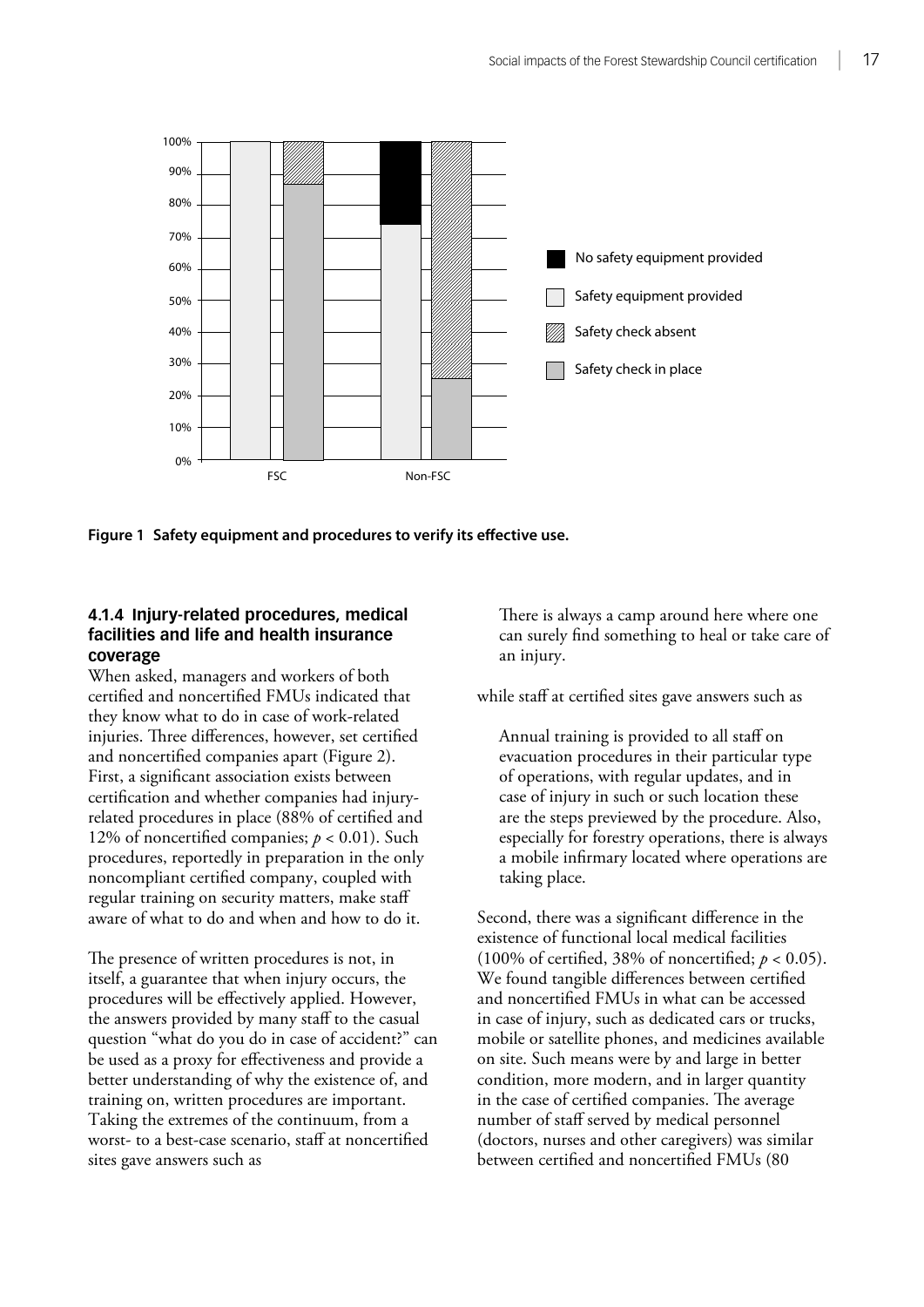Figure 1 Safety equipment and procedures to verify its effective use.

#### 4.1.4 Injury-related procedures, medical facilities and life and health insurance coverage

When asked, managers and workers of both certified and noncertified FMUs indicated that they know what to do in case of work-related injuries. Three differences, however, set certified and noncertified companies apart (Figure 2). First, a significant association exists between certification and whether companies had injury-related procedures in place (88% of certified and 12% of noncertified companies; $p < 0.01$). Such procedures, reportedly in preparation in the only noncompliant certified company, coupled with regular training on security matters, make staff aware of what to do and when and how to do it.

The presence of written procedures is not, in itself, a guarantee that when injury occurs, the procedures will be effectively applied. However, the answers provided by many staff to the casual question "what do you do in case of accident?" can be used as a proxy for effectiveness and provide a better understanding of why the existence of, and training on, written procedures are important. Taking the extremes of the continuum, from a worst- to a best-case scenario, staff at noncertified sites gave answers such as

> There is always a camp around here where one can surely find something to heal or take care of an injury.

while staff at certified sites gave answers such as

> Annual training is provided to all staff on evacuation procedures in their particular type of operations, with regular updates, and in case of injury in such or such location these are the steps previewed by the procedure. Also, especially for forestry operations, there is always a mobile infirmary located where operations are taking place.

Second, there was a significant difference in the existence of functional local medical facilities (100% of certified, 38% of noncertified; $p < 0.05$). We found tangible differences between certified and noncertified FMUs in what can be accessed in case of injury, such as dedicated cars or trucks, mobile or satellite phones, and medicines available on site. Such means were by and large in better condition, more modern, and in larger quantity in the case of certified companies. The average number of staff served by medical personnel (doctors, nurses and other caregivers) was similar between certified and noncertified FMUs (80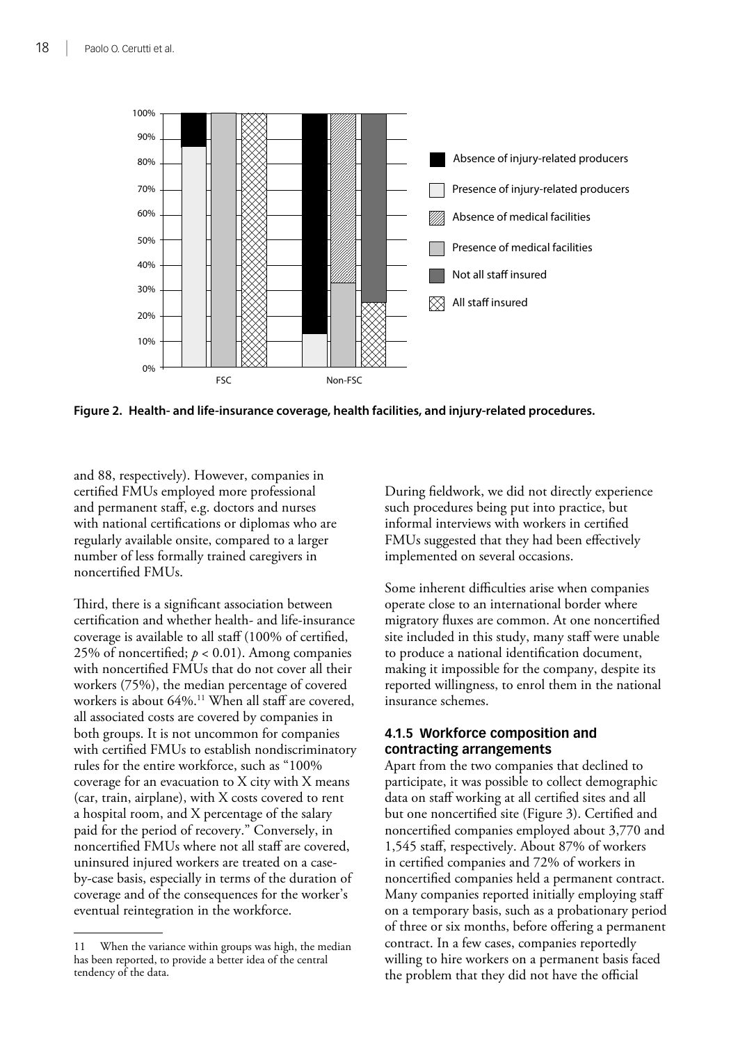**Figure 2. Health- and life-insurance coverage, health facilities, and injury-related procedures.**

and 88, respectively). However, companies in certified FMUs employed more professional and permanent staff, e.g. doctors and nurses with national certifications or diplomas who are regularly available onsite, compared to a larger number of less formally trained caregivers in noncertified FMUs.

Third, there is a significant association between certification and whether health- and life-insurance coverage is available to all staff (100% of certified, 25% of noncertified; $p < 0.01$). Among companies with noncertified FMUs that do not cover all their workers (75%), the median percentage of covered workers is about 64%.[11] When all staff are covered, all associated costs are covered by companies in both groups. It is not uncommon for companies with certified FMUs to establish nondiscriminatory rules for the entire workforce, such as "100% coverage for an evacuation to X city with X means (car, train, airplane), with X costs covered to rent a hospital room, and X percentage of the salary paid for the period of recovery." Conversely, in noncertified FMUs where not all staff are covered, uninsured injured workers are treated on a case-by-case basis, especially in terms of the duration of coverage and of the consequences for the worker's eventual reintegration in the workforce.

During fieldwork, we did not directly experience such procedures being put into practice, but informal interviews with workers in certified FMUs suggested that they had been effectively implemented on several occasions.

Some inherent difficulties arise when companies operate close to an international border where migratory fluxes are common. At one noncertified site included in this study, many staff were unable to produce a national identification document, making it impossible for the company, despite its reported willingness, to enrol them in the national insurance schemes.

#### 4.1.5 Workforce composition and contracting arrangements

Apart from the two companies that declined to participate, it was possible to collect demographic data on staff working at all certified sites and all but one noncertified site (Figure 3). Certified and noncertified companies employed about 3,770 and 1,545 staff, respectively. About 87% of workers in certified companies and 72% of workers in noncertified companies held a permanent contract. Many companies reported initially employing staff on a temporary basis, such as a probationary period of three or six months, before offering a permanent contract. In a few cases, companies reportedly willing to hire workers on a permanent basis faced the problem that they did not have the official

---

11 When the variance within groups was high, the median has been reported, to provide a better idea of the central tendency of the data.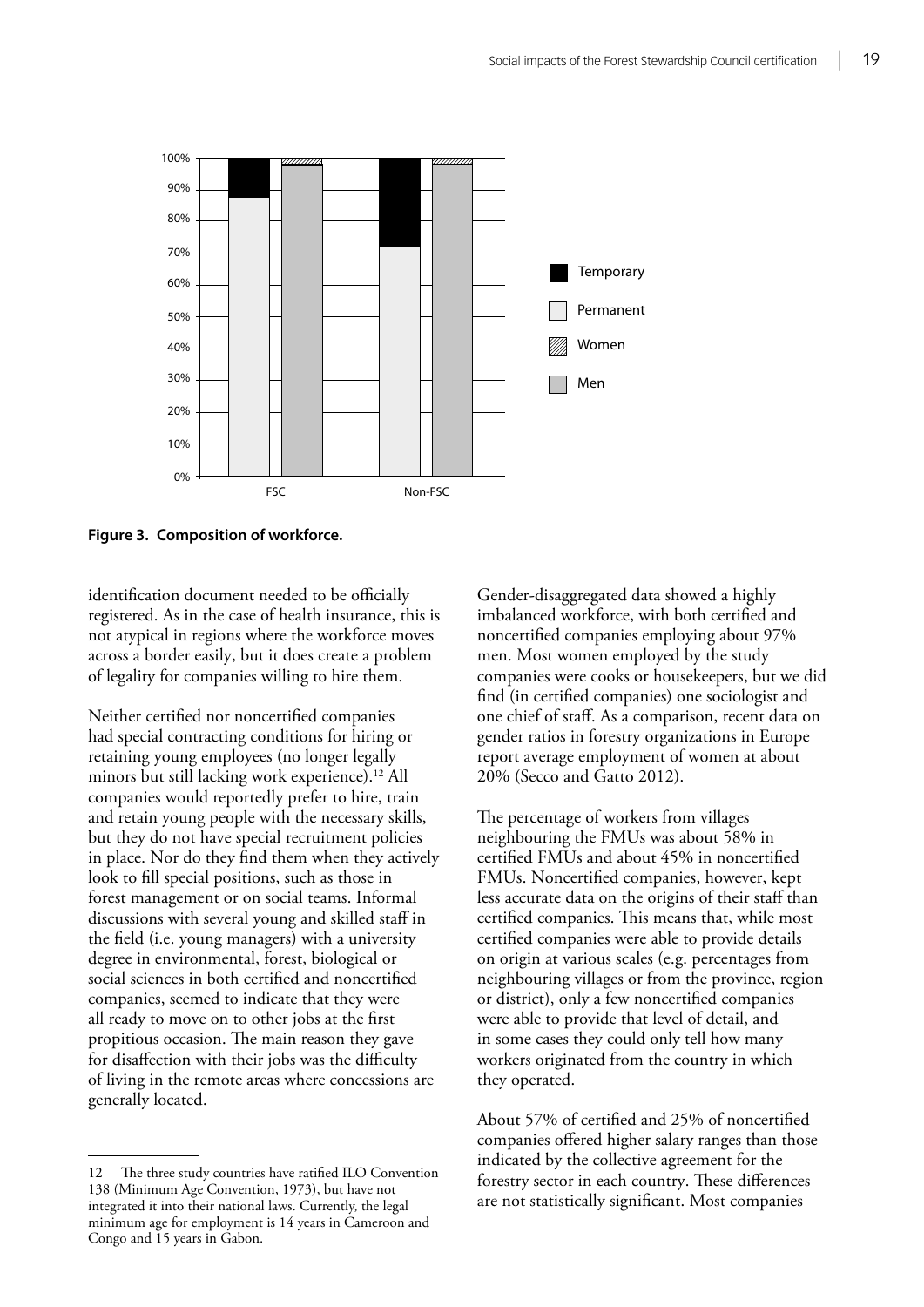**Figure 3. Composition of workforce.**

identification document needed to be officially registered. As in the case of health insurance, this is not atypical in regions where the workforce moves across a border easily, but it does create a problem of legality for companies willing to hire them.

Neither certified nor noncertified companies had special contracting conditions for hiring or retaining young employees (no longer legally minors but still lacking work experience).[12] All companies would reportedly prefer to hire, train and retain young people with the necessary skills, but they do not have special recruitment policies in place. Nor do they find them when they actively look to fill special positions, such as those in forest management or on social teams. Informal discussions with several young and skilled staff in the field (i.e. young managers) with a university degree in environmental, forest, biological or social sciences in both certified and noncertified companies, seemed to indicate that they were all ready to move on to other jobs at the first propitious occasion. The main reason they gave for disaffection with their jobs was the difficulty of living in the remote areas where concessions are generally located.

Gender-disaggregated data showed a highly imbalanced workforce, with both certified and noncertified companies employing about 97% men. Most women employed by the study companies were cooks or housekeepers, but we did find (in certified companies) one sociologist and one chief of staff. As a comparison, recent data on gender ratios in forestry organizations in Europe report average employment of women at about 20% (Secco and Gatto 2012).

The percentage of workers from villages neighbouring the FMUs was about 58% in certified FMUs and about 45% in noncertified FMUs. Noncertified companies, however, kept less accurate data on the origins of their staff than certified companies. This means that, while most certified companies were able to provide details on origin at various scales (e.g. percentages from neighbouring villages or from the province, region or district), only a few noncertified companies were able to provide that level of detail, and in some cases they could only tell how many workers originated from the country in which they operated.

About 57% of certified and 25% of noncertified companies offered higher salary ranges than those indicated by the collective agreement for the forestry sector in each country. These differences are not statistically significant. Most companies

12 The three study countries have ratified ILO Convention 138 (Minimum Age Convention, 1973), but have not integrated it into their national laws. Currently, the legal minimum age for employment is 14 years in Cameroon and Congo and 15 years in Gabon.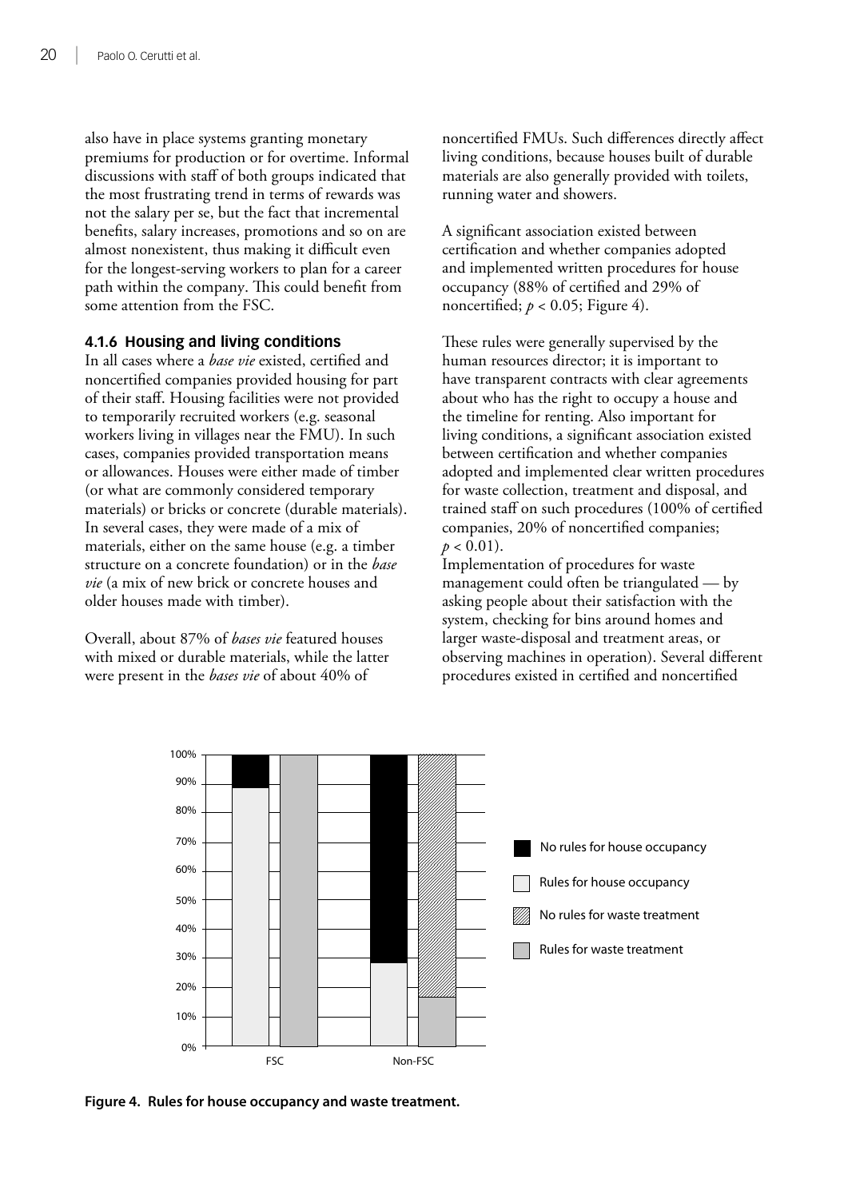also have in place systems granting monetary premiums for production or for overtime. Informal discussions with staff of both groups indicated that the most frustrating trend in terms of rewards was not the salary per se, but the fact that incremental benefits, salary increases, promotions and so on are almost nonexistent, thus making it difficult even for the longest-serving workers to plan for a career path within the company. This could benefit from some attention from the FSC.

#### 4.1.6 Housing and living conditions

In all cases where a *base vie* existed, certified and noncertified companies provided housing for part of their staff. Housing facilities were not provided to temporarily recruited workers (e.g. seasonal workers living in villages near the FMU). In such cases, companies provided transportation means or allowances. Houses were either made of timber (or what are commonly considered temporary materials) or bricks or concrete (durable materials). In several cases, they were made of a mix of materials, either on the same house (e.g. a timber structure on a concrete foundation) or in the *base vie* (a mix of new brick or concrete houses and older houses made with timber).

Overall, about 87% of *bases vie* featured houses with mixed or durable materials, while the latter were present in the *bases vie* of about 40% of noncertified FMUs. Such differences directly affect living conditions, because houses built of durable materials are also generally provided with toilets, running water and showers.

A significant association existed between certification and whether companies adopted and implemented written procedures for house occupancy (88% of certified and 29% of noncertified; $p < 0.05$; Figure 4).

These rules were generally supervised by the human resources director; it is important to have transparent contracts with clear agreements about who has the right to occupy a house and the timeline for renting. Also important for living conditions, a significant association existed between certification and whether companies adopted and implemented clear written procedures for waste collection, treatment and disposal, and trained staff on such procedures (100% of certified companies, 20% of noncertified companies; $p < 0.01$).

Implementation of procedures for waste management could often be triangulated — by asking people about their satisfaction with the system, checking for bins around homes and larger waste-disposal and treatment areas, or observing machines in operation). Several different procedures existed in certified and noncertified

**Figure 4. Rules for house occupancy and waste treatment.**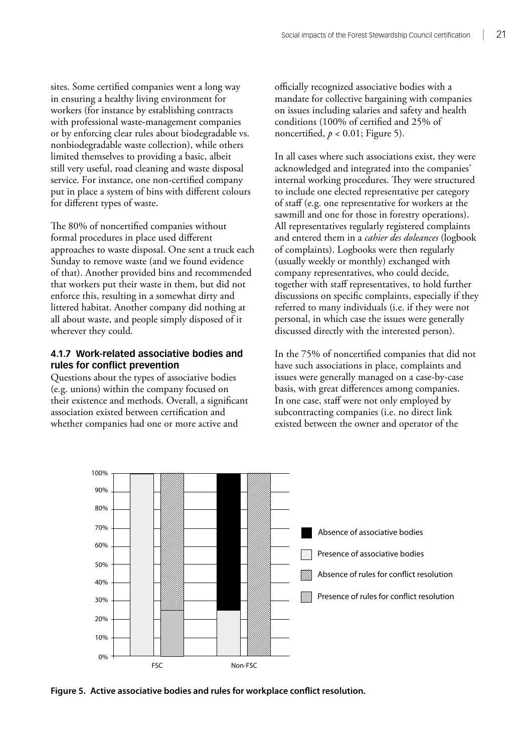sites. Some certified companies went a long way in ensuring a healthy living environment for workers (for instance by establishing contracts with professional waste-management companies or by enforcing clear rules about biodegradable vs. nonbiodegradable waste collection), while others limited themselves to providing a basic, albeit still very useful, road cleaning and waste disposal service. For instance, one non-certified company put in place a system of bins with different colours for different types of waste.

The 80% of noncertified companies without formal procedures in place used different approaches to waste disposal. One sent a truck each Sunday to remove waste (and we found evidence of that). Another provided bins and recommended that workers put their waste in them, but did not enforce this, resulting in a somewhat dirty and littered habitat. Another company did nothing at all about waste, and people simply disposed of it wherever they could.

#### 4.1.7 Work-related associative bodies and rules for conflict prevention

Questions about the types of associative bodies (e.g. unions) within the company focused on their existence and methods. Overall, a significant association existed between certification and whether companies had one or more active and officially recognized associative bodies with a mandate for collective bargaining with companies on issues including salaries and safety and health conditions (100% of certified and 25% of noncertified, $p < 0.01$; Figure 5).

In all cases where such associations exist, they were acknowledged and integrated into the companies' internal working procedures. They were structured to include one elected representative per category of staff (e.g. one representative for workers at the sawmill and one for those in forestry operations). All representatives regularly registered complaints and entered them in a *cahier des doleances* (logbook of complaints). Logbooks were then regularly (usually weekly or monthly) exchanged with company representatives, who could decide, together with staff representatives, to hold further discussions on specific complaints, especially if they referred to many individuals (i.e. if they were not personal, in which case the issues were generally discussed directly with the interested person).

In the 75% of noncertified companies that did not have such associations in place, complaints and issues were generally managed on a case-by-case basis, with great differences among companies. In one case, staff were not only employed by subcontracting companies (i.e. no direct link existed between the owner and operator of the

**Figure 5. Active associative bodies and rules for workplace conflict resolution.**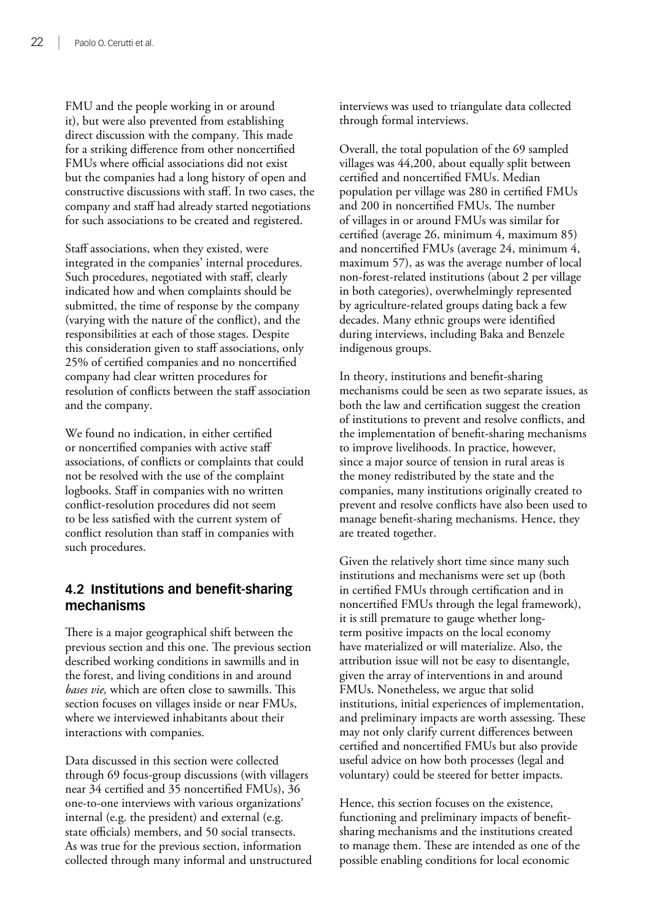FMU and the people working in or around it), but were also prevented from establishing direct discussion with the company. This made for a striking difference from other noncertified FMUs where official associations did not exist but the companies had a long history of open and constructive discussions with staff. In two cases, the company and staff had already started negotiations for such associations to be created and registered.

Staff associations, when they existed, were integrated in the companies' internal procedures. Such procedures, negotiated with staff, clearly indicated how and when complaints should be submitted, the time of response by the company (varying with the nature of the conflict), and the responsibilities at each of those stages. Despite this consideration given to staff associations, only 25% of certified companies and no noncertified company had clear written procedures for resolution of conflicts between the staff association and the company.

We found no indication, in either certified or noncertified companies with active staff associations, of conflicts or complaints that could not be resolved with the use of the complaint logbooks. Staff in companies with no written conflict-resolution procedures did not seem to be less satisfied with the current system of conflict resolution than staff in companies with such procedures.

## 4.2 Institutions and benefit-sharing mechanisms

There is a major geographical shift between the previous section and this one. The previous section described working conditions in sawmills and in the forest, and living conditions in and around *bases vie,* which are often close to sawmills. This section focuses on villages inside or near FMUs, where we interviewed inhabitants about their interactions with companies.

Data discussed in this section were collected through 69 focus-group discussions (with villagers near 34 certified and 35 noncertified FMUs), 36 one-to-one interviews with various organizations' internal (e.g. the president) and external (e.g. state officials) members, and 50 social transects. As was true for the previous section, information collected through many informal and unstructured interviews was used to triangulate data collected through formal interviews.

Overall, the total population of the 69 sampled villages was 44,200, about equally split between certified and noncertified FMUs. Median population per village was 280 in certified FMUs and 200 in noncertified FMUs. The number of villages in or around FMUs was similar for certified (average 26, minimum 4, maximum 85) and noncertified FMUs (average 24, minimum 4, maximum 57), as was the average number of local non-forest-related institutions (about 2 per village in both categories), overwhelmingly represented by agriculture-related groups dating back a few decades. Many ethnic groups were identified during interviews, including Baka and Benzele indigenous groups.

In theory, institutions and benefit-sharing mechanisms could be seen as two separate issues, as both the law and certification suggest the creation of institutions to prevent and resolve conflicts, and the implementation of benefit-sharing mechanisms to improve livelihoods. In practice, however, since a major source of tension in rural areas is the money redistributed by the state and the companies, many institutions originally created to prevent and resolve conflicts have also been used to manage benefit-sharing mechanisms. Hence, they are treated together.

Given the relatively short time since many such institutions and mechanisms were set up (both in certified FMUs through certification and in noncertified FMUs through the legal framework), it is still premature to gauge whether long-term positive impacts on the local economy have materialized or will materialize. Also, the attribution issue will not be easy to disentangle, given the array of interventions in and around FMUs. Nonetheless, we argue that solid institutions, initial experiences of implementation, and preliminary impacts are worth assessing. These may not only clarify current differences between certified and noncertified FMUs but also provide useful advice on how both processes (legal and voluntary) could be steered for better impacts.

Hence, this section focuses on the existence, functioning and preliminary impacts of benefit-sharing mechanisms and the institutions created to manage them. These are intended as one of the possible enabling conditions for local economic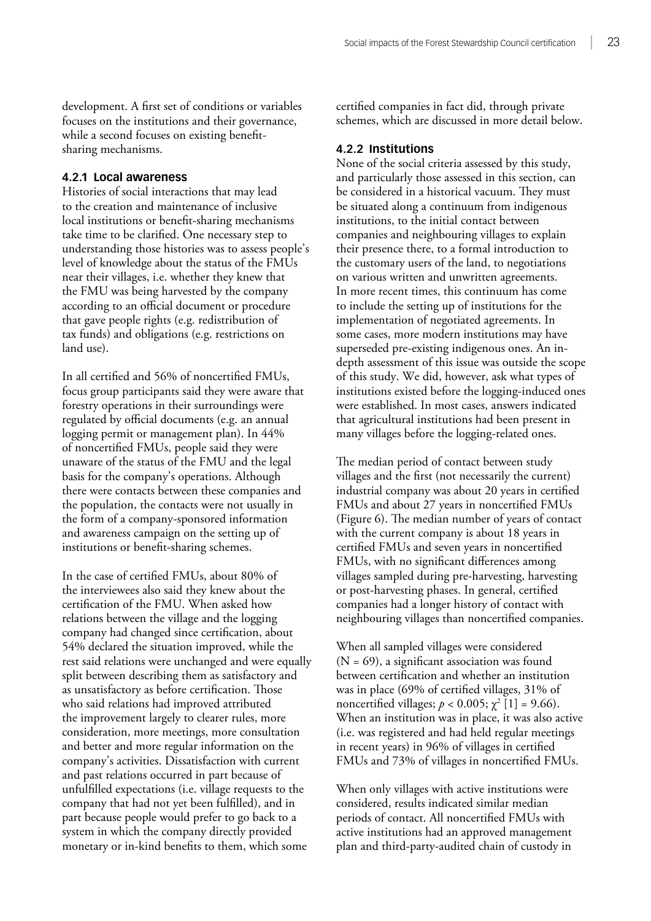development. A first set of conditions or variables focuses on the institutions and their governance, while a second focuses on existing benefit-sharing mechanisms.

### 4.2.1 Local awareness

Histories of social interactions that may lead to the creation and maintenance of inclusive local institutions or benefit-sharing mechanisms take time to be clarified. One necessary step to understanding those histories was to assess people's level of knowledge about the status of the FMUs near their villages, i.e. whether they knew that the FMU was being harvested by the company according to an official document or procedure that gave people rights (e.g. redistribution of tax funds) and obligations (e.g. restrictions on land use).

In all certified and 56% of noncertified FMUs, focus group participants said they were aware that forestry operations in their surroundings were regulated by official documents (e.g. an annual logging permit or management plan). In 44% of noncertified FMUs, people said they were unaware of the status of the FMU and the legal basis for the company's operations. Although there were contacts between these companies and the population, the contacts were not usually in the form of a company-sponsored information and awareness campaign on the setting up of institutions or benefit-sharing schemes.

In the case of certified FMUs, about 80% of the interviewees also said they knew about the certification of the FMU. When asked how relations between the village and the logging company had changed since certification, about 54% declared the situation improved, while the rest said relations were unchanged and were equally split between describing them as satisfactory and as unsatisfactory as before certification. Those who said relations had improved attributed the improvement largely to clearer rules, more consideration, more meetings, more consultation and better and more regular information on the company's activities. Dissatisfaction with current and past relations occurred in part because of unfulfilled expectations (i.e. village requests to the company that had not yet been fulfilled), and in part because people would prefer to go back to a system in which the company directly provided monetary or in-kind benefits to them, which some certified companies in fact did, through private schemes, which are discussed in more detail below.

### 4.2.2 Institutions

None of the social criteria assessed by this study, and particularly those assessed in this section, can be considered in a historical vacuum. They must be situated along a continuum from indigenous institutions, to the initial contact between companies and neighbouring villages to explain their presence there, to a formal introduction to the customary users of the land, to negotiations on various written and unwritten agreements. In more recent times, this continuum has come to include the setting up of institutions for the implementation of negotiated agreements. In some cases, more modern institutions may have superseded pre-existing indigenous ones. An in-depth assessment of this issue was outside the scope of this study. We did, however, ask what types of institutions existed before the logging-induced ones were established. In most cases, answers indicated that agricultural institutions had been present in many villages before the logging-related ones.

The median period of contact between study villages and the first (not necessarily the current) industrial company was about 20 years in certified FMUs and about 27 years in noncertified FMUs (Figure 6). The median number of years of contact with the current company is about 18 years in certified FMUs and seven years in noncertified FMUs, with no significant differences among villages sampled during pre-harvesting, harvesting or post-harvesting phases. In general, certified companies had a longer history of contact with neighbouring villages than noncertified companies.

When all sampled villages were considered (N = 69), a significant association was found between certification and whether an institution was in place (69% of certified villages, 31% of noncertified villages; $p < 0.005$; $\chi^2\,[1] = 9.66$). When an institution was in place, it was also active (i.e. was registered and had held regular meetings in recent years) in 96% of villages in certified FMUs and 73% of villages in noncertified FMUs.

When only villages with active institutions were considered, results indicated similar median periods of contact. All noncertified FMUs with active institutions had an approved management plan and third-party-audited chain of custody in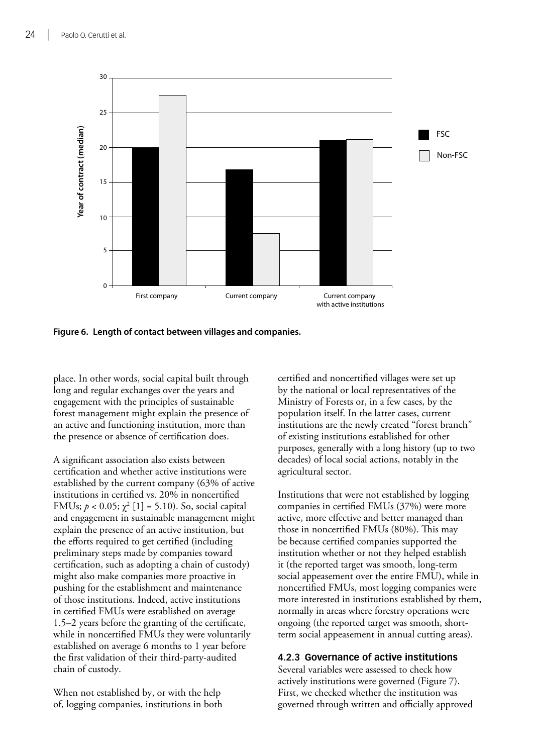**Figure 6. Length of contact between villages and companies.**

place. In other words, social capital built through long and regular exchanges over the years and engagement with the principles of sustainable forest management might explain the presence of an active and functioning institution, more than the presence or absence of certification does.

A significant association also exists between certification and whether active institutions were established by the current company (63% of active institutions in certified vs. 20% in noncertified FMUs; $p < 0.05$; $\chi^2$ [1] = 5.10). So, social capital and engagement in sustainable management might explain the presence of an active institution, but the efforts required to get certified (including preliminary steps made by companies toward certification, such as adopting a chain of custody) might also make companies more proactive in pushing for the establishment and maintenance of those institutions. Indeed, active institutions in certified FMUs were established on average 1.5–2 years before the granting of the certificate, while in noncertified FMUs they were voluntarily established on average 6 months to 1 year before the first validation of their third-party-audited chain of custody.

When not established by, or with the help of, logging companies, institutions in both certified and noncertified villages were set up by the national or local representatives of the Ministry of Forests or, in a few cases, by the population itself. In the latter cases, current institutions are the newly created "forest branch" of existing institutions established for other purposes, generally with a long history (up to two decades) of local social actions, notably in the agricultural sector.

Institutions that were not established by logging companies in certified FMUs (37%) were more active, more effective and better managed than those in noncertified FMUs (80%). This may be because certified companies supported the institution whether or not they helped establish it (the reported target was smooth, long-term social appeasement over the entire FMU), while in noncertified FMUs, most logging companies were more interested in institutions established by them, normally in areas where forestry operations were ongoing (the reported target was smooth, short-term social appeasement in annual cutting areas).

### 4.2.3 Governance of active institutions

Several variables were assessed to check how actively institutions were governed (Figure 7). First, we checked whether the institution was governed through written and officially approved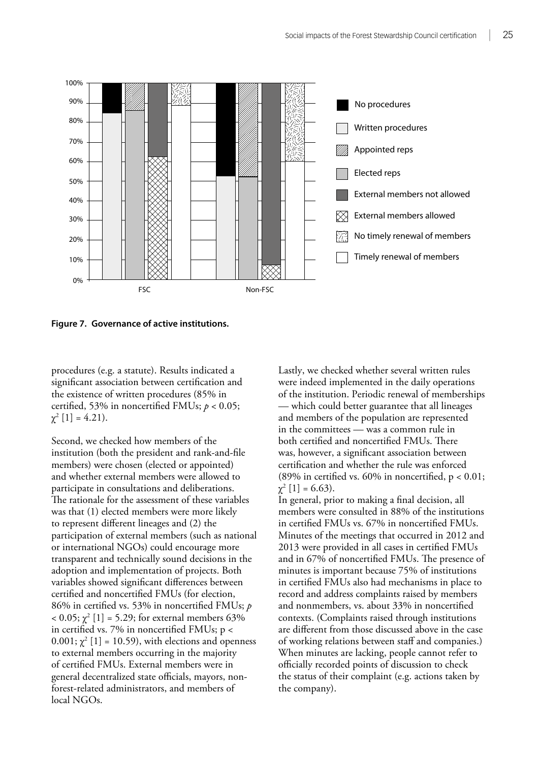**Figure 7. Governance of active institutions.**

procedures (e.g. a statute). Results indicated a significant association between certification and the existence of written procedures (85% in certified, 53% in noncertified FMUs; $p < 0.05$; $\chi^2$ [1] = 4.21).

Second, we checked how members of the institution (both the president and rank-and-file members) were chosen (elected or appointed) and whether external members were allowed to participate in consultations and deliberations. The rationale for the assessment of these variables was that (1) elected members were more likely to represent different lineages and (2) the participation of external members (such as national or international NGOs) could encourage more transparent and technically sound decisions in the adoption and implementation of projects. Both variables showed significant differences between certified and noncertified FMUs (for election, 86% in certified vs. 53% in noncertified FMUs; $p < 0.05$; $\chi^2$ [1] = 5.29; for external members 63% in certified vs. 7% in noncertified FMUs; $p < 0.001$; $\chi^2$ [1] = 10.59), with elections and openness to external members occurring in the majority of certified FMUs. External members were in general decentralized state officials, mayors, non-forest-related administrators, and members of local NGOs.

Lastly, we checked whether several written rules were indeed implemented in the daily operations of the institution. Periodic renewal of memberships — which could better guarantee that all lineages and members of the population are represented in the committees — was a common rule in both certified and noncertified FMUs. There was, however, a significant association between certification and whether the rule was enforced (89% in certified vs. 60% in noncertified, $p < 0.01$; $\chi^2$ [1] = 6.63).

In general, prior to making a final decision, all members were consulted in 88% of the institutions in certified FMUs vs. 67% in noncertified FMUs. Minutes of the meetings that occurred in 2012 and 2013 were provided in all cases in certified FMUs and in 67% of noncertified FMUs. The presence of minutes is important because 75% of institutions in certified FMUs also had mechanisms in place to record and address complaints raised by members and nonmembers, vs. about 33% in noncertified contexts. (Complaints raised through institutions are different from those discussed above in the case of working relations between staff and companies.) When minutes are lacking, people cannot refer to officially recorded points of discussion to check the status of their complaint (e.g. actions taken by the company).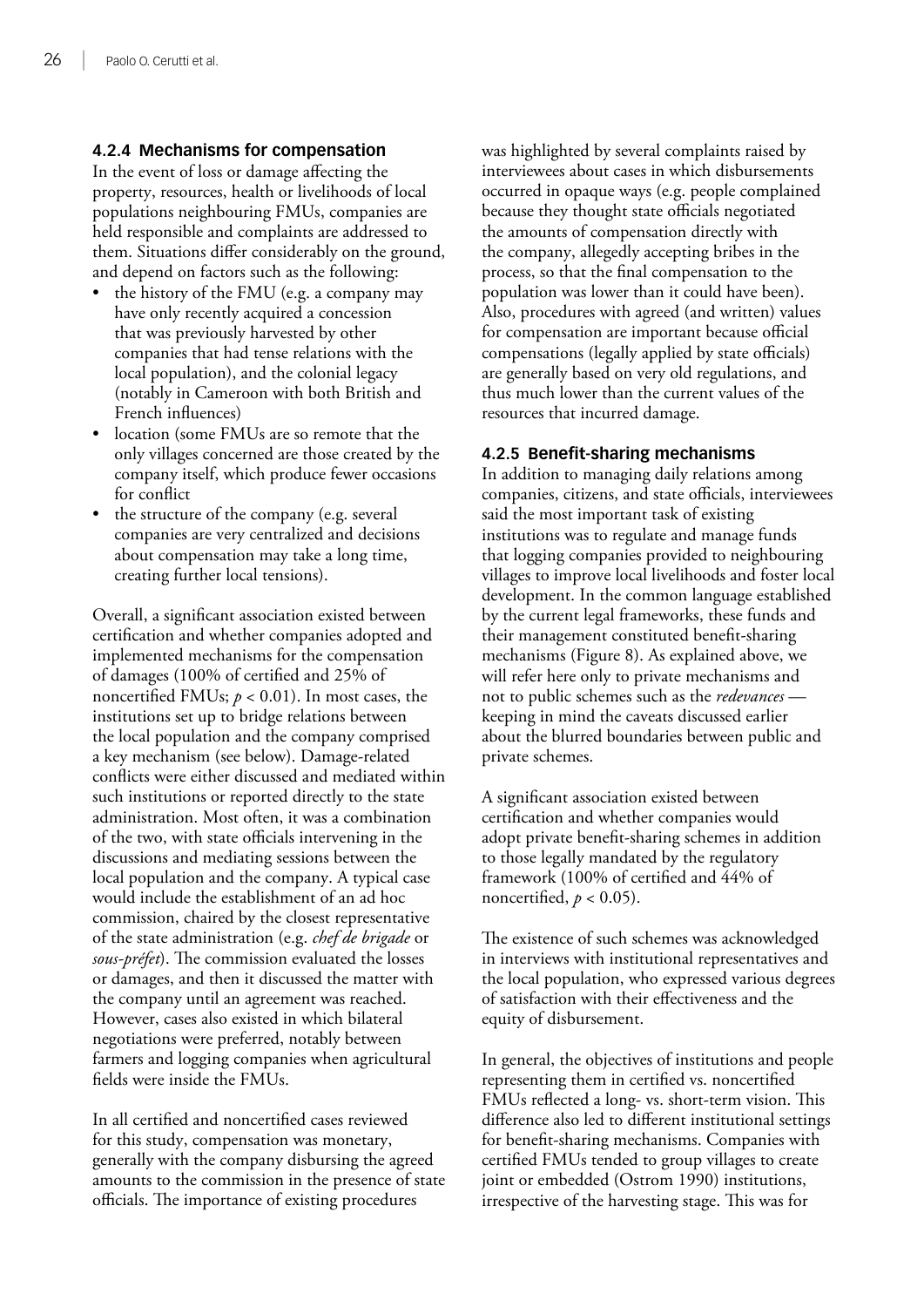### 4.2.4 Mechanisms for compensation

In the event of loss or damage affecting the property, resources, health or livelihoods of local populations neighbouring FMUs, companies are held responsible and complaints are addressed to them. Situations differ considerably on the ground, and depend on factors such as the following:

- the history of the FMU (e.g. a company may have only recently acquired a concession that was previously harvested by other companies that had tense relations with the local population), and the colonial legacy (notably in Cameroon with both British and French influences)
- location (some FMUs are so remote that the only villages concerned are those created by the company itself, which produce fewer occasions for conflict
- the structure of the company (e.g. several companies are very centralized and decisions about compensation may take a long time, creating further local tensions).

Overall, a significant association existed between certification and whether companies adopted and implemented mechanisms for the compensation of damages (100% of certified and 25% of noncertified FMUs; $p < 0.01$). In most cases, the institutions set up to bridge relations between the local population and the company comprised a key mechanism (see below). Damage-related conflicts were either discussed and mediated within such institutions or reported directly to the state administration. Most often, it was a combination of the two, with state officials intervening in the discussions and mediating sessions between the local population and the company. A typical case would include the establishment of an ad hoc commission, chaired by the closest representative of the state administration (e.g. *chef de brigade* or *sous-préfet*). The commission evaluated the losses or damages, and then it discussed the matter with the company until an agreement was reached. However, cases also existed in which bilateral negotiations were preferred, notably between farmers and logging companies when agricultural fields were inside the FMUs.

In all certified and noncertified cases reviewed for this study, compensation was monetary, generally with the company disbursing the agreed amounts to the commission in the presence of state officials. The importance of existing procedures was highlighted by several complaints raised by interviewees about cases in which disbursements occurred in opaque ways (e.g. people complained because they thought state officials negotiated the amounts of compensation directly with the company, allegedly accepting bribes in the process, so that the final compensation to the population was lower than it could have been). Also, procedures with agreed (and written) values for compensation are important because official compensations (legally applied by state officials) are generally based on very old regulations, and thus much lower than the current values of the resources that incurred damage.

### 4.2.5 Benefit-sharing mechanisms

In addition to managing daily relations among companies, citizens, and state officials, interviewees said the most important task of existing institutions was to regulate and manage funds that logging companies provided to neighbouring villages to improve local livelihoods and foster local development. In the common language established by the current legal frameworks, these funds and their management constituted benefit-sharing mechanisms (Figure 8). As explained above, we will refer here only to private mechanisms and not to public schemes such as the *redevances* — keeping in mind the caveats discussed earlier about the blurred boundaries between public and private schemes.

A significant association existed between certification and whether companies would adopt private benefit-sharing schemes in addition to those legally mandated by the regulatory framework (100% of certified and 44% of noncertified, $p < 0.05$).

The existence of such schemes was acknowledged in interviews with institutional representatives and the local population, who expressed various degrees of satisfaction with their effectiveness and the equity of disbursement.

In general, the objectives of institutions and people representing them in certified vs. noncertified FMUs reflected a long- vs. short-term vision. This difference also led to different institutional settings for benefit-sharing mechanisms. Companies with certified FMUs tended to group villages to create joint or embedded (Ostrom 1990) institutions, irrespective of the harvesting stage. This was for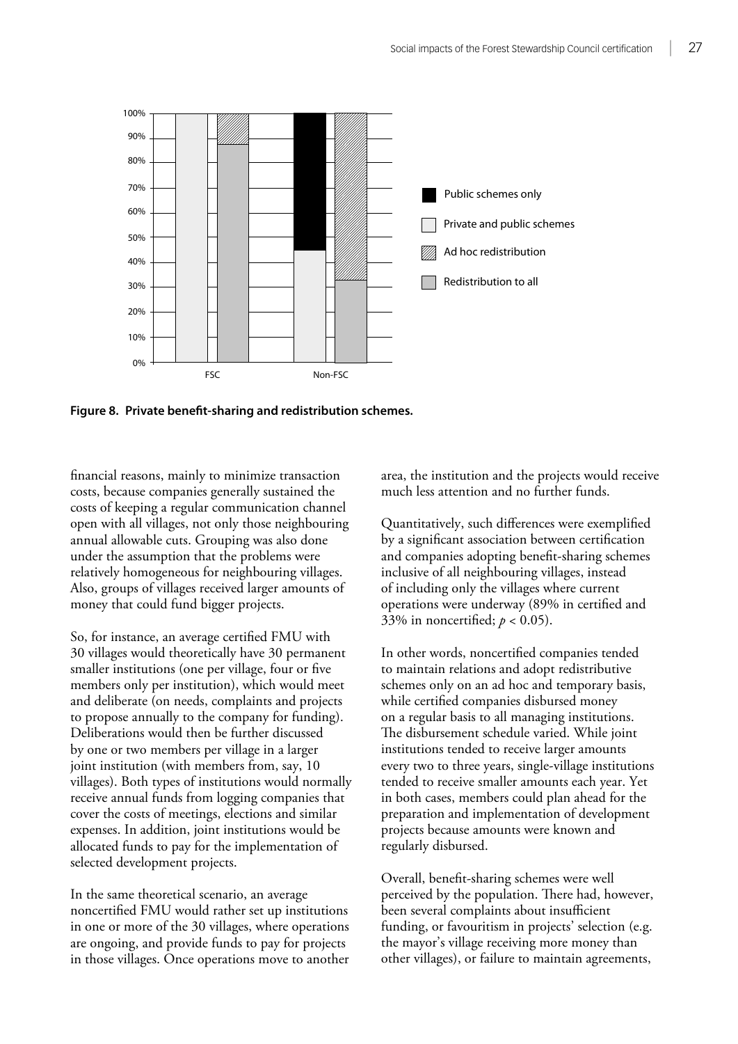**Figure 8. Private benefit-sharing and redistribution schemes.**

financial reasons, mainly to minimize transaction costs, because companies generally sustained the costs of keeping a regular communication channel open with all villages, not only those neighbouring annual allowable cuts. Grouping was also done under the assumption that the problems were relatively homogeneous for neighbouring villages. Also, groups of villages received larger amounts of money that could fund bigger projects.

So, for instance, an average certified FMU with 30 villages would theoretically have 30 permanent smaller institutions (one per village, four or five members only per institution), which would meet and deliberate (on needs, complaints and projects to propose annually to the company for funding). Deliberations would then be further discussed by one or two members per village in a larger joint institution (with members from, say, 10 villages). Both types of institutions would normally receive annual funds from logging companies that cover the costs of meetings, elections and similar expenses. In addition, joint institutions would be allocated funds to pay for the implementation of selected development projects.

In the same theoretical scenario, an average noncertified FMU would rather set up institutions in one or more of the 30 villages, where operations are ongoing, and provide funds to pay for projects in those villages. Once operations move to another area, the institution and the projects would receive much less attention and no further funds.

Quantitatively, such differences were exemplified by a significant association between certification and companies adopting benefit-sharing schemes inclusive of all neighbouring villages, instead of including only the villages where current operations were underway (89% in certified and 33% in noncertified; $p < 0.05$).

In other words, noncertified companies tended to maintain relations and adopt redistributive schemes only on an ad hoc and temporary basis, while certified companies disbursed money on a regular basis to all managing institutions. The disbursement schedule varied. While joint institutions tended to receive larger amounts every two to three years, single-village institutions tended to receive smaller amounts each year. Yet in both cases, members could plan ahead for the preparation and implementation of development projects because amounts were known and regularly disbursed.

Overall, benefit-sharing schemes were well perceived by the population. There had, however, been several complaints about insufficient funding, or favouritism in projects' selection (e.g. the mayor's village receiving more money than other villages), or failure to maintain agreements,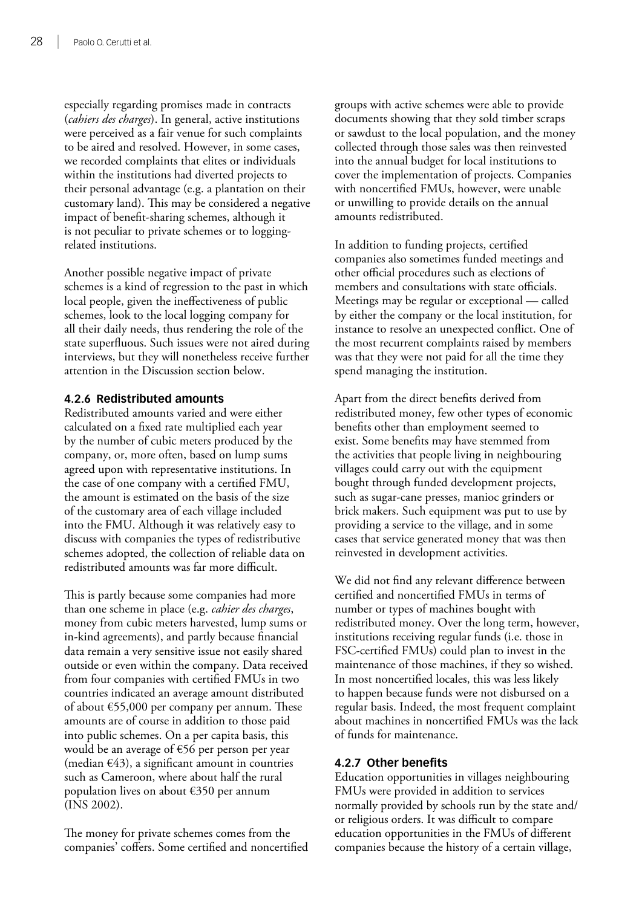especially regarding promises made in contracts (*cahiers des charges*). In general, active institutions were perceived as a fair venue for such complaints to be aired and resolved. However, in some cases, we recorded complaints that elites or individuals within the institutions had diverted projects to their personal advantage (e.g. a plantation on their customary land). This may be considered a negative impact of benefit-sharing schemes, although it is not peculiar to private schemes or to logging-related institutions.

Another possible negative impact of private schemes is a kind of regression to the past in which local people, given the ineffectiveness of public schemes, look to the local logging company for all their daily needs, thus rendering the role of the state superfluous. Such issues were not aired during interviews, but they will nonetheless receive further attention in the Discussion section below.

#### 4.2.6 Redistributed amounts

Redistributed amounts varied and were either calculated on a fixed rate multiplied each year by the number of cubic meters produced by the company, or, more often, based on lump sums agreed upon with representative institutions. In the case of one company with a certified FMU, the amount is estimated on the basis of the size of the customary area of each village included into the FMU. Although it was relatively easy to discuss with companies the types of redistributive schemes adopted, the collection of reliable data on redistributed amounts was far more difficult.

This is partly because some companies had more than one scheme in place (e.g. *cahier des charges*, money from cubic meters harvested, lump sums or in-kind agreements), and partly because financial data remain a very sensitive issue not easily shared outside or even within the company. Data received from four companies with certified FMUs in two countries indicated an average amount distributed of about €55,000 per company per annum. These amounts are of course in addition to those paid into public schemes. On a per capita basis, this would be an average of €56 per person per year (median €43), a significant amount in countries such as Cameroon, where about half the rural population lives on about €350 per annum (INS 2002).

The money for private schemes comes from the companies' coffers. Some certified and noncertified groups with active schemes were able to provide documents showing that they sold timber scraps or sawdust to the local population, and the money collected through those sales was then reinvested into the annual budget for local institutions to cover the implementation of projects. Companies with noncertified FMUs, however, were unable or unwilling to provide details on the annual amounts redistributed.

In addition to funding projects, certified companies also sometimes funded meetings and other official procedures such as elections of members and consultations with state officials. Meetings may be regular or exceptional — called by either the company or the local institution, for instance to resolve an unexpected conflict. One of the most recurrent complaints raised by members was that they were not paid for all the time they spend managing the institution.

Apart from the direct benefits derived from redistributed money, few other types of economic benefits other than employment seemed to exist. Some benefits may have stemmed from the activities that people living in neighbouring villages could carry out with the equipment bought through funded development projects, such as sugar-cane presses, manioc grinders or brick makers. Such equipment was put to use by providing a service to the village, and in some cases that service generated money that was then reinvested in development activities.

We did not find any relevant difference between certified and noncertified FMUs in terms of number or types of machines bought with redistributed money. Over the long term, however, institutions receiving regular funds (i.e. those in FSC-certified FMUs) could plan to invest in the maintenance of those machines, if they so wished. In most noncertified locales, this was less likely to happen because funds were not disbursed on a regular basis. Indeed, the most frequent complaint about machines in noncertified FMUs was the lack of funds for maintenance.

#### 4.2.7 Other benefits

Education opportunities in villages neighbouring FMUs were provided in addition to services normally provided by schools run by the state and/or religious orders. It was difficult to compare education opportunities in the FMUs of different companies because the history of a certain village,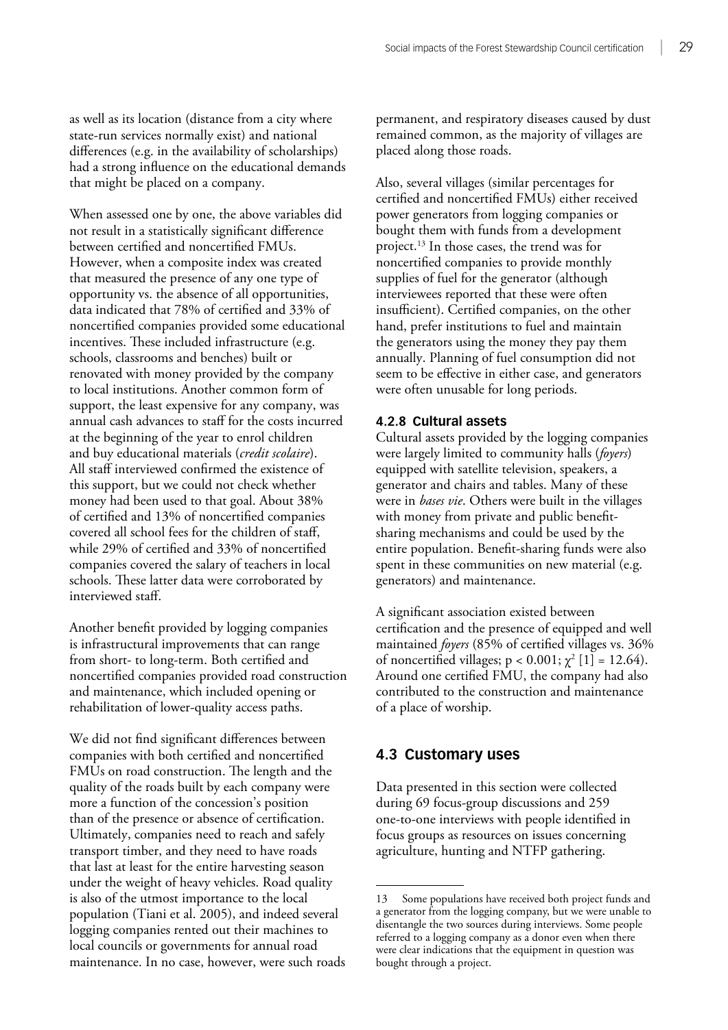as well as its location (distance from a city where state-run services normally exist) and national differences (e.g. in the availability of scholarships) had a strong influence on the educational demands that might be placed on a company.

When assessed one by one, the above variables did not result in a statistically significant difference between certified and noncertified FMUs. However, when a composite index was created that measured the presence of any one type of opportunity vs. the absence of all opportunities, data indicated that 78% of certified and 33% of noncertified companies provided some educational incentives. These included infrastructure (e.g. schools, classrooms and benches) built or renovated with money provided by the company to local institutions. Another common form of support, the least expensive for any company, was annual cash advances to staff for the costs incurred at the beginning of the year to enrol children and buy educational materials (*credit scolaire*). All staff interviewed confirmed the existence of this support, but we could not check whether money had been used to that goal. About 38% of certified and 13% of noncertified companies covered all school fees for the children of staff, while 29% of certified and 33% of noncertified companies covered the salary of teachers in local schools. These latter data were corroborated by interviewed staff.

Another benefit provided by logging companies is infrastructural improvements that can range from short- to long-term. Both certified and noncertified companies provided road construction and maintenance, which included opening or rehabilitation of lower-quality access paths.

We did not find significant differences between companies with both certified and noncertified FMUs on road construction. The length and the quality of the roads built by each company were more a function of the concession's position than of the presence or absence of certification. Ultimately, companies need to reach and safely transport timber, and they need to have roads that last at least for the entire harvesting season under the weight of heavy vehicles. Road quality is also of the utmost importance to the local population (Tiani et al. 2005), and indeed several logging companies rented out their machines to local councils or governments for annual road maintenance. In no case, however, were such roads permanent, and respiratory diseases caused by dust remained common, as the majority of villages are placed along those roads.

Also, several villages (similar percentages for certified and noncertified FMUs) either received power generators from logging companies or bought them with funds from a development project.[13] In those cases, the trend was for noncertified companies to provide monthly supplies of fuel for the generator (although interviewees reported that these were often insufficient). Certified companies, on the other hand, prefer institutions to fuel and maintain the generators using the money they pay them annually. Planning of fuel consumption did not seem to be effective in either case, and generators were often unusable for long periods.

#### 4.2.8 Cultural assets

Cultural assets provided by the logging companies were largely limited to community halls (*foyers*) equipped with satellite television, speakers, a generator and chairs and tables. Many of these were in *bases vie*. Others were built in the villages with money from private and public benefit-sharing mechanisms and could be used by the entire population. Benefit-sharing funds were also spent in these communities on new material (e.g. generators) and maintenance.

A significant association existed between certification and the presence of equipped and well maintained *foyers* (85% of certified villages vs. 36% of noncertified villages; $p < 0.001$; $\chi^2$ [1] = 12.64). Around one certified FMU, the company had also contributed to the construction and maintenance of a place of worship.

### 4.3 Customary uses

Data presented in this section were collected during 69 focus-group discussions and 259 one-to-one interviews with people identified in focus groups as resources on issues concerning agriculture, hunting and NTFP gathering.

---

13 Some populations have received both project funds and a generator from the logging company, but we were unable to disentangle the two sources during interviews. Some people referred to a logging company as a donor even when there were clear indications that the equipment in question was bought through a project.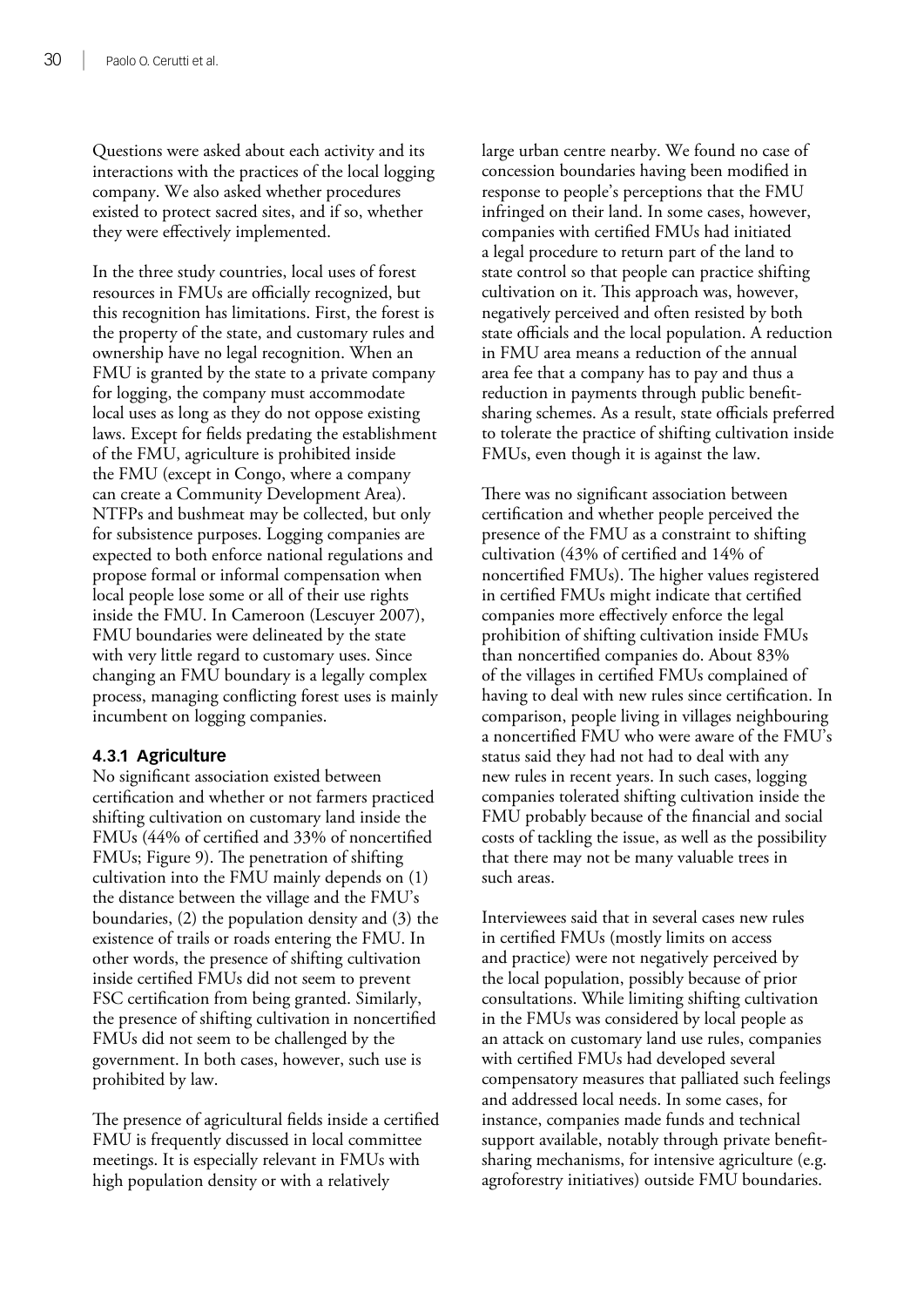Questions were asked about each activity and its interactions with the practices of the local logging company. We also asked whether procedures existed to protect sacred sites, and if so, whether they were effectively implemented.

In the three study countries, local uses of forest resources in FMUs are officially recognized, but this recognition has limitations. First, the forest is the property of the state, and customary rules and ownership have no legal recognition. When an FMU is granted by the state to a private company for logging, the company must accommodate local uses as long as they do not oppose existing laws. Except for fields predating the establishment of the FMU, agriculture is prohibited inside the FMU (except in Congo, where a company can create a Community Development Area). NTFPs and bushmeat may be collected, but only for subsistence purposes. Logging companies are expected to both enforce national regulations and propose formal or informal compensation when local people lose some or all of their use rights inside the FMU. In Cameroon (Lescuyer 2007), FMU boundaries were delineated by the state with very little regard to customary uses. Since changing an FMU boundary is a legally complex process, managing conflicting forest uses is mainly incumbent on logging companies.

### 4.3.1 Agriculture

No significant association existed between certification and whether or not farmers practiced shifting cultivation on customary land inside the FMUs (44% of certified and 33% of noncertified FMUs; Figure 9). The penetration of shifting cultivation into the FMU mainly depends on (1) the distance between the village and the FMU's boundaries, (2) the population density and (3) the existence of trails or roads entering the FMU. In other words, the presence of shifting cultivation inside certified FMUs did not seem to prevent FSC certification from being granted. Similarly, the presence of shifting cultivation in noncertified FMUs did not seem to be challenged by the government. In both cases, however, such use is prohibited by law.

The presence of agricultural fields inside a certified FMU is frequently discussed in local committee meetings. It is especially relevant in FMUs with high population density or with a relatively large urban centre nearby. We found no case of concession boundaries having been modified in response to people's perceptions that the FMU infringed on their land. In some cases, however, companies with certified FMUs had initiated a legal procedure to return part of the land to state control so that people can practice shifting cultivation on it. This approach was, however, negatively perceived and often resisted by both state officials and the local population. A reduction in FMU area means a reduction of the annual area fee that a company has to pay and thus a reduction in payments through public benefit-sharing schemes. As a result, state officials preferred to tolerate the practice of shifting cultivation inside FMUs, even though it is against the law.

There was no significant association between certification and whether people perceived the presence of the FMU as a constraint to shifting cultivation (43% of certified and 14% of noncertified FMUs). The higher values registered in certified FMUs might indicate that certified companies more effectively enforce the legal prohibition of shifting cultivation inside FMUs than noncertified companies do. About 83% of the villages in certified FMUs complained of having to deal with new rules since certification. In comparison, people living in villages neighbouring a noncertified FMU who were aware of the FMU's status said they had not had to deal with any new rules in recent years. In such cases, logging companies tolerated shifting cultivation inside the FMU probably because of the financial and social costs of tackling the issue, as well as the possibility that there may not be many valuable trees in such areas.

Interviewees said that in several cases new rules in certified FMUs (mostly limits on access and practice) were not negatively perceived by the local population, possibly because of prior consultations. While limiting shifting cultivation in the FMUs was considered by local people as an attack on customary land use rules, companies with certified FMUs had developed several compensatory measures that palliated such feelings and addressed local needs. In some cases, for instance, companies made funds and technical support available, notably through private benefit-sharing mechanisms, for intensive agriculture (e.g. agroforestry initiatives) outside FMU boundaries.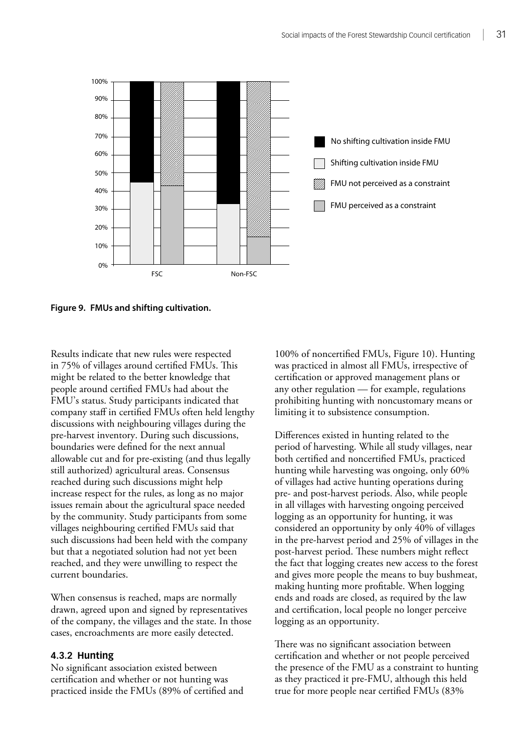**Figure 9. FMUs and shifting cultivation.**

Results indicate that new rules were respected in 75% of villages around certified FMUs. This might be related to the better knowledge that people around certified FMUs had about the FMU's status. Study participants indicated that company staff in certified FMUs often held lengthy discussions with neighbouring villages during the pre-harvest inventory. During such discussions, boundaries were defined for the next annual allowable cut and for pre-existing (and thus legally still authorized) agricultural areas. Consensus reached during such discussions might help increase respect for the rules, as long as no major issues remain about the agricultural space needed by the community. Study participants from some villages neighbouring certified FMUs said that such discussions had been held with the company but that a negotiated solution had not yet been reached, and they were unwilling to respect the current boundaries.

When consensus is reached, maps are normally drawn, agreed upon and signed by representatives of the company, the villages and the state. In those cases, encroachments are more easily detected.

### 4.3.2 Hunting

No significant association existed between certification and whether or not hunting was practiced inside the FMUs (89% of certified and 100% of noncertified FMUs, Figure 10). Hunting was practiced in almost all FMUs, irrespective of certification or approved management plans or any other regulation — for example, regulations prohibiting hunting with noncustomary means or limiting it to subsistence consumption.

Differences existed in hunting related to the period of harvesting. While all study villages, near both certified and noncertified FMUs, practiced hunting while harvesting was ongoing, only 60% of villages had active hunting operations during pre- and post-harvest periods. Also, while people in all villages with harvesting ongoing perceived logging as an opportunity for hunting, it was considered an opportunity by only 40% of villages in the pre-harvest period and 25% of villages in the post-harvest period. These numbers might reflect the fact that logging creates new access to the forest and gives more people the means to buy bushmeat, making hunting more profitable. When logging ends and roads are closed, as required by the law and certification, local people no longer perceive logging as an opportunity.

There was no significant association between certification and whether or not people perceived the presence of the FMU as a constraint to hunting as they practiced it pre-FMU, although this held true for more people near certified FMUs (83%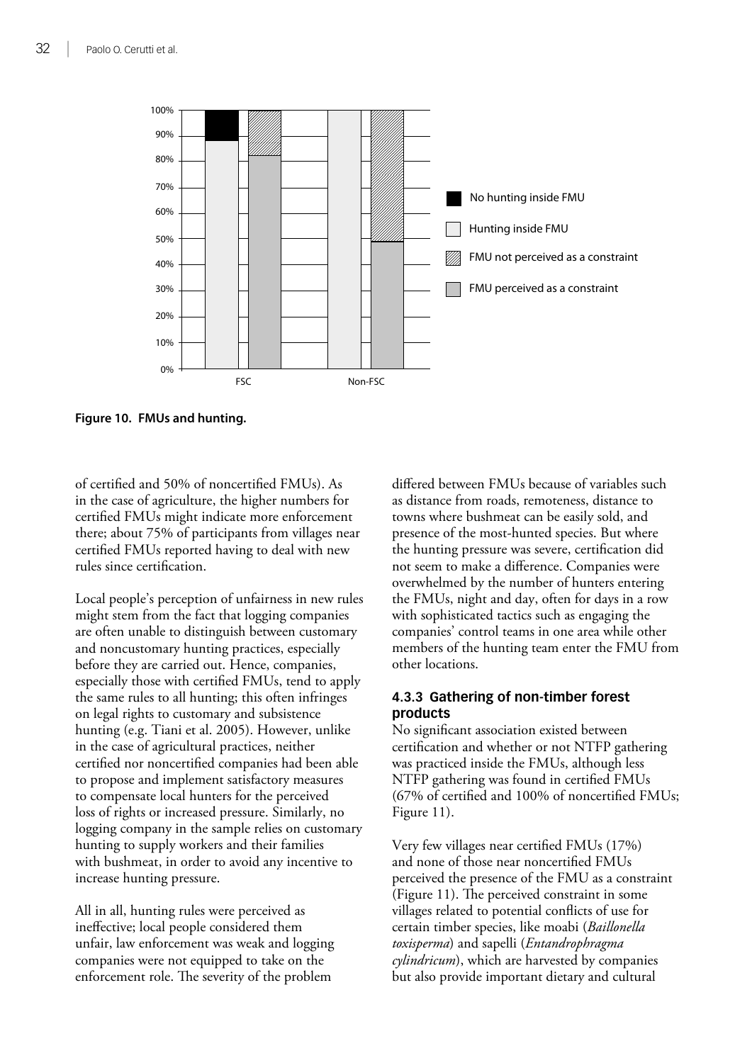**Figure 10. FMUs and hunting.**

of certified and 50% of noncertified FMUs). As in the case of agriculture, the higher numbers for certified FMUs might indicate more enforcement there; about 75% of participants from villages near certified FMUs reported having to deal with new rules since certification.

Local people's perception of unfairness in new rules might stem from the fact that logging companies are often unable to distinguish between customary and noncustomary hunting practices, especially before they are carried out. Hence, companies, especially those with certified FMUs, tend to apply the same rules to all hunting; this often infringes on legal rights to customary and subsistence hunting (e.g. Tiani et al. 2005). However, unlike in the case of agricultural practices, neither certified nor noncertified companies had been able to propose and implement satisfactory measures to compensate local hunters for the perceived loss of rights or increased pressure. Similarly, no logging company in the sample relies on customary hunting to supply workers and their families with bushmeat, in order to avoid any incentive to increase hunting pressure.

All in all, hunting rules were perceived as ineffective; local people considered them unfair, law enforcement was weak and logging companies were not equipped to take on the enforcement role. The severity of the problem differed between FMUs because of variables such as distance from roads, remoteness, distance to towns where bushmeat can be easily sold, and presence of the most-hunted species. But where the hunting pressure was severe, certification did not seem to make a difference. Companies were overwhelmed by the number of hunters entering the FMUs, night and day, often for days in a row with sophisticated tactics such as engaging the companies' control teams in one area while other members of the hunting team enter the FMU from other locations.

### 4.3.3 Gathering of non-timber forest products

No significant association existed between certification and whether or not NTFP gathering was practiced inside the FMUs, although less NTFP gathering was found in certified FMUs (67% of certified and 100% of noncertified FMUs; Figure 11).

Very few villages near certified FMUs (17%) and none of those near noncertified FMUs perceived the presence of the FMU as a constraint (Figure 11). The perceived constraint in some villages related to potential conflicts of use for certain timber species, like moabi (*Baillonella toxisperma*) and sapelli (*Entandrophragma cylindricum*), which are harvested by companies but also provide important dietary and cultural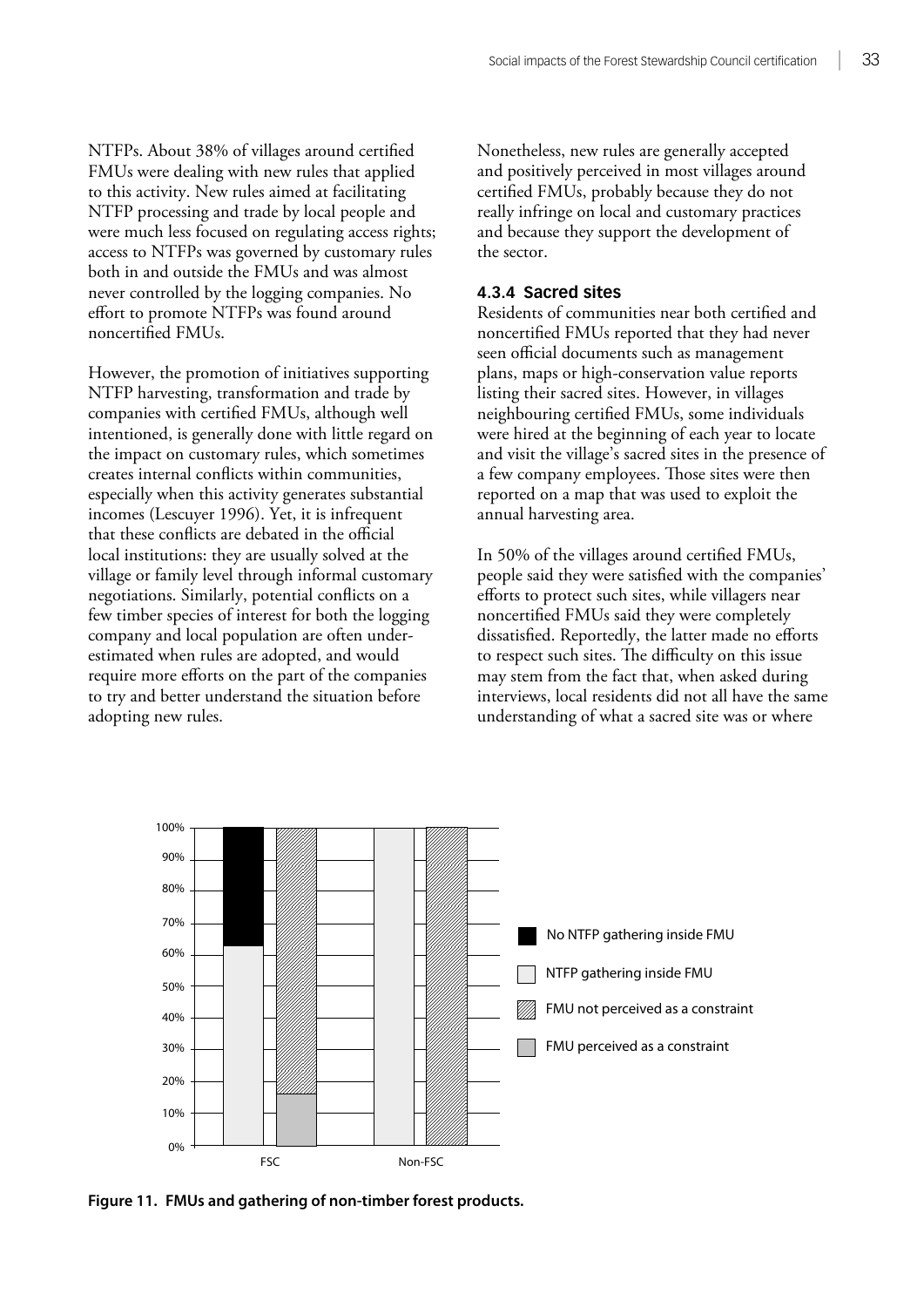NTFPs. About 38% of villages around certified FMUs were dealing with new rules that applied to this activity. New rules aimed at facilitating NTFP processing and trade by local people and were much less focused on regulating access rights; access to NTFPs was governed by customary rules both in and outside the FMUs and was almost never controlled by the logging companies. No effort to promote NTFPs was found around noncertified FMUs.

However, the promotion of initiatives supporting NTFP harvesting, transformation and trade by companies with certified FMUs, although well intentioned, is generally done with little regard on the impact on customary rules, which sometimes creates internal conflicts within communities, especially when this activity generates substantial incomes (Lescuyer 1996). Yet, it is infrequent that these conflicts are debated in the official local institutions: they are usually solved at the village or family level through informal customary negotiations. Similarly, potential conflicts on a few timber species of interest for both the logging company and local population are often underestimated when rules are adopted, and would require more efforts on the part of the companies to try and better understand the situation before adopting new rules.

Nonetheless, new rules are generally accepted and positively perceived in most villages around certified FMUs, probably because they do not really infringe on local and customary practices and because they support the development of the sector.

### 4.3.4 Sacred sites

Residents of communities near both certified and noncertified FMUs reported that they had never seen official documents such as management plans, maps or high-conservation value reports listing their sacred sites. However, in villages neighbouring certified FMUs, some individuals were hired at the beginning of each year to locate and visit the village's sacred sites in the presence of a few company employees. Those sites were then reported on a map that was used to exploit the annual harvesting area.

In 50% of the villages around certified FMUs, people said they were satisfied with the companies' efforts to protect such sites, while villagers near noncertified FMUs said they were completely dissatisfied. Reportedly, the latter made no efforts to respect such sites. The difficulty on this issue may stem from the fact that, when asked during interviews, local residents did not all have the same understanding of what a sacred site was or where

**Figure 11. FMUs and gathering of non-timber forest products.**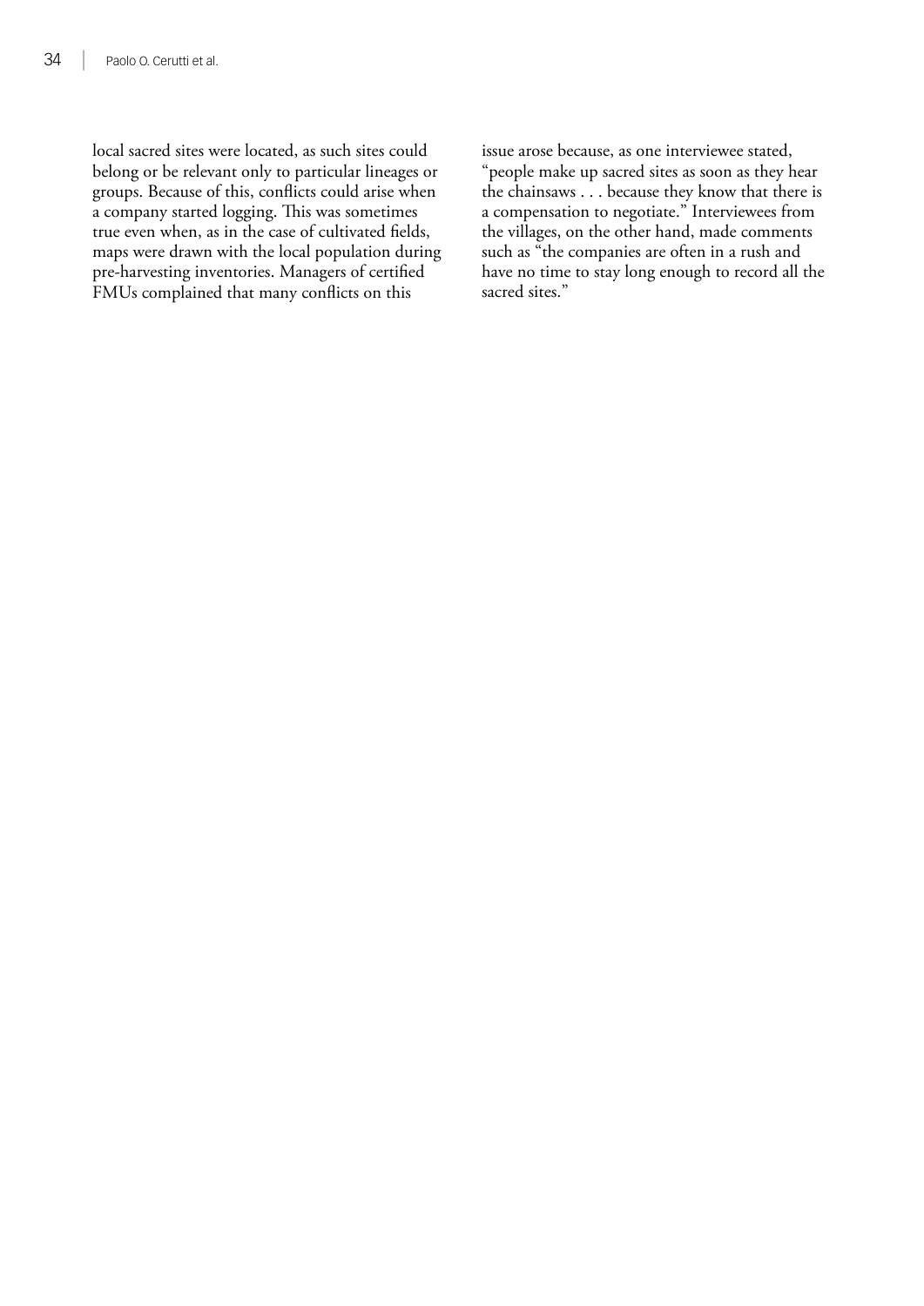local sacred sites were located, as such sites could belong or be relevant only to particular lineages or groups. Because of this, conflicts could arise when a company started logging. This was sometimes true even when, as in the case of cultivated fields, maps were drawn with the local population during pre-harvesting inventories. Managers of certified FMUs complained that many conflicts on this issue arose because, as one interviewee stated, "people make up sacred sites as soon as they hear the chainsaws . . . because they know that there is a compensation to negotiate." Interviewees from the villages, on the other hand, made comments such as "the companies are often in a rush and have no time to stay long enough to record all the sacred sites."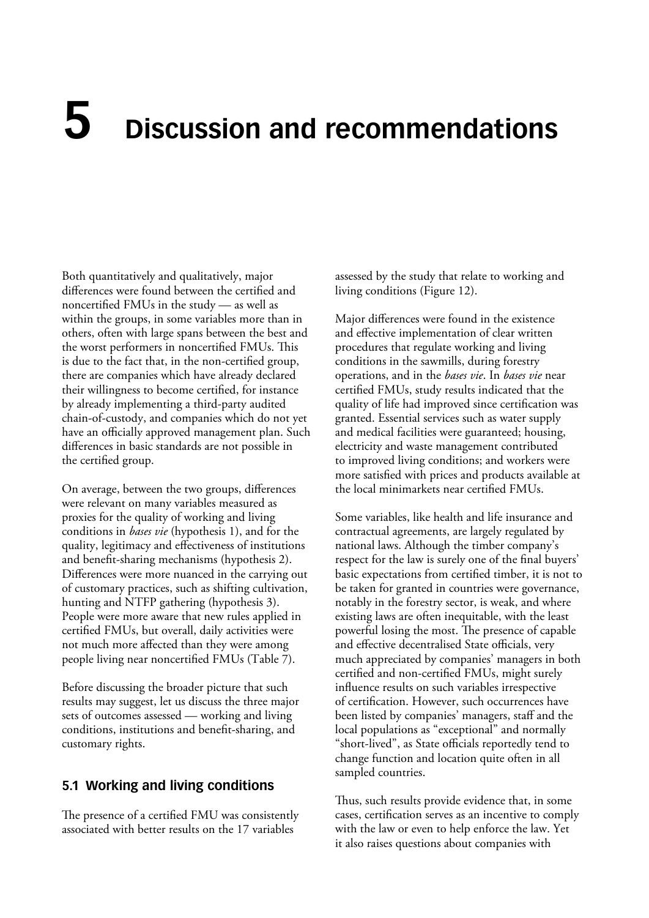# 5 Discussion and recommendations

Both quantitatively and qualitatively, major differences were found between the certified and noncertified FMUs in the study — as well as within the groups, in some variables more than in others, often with large spans between the best and the worst performers in noncertified FMUs. This is due to the fact that, in the non-certified group, there are companies which have already declared their willingness to become certified, for instance by already implementing a third-party audited chain-of-custody, and companies which do not yet have an officially approved management plan. Such differences in basic standards are not possible in the certified group.

On average, between the two groups, differences were relevant on many variables measured as proxies for the quality of working and living conditions in *bases vie* (hypothesis 1), and for the quality, legitimacy and effectiveness of institutions and benefit-sharing mechanisms (hypothesis 2). Differences were more nuanced in the carrying out of customary practices, such as shifting cultivation, hunting and NTFP gathering (hypothesis 3). People were more aware that new rules applied in certified FMUs, but overall, daily activities were not much more affected than they were among people living near noncertified FMUs (Table 7).

Before discussing the broader picture that such results may suggest, let us discuss the three major sets of outcomes assessed — working and living conditions, institutions and benefit-sharing, and customary rights.

## 5.1 Working and living conditions

The presence of a certified FMU was consistently associated with better results on the 17 variables assessed by the study that relate to working and living conditions (Figure 12).

Major differences were found in the existence and effective implementation of clear written procedures that regulate working and living conditions in the sawmills, during forestry operations, and in the *bases vie*. In *bases vie* near certified FMUs, study results indicated that the quality of life had improved since certification was granted. Essential services such as water supply and medical facilities were guaranteed; housing, electricity and waste management contributed to improved living conditions; and workers were more satisfied with prices and products available at the local minimarkets near certified FMUs.

Some variables, like health and life insurance and contractual agreements, are largely regulated by national laws. Although the timber company's respect for the law is surely one of the final buyers' basic expectations from certified timber, it is not to be taken for granted in countries were governance, notably in the forestry sector, is weak, and where existing laws are often inequitable, with the least powerful losing the most. The presence of capable and effective decentralised State officials, very much appreciated by companies' managers in both certified and non-certified FMUs, might surely influence results on such variables irrespective of certification. However, such occurrences have been listed by companies' managers, staff and the local populations as "exceptional" and normally "short-lived", as State officials reportedly tend to change function and location quite often in all sampled countries.

Thus, such results provide evidence that, in some cases, certification serves as an incentive to comply with the law or even to help enforce the law. Yet it also raises questions about companies with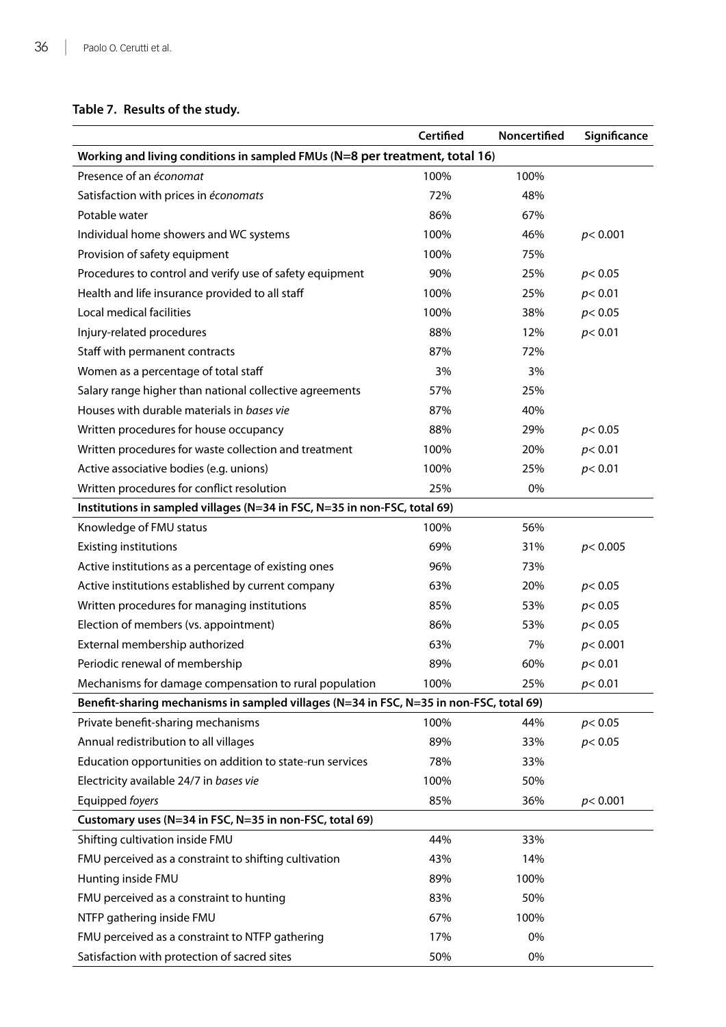**Table 7. Results of the study.**

| | Certified | Noncertified | Significance |
|---|---|---|---|
| **Working and living conditions in sampled FMUs (N=8 per treatment, total 16)** | | | |
| Presence of an *économat* | 100% | 100% | |
| Satisfaction with prices in *économats* | 72% | 48% | |
| Potable water | 86% | 67% | |
| Individual home showers and WC systems | 100% | 46% | $p < 0.001$ |
| Provision of safety equipment | 100% | 75% | |
| Procedures to control and verify use of safety equipment | 90% | 25% | $p < 0.05$ |
| Health and life insurance provided to all staff | 100% | 25% | $p < 0.01$ |
| Local medical facilities | 100% | 38% | $p < 0.05$ |
| Injury-related procedures | 88% | 12% | $p < 0.01$ |
| Staff with permanent contracts | 87% | 72% | |
| Women as a percentage of total staff | 3% | 3% | |
| Salary range higher than national collective agreements | 57% | 25% | |
| Houses with durable materials in *bases vie* | 87% | 40% | |
| Written procedures for house occupancy | 88% | 29% | $p < 0.05$ |
| Written procedures for waste collection and treatment | 100% | 20% | $p < 0.01$ |
| Active associative bodies (e.g. unions) | 100% | 25% | $p < 0.01$ |
| Written procedures for conflict resolution | 25% | 0% | |
| **Institutions in sampled villages (N=34 in FSC, N=35 in non-FSC, total 69)** | | | |
| Knowledge of FMU status | 100% | 56% | |
| Existing institutions | 69% | 31% | $p < 0.005$ |
| Active institutions as a percentage of existing ones | 96% | 73% | |
| Active institutions established by current company | 63% | 20% | $p < 0.05$ |
| Written procedures for managing institutions | 85% | 53% | $p < 0.05$ |
| Election of members (vs. appointment) | 86% | 53% | $p < 0.05$ |
| External membership authorized | 63% | 7% | $p < 0.001$ |
| Periodic renewal of membership | 89% | 60% | $p < 0.01$ |
| Mechanisms for damage compensation to rural population | 100% | 25% | $p < 0.01$ |
| **Benefit-sharing mechanisms in sampled villages (N=34 in FSC, N=35 in non-FSC, total 69)** | | | |
| Private benefit-sharing mechanisms | 100% | 44% | $p < 0.05$ |
| Annual redistribution to all villages | 89% | 33% | $p < 0.05$ |
| Education opportunities on addition to state-run services | 78% | 33% | |
| Electricity available 24/7 in *bases vie* | 100% | 50% | |
| Equipped *foyers* | 85% | 36% | $p < 0.001$ |
| **Customary uses (N=34 in FSC, N=35 in non-FSC, total 69)** | | | |
| Shifting cultivation inside FMU | 44% | 33% | |
| FMU perceived as a constraint to shifting cultivation | 43% | 14% | |
| Hunting inside FMU | 89% | 100% | |
| FMU perceived as a constraint to hunting | 83% | 50% | |
| NTFP gathering inside FMU | 67% | 100% | |
| FMU perceived as a constraint to NTFP gathering | 17% | 0% | |
| Satisfaction with protection of sacred sites | 50% | 0% | |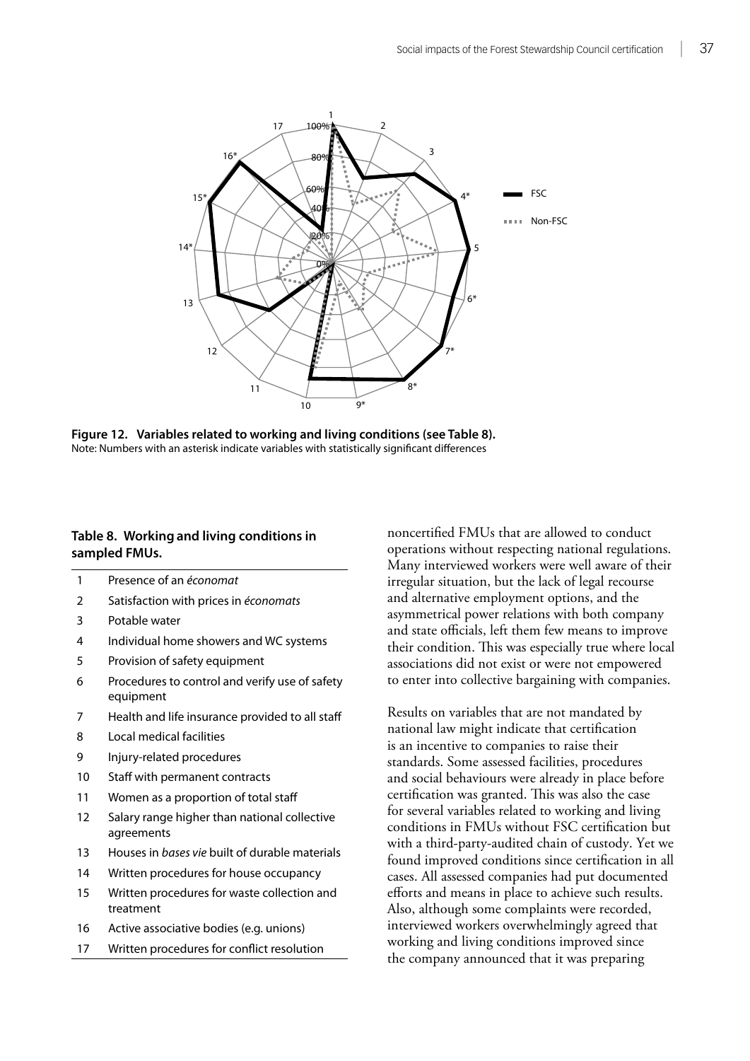**Figure 12. Variables related to working and living conditions (see Table 8).**
Note: Numbers with an asterisk indicate variables with statistically significant differences

**Table 8. Working and living conditions in sampled FMUs.**

| | |
|---|---|
| 1 | Presence of an *économat* |
| 2 | Satisfaction with prices in *économats* |
| 3 | Potable water |
| 4 | Individual home showers and WC systems |
| 5 | Provision of safety equipment |
| 6 | Procedures to control and verify use of safety equipment |
| 7 | Health and life insurance provided to all staff |
| 8 | Local medical facilities |
| 9 | Injury-related procedures |
| 10 | Staff with permanent contracts |
| 11 | Women as a proportion of total staff |
| 12 | Salary range higher than national collective agreements |
| 13 | Houses in *bases vie* built of durable materials |
| 14 | Written procedures for house occupancy |
| 15 | Written procedures for waste collection and treatment |
| 16 | Active associative bodies (e.g. unions) |
| 17 | Written procedures for conflict resolution |

noncertified FMUs that are allowed to conduct operations without respecting national regulations. Many interviewed workers were well aware of their irregular situation, but the lack of legal recourse and alternative employment options, and the asymmetrical power relations with both company and state officials, left them few means to improve their condition. This was especially true where local associations did not exist or were not empowered to enter into collective bargaining with companies.

Results on variables that are not mandated by national law might indicate that certification is an incentive to companies to raise their standards. Some assessed facilities, procedures and social behaviours were already in place before certification was granted. This was also the case for several variables related to working and living conditions in FMUs without FSC certification but with a third-party-audited chain of custody. Yet we found improved conditions since certification in all cases. All assessed companies had put documented efforts and means in place to achieve such results. Also, although some complaints were recorded, interviewed workers overwhelmingly agreed that working and living conditions improved since the company announced that it was preparing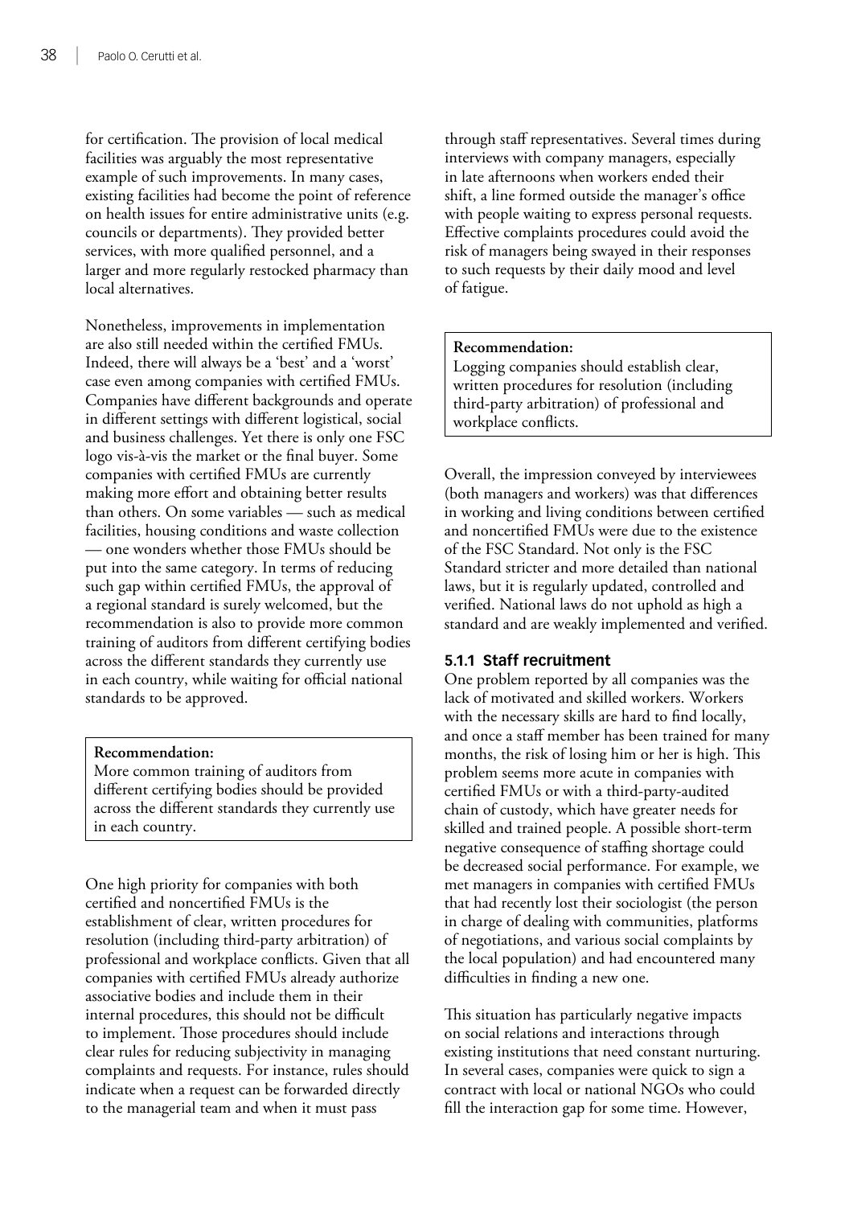for certification. The provision of local medical facilities was arguably the most representative example of such improvements. In many cases, existing facilities had become the point of reference on health issues for entire administrative units (e.g. councils or departments). They provided better services, with more qualified personnel, and a larger and more regularly restocked pharmacy than local alternatives.

Nonetheless, improvements in implementation are also still needed within the certified FMUs. Indeed, there will always be a 'best' and a 'worst' case even among companies with certified FMUs. Companies have different backgrounds and operate in different settings with different logistical, social and business challenges. Yet there is only one FSC logo vis-à-vis the market or the final buyer. Some companies with certified FMUs are currently making more effort and obtaining better results than others. On some variables — such as medical facilities, housing conditions and waste collection — one wonders whether those FMUs should be put into the same category. In terms of reducing such gap within certified FMUs, the approval of a regional standard is surely welcomed, but the recommendation is also to provide more common training of auditors from different certifying bodies across the different standards they currently use in each country, while waiting for official national standards to be approved.

> **Recommendation:**
> More common training of auditors from different certifying bodies should be provided across the different standards they currently use in each country.

One high priority for companies with both certified and noncertified FMUs is the establishment of clear, written procedures for resolution (including third-party arbitration) of professional and workplace conflicts. Given that all companies with certified FMUs already authorize associative bodies and include them in their internal procedures, this should not be difficult to implement. Those procedures should include clear rules for reducing subjectivity in managing complaints and requests. For instance, rules should indicate when a request can be forwarded directly to the managerial team and when it must pass through staff representatives. Several times during interviews with company managers, especially in late afternoons when workers ended their shift, a line formed outside the manager's office with people waiting to express personal requests. Effective complaints procedures could avoid the risk of managers being swayed in their responses to such requests by their daily mood and level of fatigue.

> **Recommendation:**
> Logging companies should establish clear, written procedures for resolution (including third-party arbitration) of professional and workplace conflicts.

Overall, the impression conveyed by interviewees (both managers and workers) was that differences in working and living conditions between certified and noncertified FMUs were due to the existence of the FSC Standard. Not only is the FSC Standard stricter and more detailed than national laws, but it is regularly updated, controlled and verified. National laws do not uphold as high a standard and are weakly implemented and verified.

### 5.1.1 Staff recruitment

One problem reported by all companies was the lack of motivated and skilled workers. Workers with the necessary skills are hard to find locally, and once a staff member has been trained for many months, the risk of losing him or her is high. This problem seems more acute in companies with certified FMUs or with a third-party-audited chain of custody, which have greater needs for skilled and trained people. A possible short-term negative consequence of staffing shortage could be decreased social performance. For example, we met managers in companies with certified FMUs that had recently lost their sociologist (the person in charge of dealing with communities, platforms of negotiations, and various social complaints by the local population) and had encountered many difficulties in finding a new one.

This situation has particularly negative impacts on social relations and interactions through existing institutions that need constant nurturing. In several cases, companies were quick to sign a contract with local or national NGOs who could fill the interaction gap for some time. However,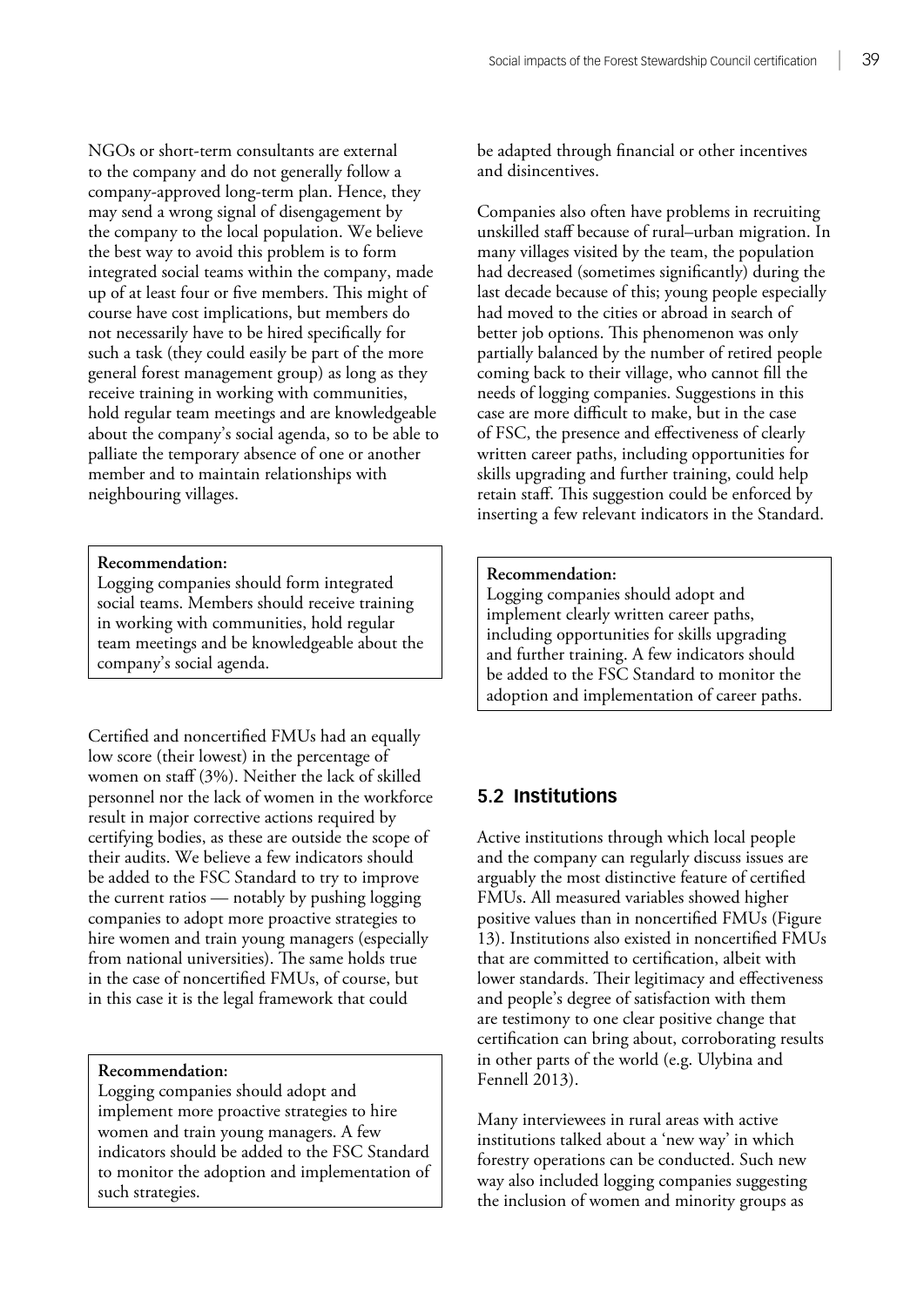NGOs or short-term consultants are external to the company and do not generally follow a company-approved long-term plan. Hence, they may send a wrong signal of disengagement by the company to the local population. We believe the best way to avoid this problem is to form integrated social teams within the company, made up of at least four or five members. This might of course have cost implications, but members do not necessarily have to be hired specifically for such a task (they could easily be part of the more general forest management group) as long as they receive training in working with communities, hold regular team meetings and are knowledgeable about the company's social agenda, so to be able to palliate the temporary absence of one or another member and to maintain relationships with neighbouring villages.

> **Recommendation:**
> Logging companies should form integrated social teams. Members should receive training in working with communities, hold regular team meetings and be knowledgeable about the company's social agenda.

Certified and noncertified FMUs had an equally low score (their lowest) in the percentage of women on staff (3%). Neither the lack of skilled personnel nor the lack of women in the workforce result in major corrective actions required by certifying bodies, as these are outside the scope of their audits. We believe a few indicators should be added to the FSC Standard to try to improve the current ratios — notably by pushing logging companies to adopt more proactive strategies to hire women and train young managers (especially from national universities). The same holds true in the case of noncertified FMUs, of course, but in this case it is the legal framework that could be adapted through financial or other incentives and disincentives.

> **Recommendation:**
> Logging companies should adopt and implement more proactive strategies to hire women and train young managers. A few indicators should be added to the FSC Standard to monitor the adoption and implementation of such strategies.

Companies also often have problems in recruiting unskilled staff because of rural–urban migration. In many villages visited by the team, the population had decreased (sometimes significantly) during the last decade because of this; young people especially had moved to the cities or abroad in search of better job options. This phenomenon was only partially balanced by the number of retired people coming back to their village, who cannot fill the needs of logging companies. Suggestions in this case are more difficult to make, but in the case of FSC, the presence and effectiveness of clearly written career paths, including opportunities for skills upgrading and further training, could help retain staff. This suggestion could be enforced by inserting a few relevant indicators in the Standard.

> **Recommendation:**
> Logging companies should adopt and implement clearly written career paths, including opportunities for skills upgrading and further training. A few indicators should be added to the FSC Standard to monitor the adoption and implementation of career paths.

## 5.2 Institutions

Active institutions through which local people and the company can regularly discuss issues are arguably the most distinctive feature of certified FMUs. All measured variables showed higher positive values than in noncertified FMUs (Figure 13). Institutions also existed in noncertified FMUs that are committed to certification, albeit with lower standards. Their legitimacy and effectiveness and people's degree of satisfaction with them are testimony to one clear positive change that certification can bring about, corroborating results in other parts of the world (e.g. Ulybina and Fennell 2013).

Many interviewees in rural areas with active institutions talked about a 'new way' in which forestry operations can be conducted. Such new way also included logging companies suggesting the inclusion of women and minority groups as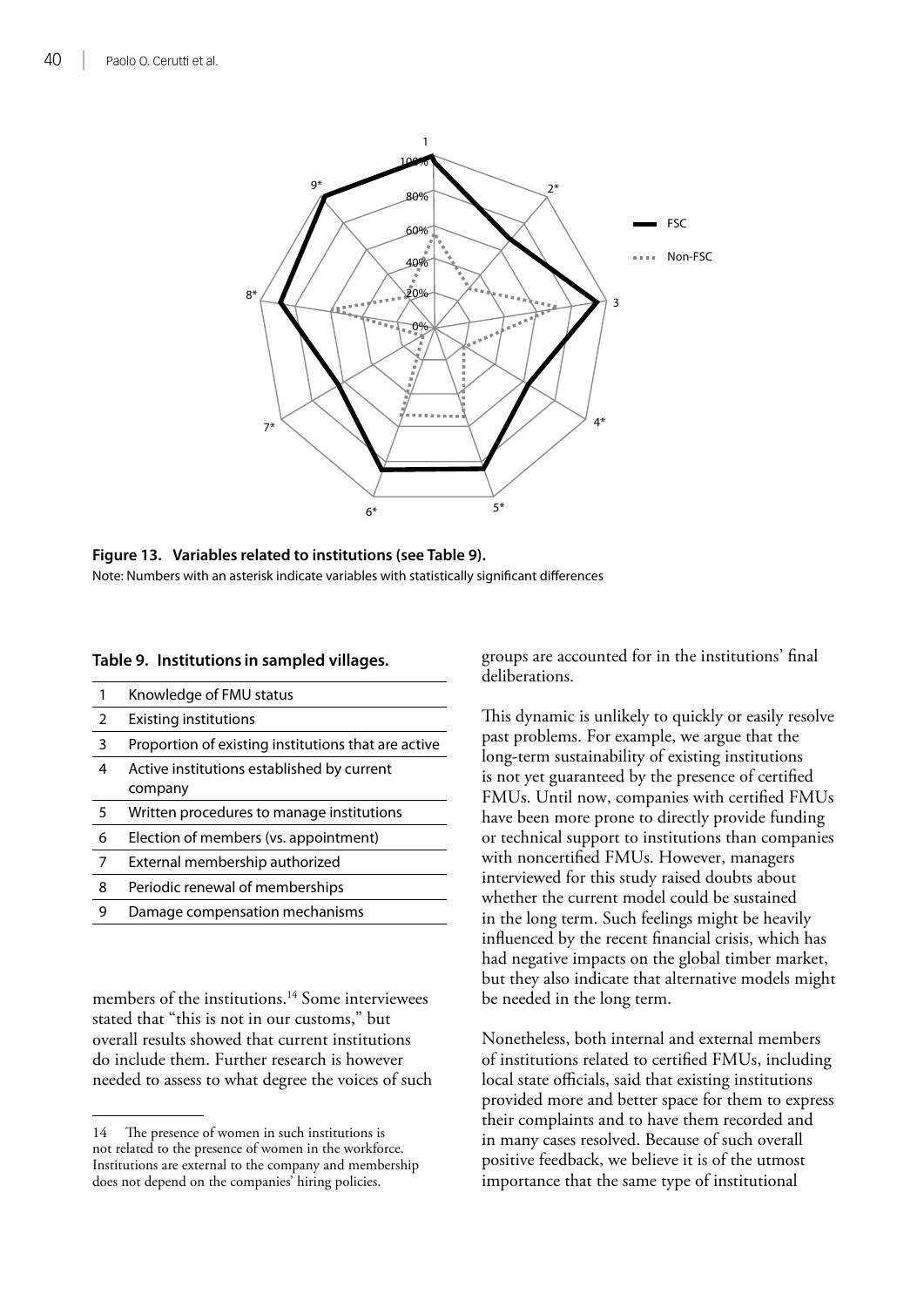**Figure 13. Variables related to institutions (see Table 9).**
Note: Numbers with an asterisk indicate variables with statistically significant differences

**Table 9. Institutions in sampled villages.**

| | |
|---|---|
| 1 | Knowledge of FMU status |
| 2 | Existing institutions |
| 3 | Proportion of existing institutions that are active |
| 4 | Active institutions established by current company |
| 5 | Written procedures to manage institutions |
| 6 | Election of members (vs. appointment) |
| 7 | External membership authorized |
| 8 | Periodic renewal of memberships |
| 9 | Damage compensation mechanisms |

members of the institutions.[14] Some interviewees stated that "this is not in our customs," but overall results showed that current institutions do include them. Further research is however needed to assess to what degree the voices of such groups are accounted for in the institutions' final deliberations.

This dynamic is unlikely to quickly or easily resolve past problems. For example, we argue that the long-term sustainability of existing institutions is not yet guaranteed by the presence of certified FMUs. Until now, companies with certified FMUs have been more prone to directly provide funding or technical support to institutions than companies with noncertified FMUs. However, managers interviewed for this study raised doubts about whether the current model could be sustained in the long term. Such feelings might be heavily influenced by the recent financial crisis, which has had negative impacts on the global timber market, but they also indicate that alternative models might be needed in the long term.

Nonetheless, both internal and external members of institutions related to certified FMUs, including local state officials, said that existing institutions provided more and better space for them to express their complaints and to have them recorded and in many cases resolved. Because of such overall positive feedback, we believe it is of the utmost importance that the same type of institutional

14 The presence of women in such institutions is not related to the presence of women in the workforce. Institutions are external to the company and membership does not depend on the companies' hiring policies.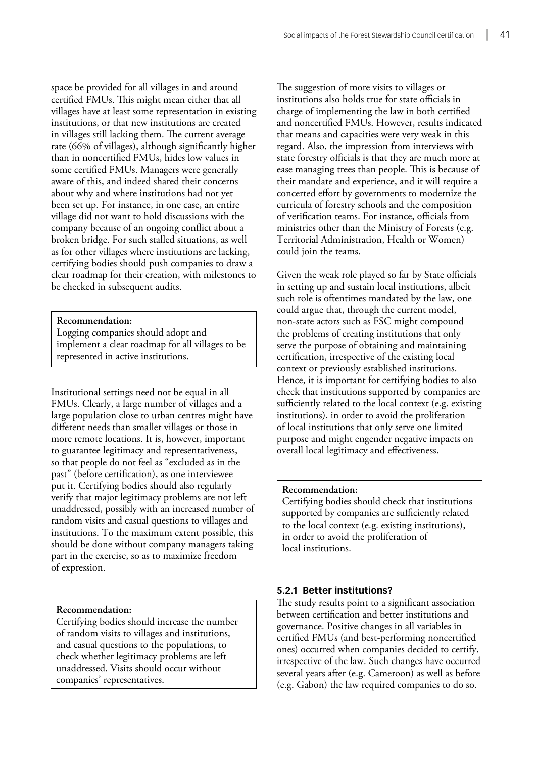space be provided for all villages in and around certified FMUs. This might mean either that all villages have at least some representation in existing institutions, or that new institutions are created in villages still lacking them. The current average rate (66% of villages), although significantly higher than in noncertified FMUs, hides low values in some certified FMUs. Managers were generally aware of this, and indeed shared their concerns about why and where institutions had not yet been set up. For instance, in one case, an entire village did not want to hold discussions with the company because of an ongoing conflict about a broken bridge. For such stalled situations, as well as for other villages where institutions are lacking, certifying bodies should push companies to draw a clear roadmap for their creation, with milestones to be checked in subsequent audits.

> **Recommendation:**
> Logging companies should adopt and implement a clear roadmap for all villages to be represented in active institutions.

Institutional settings need not be equal in all FMUs. Clearly, a large number of villages and a large population close to urban centres might have different needs than smaller villages or those in more remote locations. It is, however, important to guarantee legitimacy and representativeness, so that people do not feel as "excluded as in the past" (before certification), as one interviewee put it. Certifying bodies should also regularly verify that major legitimacy problems are not left unaddressed, possibly with an increased number of random visits and casual questions to villages and institutions. To the maximum extent possible, this should be done without company managers taking part in the exercise, so as to maximize freedom of expression.

> **Recommendation:**
> Certifying bodies should increase the number of random visits to villages and institutions, and casual questions to the populations, to check whether legitimacy problems are left unaddressed. Visits should occur without companies' representatives.

The suggestion of more visits to villages or institutions also holds true for state officials in charge of implementing the law in both certified and noncertified FMUs. However, results indicated that means and capacities were very weak in this regard. Also, the impression from interviews with state forestry officials is that they are much more at ease managing trees than people. This is because of their mandate and experience, and it will require a concerted effort by governments to modernize the curricula of forestry schools and the composition of verification teams. For instance, officials from ministries other than the Ministry of Forests (e.g. Territorial Administration, Health or Women) could join the teams.

Given the weak role played so far by State officials in setting up and sustain local institutions, albeit such role is oftentimes mandated by the law, one could argue that, through the current model, non-state actors such as FSC might compound the problems of creating institutions that only serve the purpose of obtaining and maintaining certification, irrespective of the existing local context or previously established institutions. Hence, it is important for certifying bodies to also check that institutions supported by companies are sufficiently related to the local context (e.g. existing institutions), in order to avoid the proliferation of local institutions that only serve one limited purpose and might engender negative impacts on overall local legitimacy and effectiveness.

> **Recommendation:**
> Certifying bodies should check that institutions supported by companies are sufficiently related to the local context (e.g. existing institutions), in order to avoid the proliferation of local institutions.

### 5.2.1 Better institutions?

The study results point to a significant association between certification and better institutions and governance. Positive changes in all variables in certified FMUs (and best-performing noncertified ones) occurred when companies decided to certify, irrespective of the law. Such changes have occurred several years after (e.g. Cameroon) as well as before (e.g. Gabon) the law required companies to do so.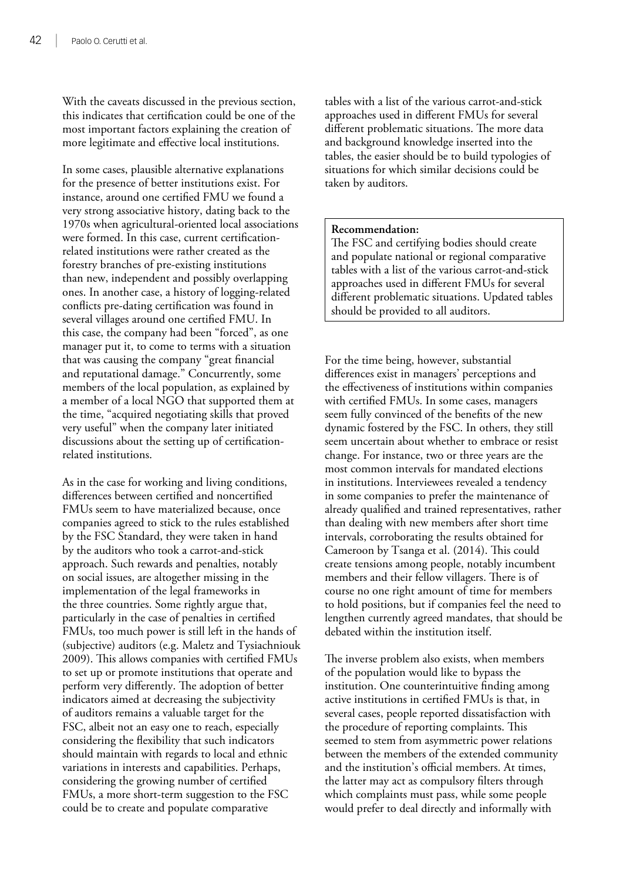With the caveats discussed in the previous section, this indicates that certification could be one of the most important factors explaining the creation of more legitimate and effective local institutions.

In some cases, plausible alternative explanations for the presence of better institutions exist. For instance, around one certified FMU we found a very strong associative history, dating back to the 1970s when agricultural-oriented local associations were formed. In this case, current certification-related institutions were rather created as the forestry branches of pre-existing institutions than new, independent and possibly overlapping ones. In another case, a history of logging-related conflicts pre-dating certification was found in several villages around one certified FMU. In this case, the company had been "forced", as one manager put it, to come to terms with a situation that was causing the company "great financial and reputational damage." Concurrently, some members of the local population, as explained by a member of a local NGO that supported them at the time, "acquired negotiating skills that proved very useful" when the company later initiated discussions about the setting up of certification-related institutions.

As in the case for working and living conditions, differences between certified and noncertified FMUs seem to have materialized because, once companies agreed to stick to the rules established by the FSC Standard, they were taken in hand by the auditors who took a carrot-and-stick approach. Such rewards and penalties, notably on social issues, are altogether missing in the implementation of the legal frameworks in the three countries. Some rightly argue that, particularly in the case of penalties in certified FMUs, too much power is still left in the hands of (subjective) auditors (e.g. Maletz and Tysiachniouk 2009). This allows companies with certified FMUs to set up or promote institutions that operate and perform very differently. The adoption of better indicators aimed at decreasing the subjectivity of auditors remains a valuable target for the FSC, albeit not an easy one to reach, especially considering the flexibility that such indicators should maintain with regards to local and ethnic variations in interests and capabilities. Perhaps, considering the growing number of certified FMUs, a more short-term suggestion to the FSC could be to create and populate comparative tables with a list of the various carrot-and-stick approaches used in different FMUs for several different problematic situations. The more data and background knowledge inserted into the tables, the easier should be to build typologies of situations for which similar decisions could be taken by auditors.

**Recommendation:**
The FSC and certifying bodies should create and populate national or regional comparative tables with a list of the various carrot-and-stick approaches used in different FMUs for several different problematic situations. Updated tables should be provided to all auditors.

For the time being, however, substantial differences exist in managers' perceptions and the effectiveness of institutions within companies with certified FMUs. In some cases, managers seem fully convinced of the benefits of the new dynamic fostered by the FSC. In others, they still seem uncertain about whether to embrace or resist change. For instance, two or three years are the most common intervals for mandated elections in institutions. Interviewees revealed a tendency in some companies to prefer the maintenance of already qualified and trained representatives, rather than dealing with new members after short time intervals, corroborating the results obtained for Cameroon by Tsanga et al. (2014). This could create tensions among people, notably incumbent members and their fellow villagers. There is of course no one right amount of time for members to hold positions, but if companies feel the need to lengthen currently agreed mandates, that should be debated within the institution itself.

The inverse problem also exists, when members of the population would like to bypass the institution. One counterintuitive finding among active institutions in certified FMUs is that, in several cases, people reported dissatisfaction with the procedure of reporting complaints. This seemed to stem from asymmetric power relations between the members of the extended community and the institution's official members. At times, the latter may act as compulsory filters through which complaints must pass, while some people would prefer to deal directly and informally with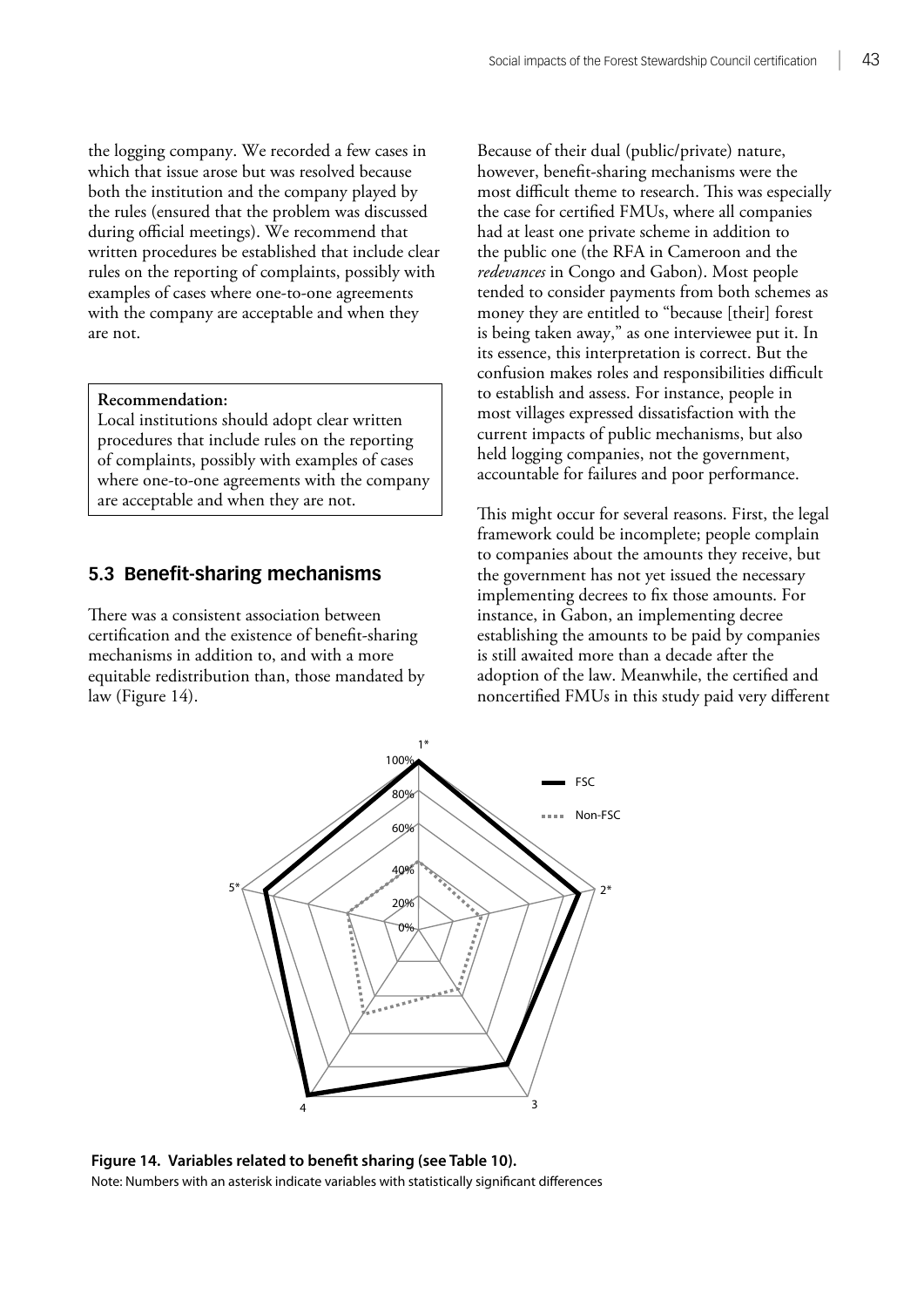the logging company. We recorded a few cases in which that issue arose but was resolved because both the institution and the company played by the rules (ensured that the problem was discussed during official meetings). We recommend that written procedures be established that include clear rules on the reporting of complaints, possibly with examples of cases where one-to-one agreements with the company are acceptable and when they are not.

**Recommendation:**
Local institutions should adopt clear written procedures that include rules on the reporting of complaints, possibly with examples of cases where one-to-one agreements with the company are acceptable and when they are not.

## 5.3 Benefit-sharing mechanisms

There was a consistent association between certification and the existence of benefit-sharing mechanisms in addition to, and with a more equitable redistribution than, those mandated by law (Figure 14).

Because of their dual (public/private) nature, however, benefit-sharing mechanisms were the most difficult theme to research. This was especially the case for certified FMUs, where all companies had at least one private scheme in addition to the public one (the RFA in Cameroon and the *redevances* in Congo and Gabon). Most people tended to consider payments from both schemes as money they are entitled to "because [their] forest is being taken away," as one interviewee put it. In its essence, this interpretation is correct. But the confusion makes roles and responsibilities difficult to establish and assess. For instance, people in most villages expressed dissatisfaction with the current impacts of public mechanisms, but also held logging companies, not the government, accountable for failures and poor performance.

This might occur for several reasons. First, the legal framework could be incomplete; people complain to companies about the amounts they receive, but the government has not yet issued the necessary implementing decrees to fix those amounts. For instance, in Gabon, an implementing decree establishing the amounts to be paid by companies is still awaited more than a decade after the adoption of the law. Meanwhile, the certified and noncertified FMUs in this study paid very different

**Figure 14. Variables related to benefit sharing (see Table 10).**
Note: Numbers with an asterisk indicate variables with statistically significant differences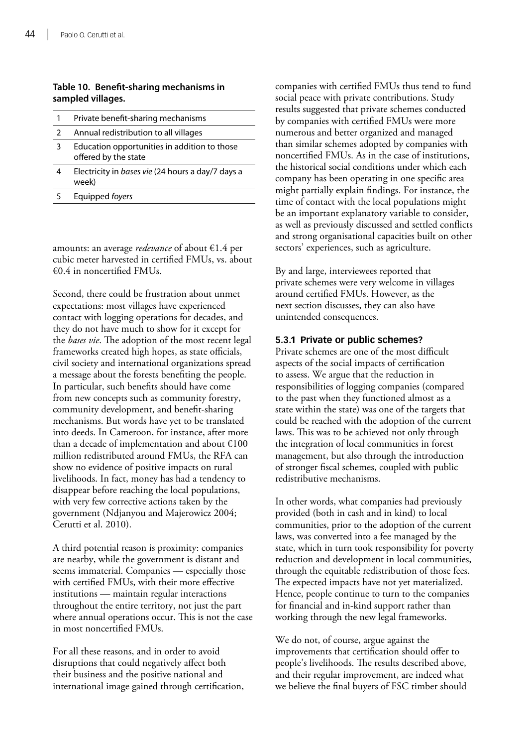**Table 10. Benefit-sharing mechanisms in sampled villages.**

| | |
|---|---|
| 1 | Private benefit-sharing mechanisms |
| 2 | Annual redistribution to all villages |
| 3 | Education opportunities in addition to those offered by the state |
| 4 | Electricity in *bases vie* (24 hours a day/7 days a week) |
| 5 | Equipped *foyers* |

amounts: an average *redevance* of about €1.4 per cubic meter harvested in certified FMUs, vs. about €0.4 in noncertified FMUs.

Second, there could be frustration about unmet expectations: most villages have experienced contact with logging operations for decades, and they do not have much to show for it except for the *bases vie*. The adoption of the most recent legal frameworks created high hopes, as state officials, civil society and international organizations spread a message about the forests benefiting the people. In particular, such benefits should have come from new concepts such as community forestry, community development, and benefit-sharing mechanisms. But words have yet to be translated into deeds. In Cameroon, for instance, after more than a decade of implementation and about €100 million redistributed around FMUs, the RFA can show no evidence of positive impacts on rural livelihoods. In fact, money has had a tendency to disappear before reaching the local populations, with very few corrective actions taken by the government (Ndjanyou and Majerowicz 2004; Cerutti et al. 2010).

A third potential reason is proximity: companies are nearby, while the government is distant and seems immaterial. Companies — especially those with certified FMUs, with their more effective institutions — maintain regular interactions throughout the entire territory, not just the part where annual operations occur. This is not the case in most noncertified FMUs.

For all these reasons, and in order to avoid disruptions that could negatively affect both their business and the positive national and international image gained through certification, companies with certified FMUs thus tend to fund social peace with private contributions. Study results suggested that private schemes conducted by companies with certified FMUs were more numerous and better organized and managed than similar schemes adopted by companies with noncertified FMUs. As in the case of institutions, the historical social conditions under which each company has been operating in one specific area might partially explain findings. For instance, the time of contact with the local populations might be an important explanatory variable to consider, as well as previously discussed and settled conflicts and strong organisational capacities built on other sectors' experiences, such as agriculture.

By and large, interviewees reported that private schemes were very welcome in villages around certified FMUs. However, as the next section discusses, they can also have unintended consequences.

### 5.3.1 Private or public schemes?

Private schemes are one of the most difficult aspects of the social impacts of certification to assess. We argue that the reduction in responsibilities of logging companies (compared to the past when they functioned almost as a state within the state) was one of the targets that could be reached with the adoption of the current laws. This was to be achieved not only through the integration of local communities in forest management, but also through the introduction of stronger fiscal schemes, coupled with public redistributive mechanisms.

In other words, what companies had previously provided (both in cash and in kind) to local communities, prior to the adoption of the current laws, was converted into a fee managed by the state, which in turn took responsibility for poverty reduction and development in local communities, through the equitable redistribution of those fees. The expected impacts have not yet materialized. Hence, people continue to turn to the companies for financial and in-kind support rather than working through the new legal frameworks.

We do not, of course, argue against the improvements that certification should offer to people's livelihoods. The results described above, and their regular improvement, are indeed what we believe the final buyers of FSC timber should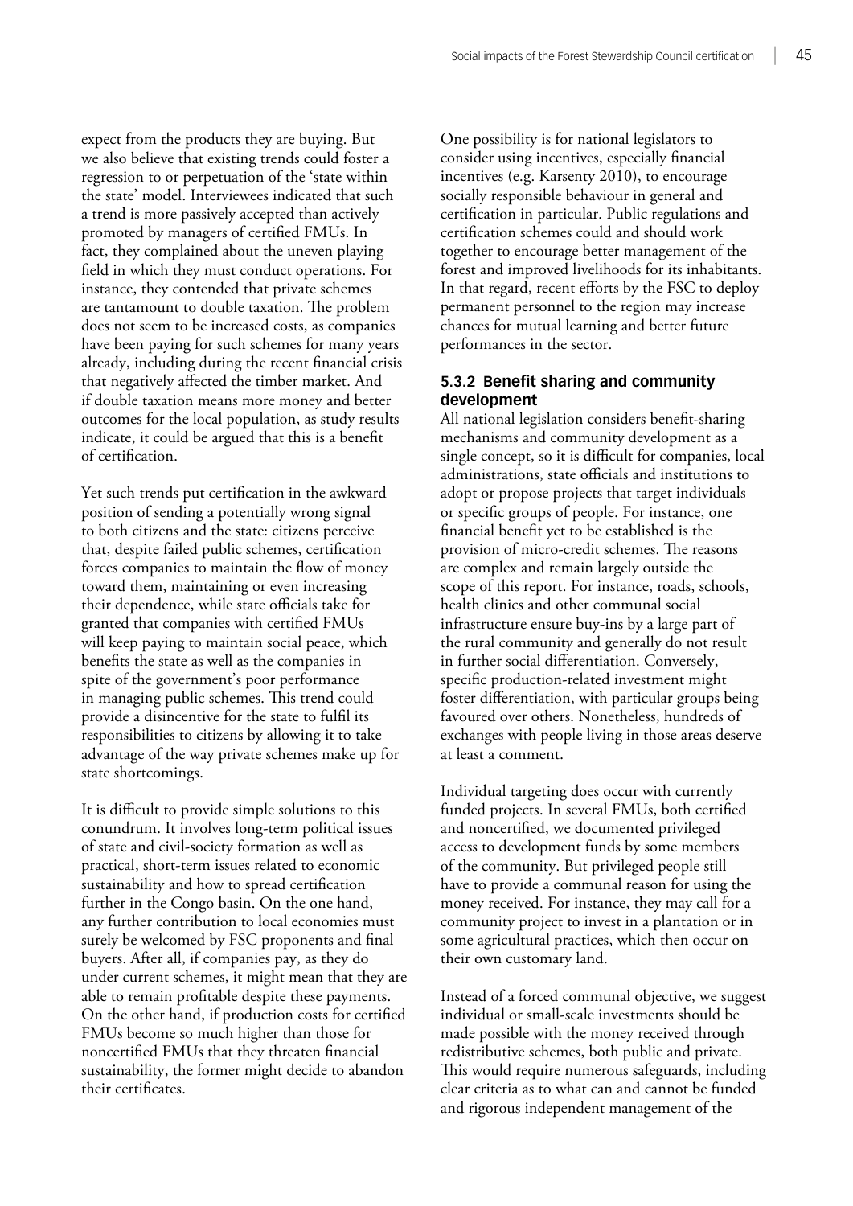expect from the products they are buying. But we also believe that existing trends could foster a regression to or perpetuation of the 'state within the state' model. Interviewees indicated that such a trend is more passively accepted than actively promoted by managers of certified FMUs. In fact, they complained about the uneven playing field in which they must conduct operations. For instance, they contended that private schemes are tantamount to double taxation. The problem does not seem to be increased costs, as companies have been paying for such schemes for many years already, including during the recent financial crisis that negatively affected the timber market. And if double taxation means more money and better outcomes for the local population, as study results indicate, it could be argued that this is a benefit of certification.

Yet such trends put certification in the awkward position of sending a potentially wrong signal to both citizens and the state: citizens perceive that, despite failed public schemes, certification forces companies to maintain the flow of money toward them, maintaining or even increasing their dependence, while state officials take for granted that companies with certified FMUs will keep paying to maintain social peace, which benefits the state as well as the companies in spite of the government's poor performance in managing public schemes. This trend could provide a disincentive for the state to fulfil its responsibilities to citizens by allowing it to take advantage of the way private schemes make up for state shortcomings.

It is difficult to provide simple solutions to this conundrum. It involves long-term political issues of state and civil-society formation as well as practical, short-term issues related to economic sustainability and how to spread certification further in the Congo basin. On the one hand, any further contribution to local economies must surely be welcomed by FSC proponents and final buyers. After all, if companies pay, as they do under current schemes, it might mean that they are able to remain profitable despite these payments. On the other hand, if production costs for certified FMUs become so much higher than those for noncertified FMUs that they threaten financial sustainability, the former might decide to abandon their certificates.

One possibility is for national legislators to consider using incentives, especially financial incentives (e.g. Karsenty 2010), to encourage socially responsible behaviour in general and certification in particular. Public regulations and certification schemes could and should work together to encourage better management of the forest and improved livelihoods for its inhabitants. In that regard, recent efforts by the FSC to deploy permanent personnel to the region may increase chances for mutual learning and better future performances in the sector.

### 5.3.2 Benefit sharing and community development

All national legislation considers benefit-sharing mechanisms and community development as a single concept, so it is difficult for companies, local administrations, state officials and institutions to adopt or propose projects that target individuals or specific groups of people. For instance, one financial benefit yet to be established is the provision of micro-credit schemes. The reasons are complex and remain largely outside the scope of this report. For instance, roads, schools, health clinics and other communal social infrastructure ensure buy-ins by a large part of the rural community and generally do not result in further social differentiation. Conversely, specific production-related investment might foster differentiation, with particular groups being favoured over others. Nonetheless, hundreds of exchanges with people living in those areas deserve at least a comment.

Individual targeting does occur with currently funded projects. In several FMUs, both certified and noncertified, we documented privileged access to development funds by some members of the community. But privileged people still have to provide a communal reason for using the money received. For instance, they may call for a community project to invest in a plantation or in some agricultural practices, which then occur on their own customary land.

Instead of a forced communal objective, we suggest individual or small-scale investments should be made possible with the money received through redistributive schemes, both public and private. This would require numerous safeguards, including clear criteria as to what can and cannot be funded and rigorous independent management of the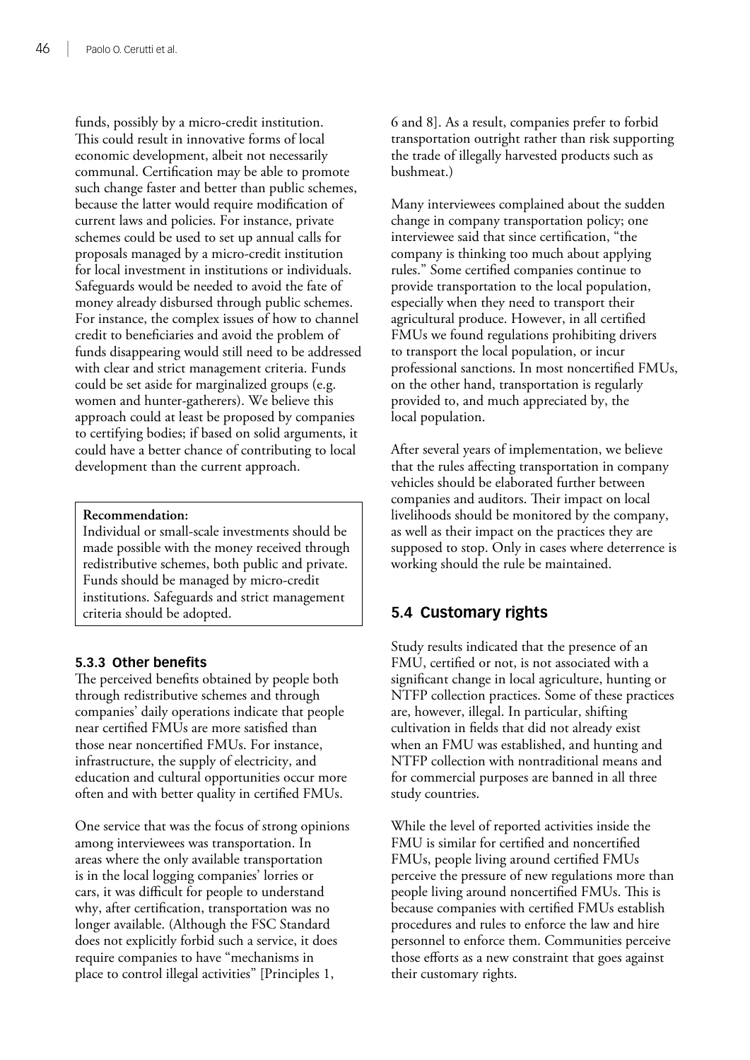funds, possibly by a micro-credit institution. This could result in innovative forms of local economic development, albeit not necessarily communal. Certification may be able to promote such change faster and better than public schemes, because the latter would require modification of current laws and policies. For instance, private schemes could be used to set up annual calls for proposals managed by a micro-credit institution for local investment in institutions or individuals. Safeguards would be needed to avoid the fate of money already disbursed through public schemes. For instance, the complex issues of how to channel credit to beneficiaries and avoid the problem of funds disappearing would still need to be addressed with clear and strict management criteria. Funds could be set aside for marginalized groups (e.g. women and hunter-gatherers). We believe this approach could at least be proposed by companies to certifying bodies; if based on solid arguments, it could have a better chance of contributing to local development than the current approach.

> **Recommendation:**
> Individual or small-scale investments should be made possible with the money received through redistributive schemes, both public and private. Funds should be managed by micro-credit institutions. Safeguards and strict management criteria should be adopted.

### 5.3.3 Other benefits

The perceived benefits obtained by people both through redistributive schemes and through companies' daily operations indicate that people near certified FMUs are more satisfied than those near noncertified FMUs. For instance, infrastructure, the supply of electricity, and education and cultural opportunities occur more often and with better quality in certified FMUs.

One service that was the focus of strong opinions among interviewees was transportation. In areas where the only available transportation is in the local logging companies' lorries or cars, it was difficult for people to understand why, after certification, transportation was no longer available. (Although the FSC Standard does not explicitly forbid such a service, it does require companies to have "mechanisms in place to control illegal activities" [Principles 1, 6 and 8]. As a result, companies prefer to forbid transportation outright rather than risk supporting the trade of illegally harvested products such as bushmeat.)

Many interviewees complained about the sudden change in company transportation policy; one interviewee said that since certification, "the company is thinking too much about applying rules." Some certified companies continue to provide transportation to the local population, especially when they need to transport their agricultural produce. However, in all certified FMUs we found regulations prohibiting drivers to transport the local population, or incur professional sanctions. In most noncertified FMUs, on the other hand, transportation is regularly provided to, and much appreciated by, the local population.

After several years of implementation, we believe that the rules affecting transportation in company vehicles should be elaborated further between companies and auditors. Their impact on local livelihoods should be monitored by the company, as well as their impact on the practices they are supposed to stop. Only in cases where deterrence is working should the rule be maintained.

## 5.4 Customary rights

Study results indicated that the presence of an FMU, certified or not, is not associated with a significant change in local agriculture, hunting or NTFP collection practices. Some of these practices are, however, illegal. In particular, shifting cultivation in fields that did not already exist when an FMU was established, and hunting and NTFP collection with nontraditional means and for commercial purposes are banned in all three study countries.

While the level of reported activities inside the FMU is similar for certified and noncertified FMUs, people living around certified FMUs perceive the pressure of new regulations more than people living around noncertified FMUs. This is because companies with certified FMUs establish procedures and rules to enforce the law and hire personnel to enforce them. Communities perceive those efforts as a new constraint that goes against their customary rights.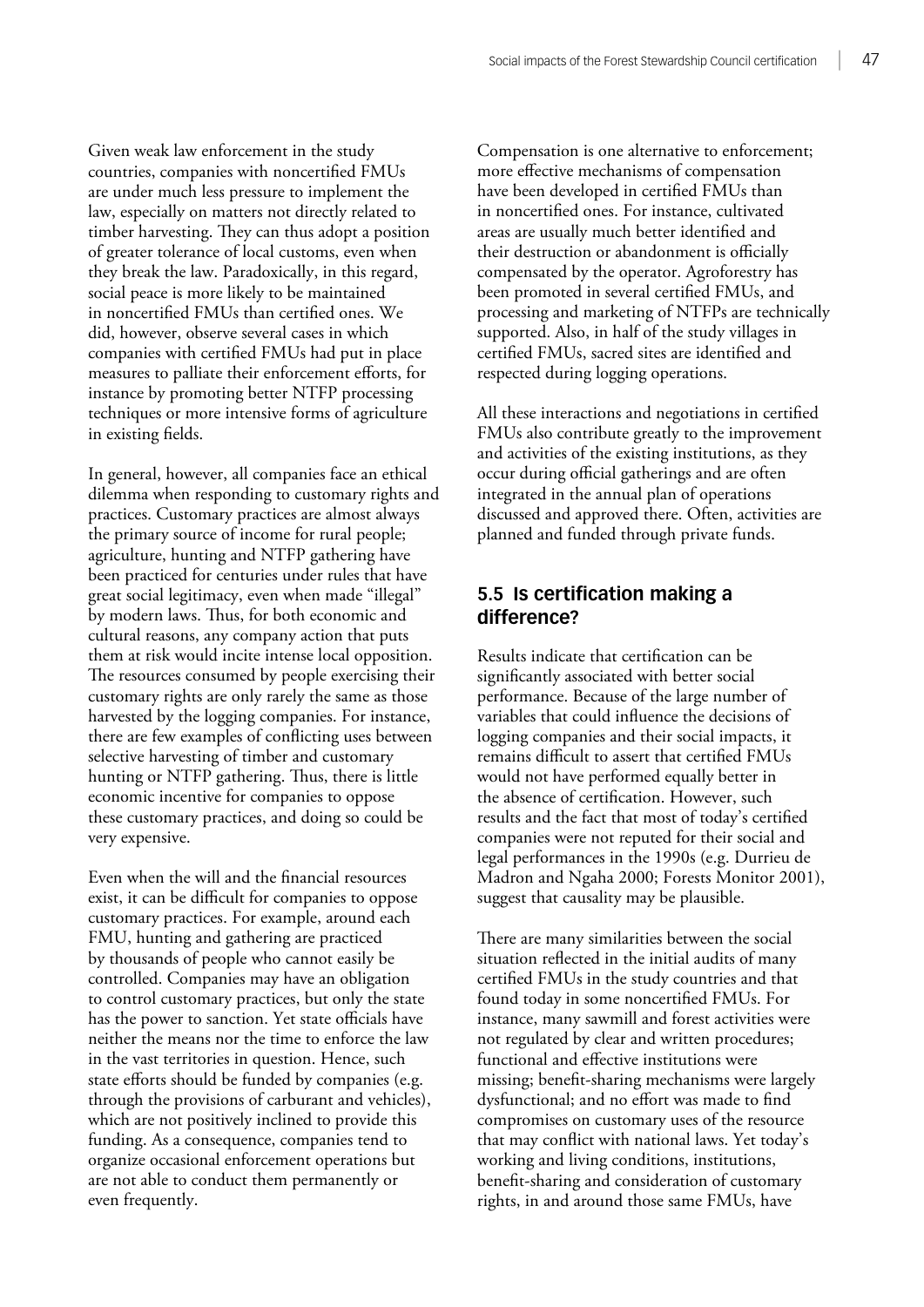Given weak law enforcement in the study countries, companies with noncertified FMUs are under much less pressure to implement the law, especially on matters not directly related to timber harvesting. They can thus adopt a position of greater tolerance of local customs, even when they break the law. Paradoxically, in this regard, social peace is more likely to be maintained in noncertified FMUs than certified ones. We did, however, observe several cases in which companies with certified FMUs had put in place measures to palliate their enforcement efforts, for instance by promoting better NTFP processing techniques or more intensive forms of agriculture in existing fields.

In general, however, all companies face an ethical dilemma when responding to customary rights and practices. Customary practices are almost always the primary source of income for rural people; agriculture, hunting and NTFP gathering have been practiced for centuries under rules that have great social legitimacy, even when made "illegal" by modern laws. Thus, for both economic and cultural reasons, any company action that puts them at risk would incite intense local opposition. The resources consumed by people exercising their customary rights are only rarely the same as those harvested by the logging companies. For instance, there are few examples of conflicting uses between selective harvesting of timber and customary hunting or NTFP gathering. Thus, there is little economic incentive for companies to oppose these customary practices, and doing so could be very expensive.

Even when the will and the financial resources exist, it can be difficult for companies to oppose customary practices. For example, around each FMU, hunting and gathering are practiced by thousands of people who cannot easily be controlled. Companies may have an obligation to control customary practices, but only the state has the power to sanction. Yet state officials have neither the means nor the time to enforce the law in the vast territories in question. Hence, such state efforts should be funded by companies (e.g. through the provisions of carburant and vehicles), which are not positively inclined to provide this funding. As a consequence, companies tend to organize occasional enforcement operations but are not able to conduct them permanently or even frequently.

Compensation is one alternative to enforcement; more effective mechanisms of compensation have been developed in certified FMUs than in noncertified ones. For instance, cultivated areas are usually much better identified and their destruction or abandonment is officially compensated by the operator. Agroforestry has been promoted in several certified FMUs, and processing and marketing of NTFPs are technically supported. Also, in half of the study villages in certified FMUs, sacred sites are identified and respected during logging operations.

All these interactions and negotiations in certified FMUs also contribute greatly to the improvement and activities of the existing institutions, as they occur during official gatherings and are often integrated in the annual plan of operations discussed and approved there. Often, activities are planned and funded through private funds.

## 5.5 Is certification making a difference?

Results indicate that certification can be significantly associated with better social performance. Because of the large number of variables that could influence the decisions of logging companies and their social impacts, it remains difficult to assert that certified FMUs would not have performed equally better in the absence of certification. However, such results and the fact that most of today's certified companies were not reputed for their social and legal performances in the 1990s (e.g. Durrieu de Madron and Ngaha 2000; Forests Monitor 2001), suggest that causality may be plausible.

There are many similarities between the social situation reflected in the initial audits of many certified FMUs in the study countries and that found today in some noncertified FMUs. For instance, many sawmill and forest activities were not regulated by clear and written procedures; functional and effective institutions were missing; benefit-sharing mechanisms were largely dysfunctional; and no effort was made to find compromises on customary uses of the resource that may conflict with national laws. Yet today's working and living conditions, institutions, benefit-sharing and consideration of customary rights, in and around those same FMUs, have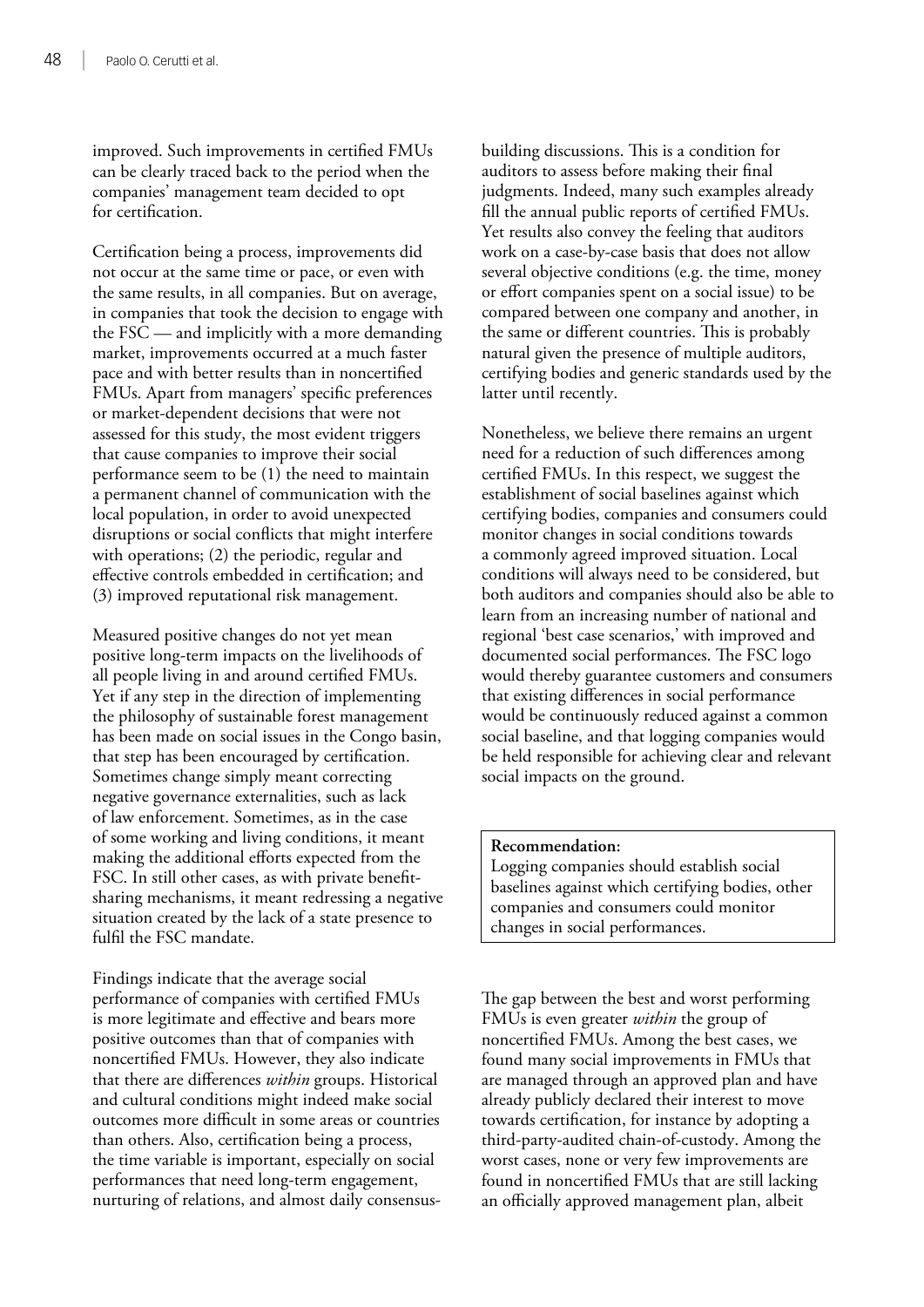improved. Such improvements in certified FMUs can be clearly traced back to the period when the companies' management team decided to opt for certification.

Certification being a process, improvements did not occur at the same time or pace, or even with the same results, in all companies. But on average, in companies that took the decision to engage with the FSC — and implicitly with a more demanding market, improvements occurred at a much faster pace and with better results than in noncertified FMUs. Apart from managers' specific preferences or market-dependent decisions that were not assessed for this study, the most evident triggers that cause companies to improve their social performance seem to be (1) the need to maintain a permanent channel of communication with the local population, in order to avoid unexpected disruptions or social conflicts that might interfere with operations; (2) the periodic, regular and effective controls embedded in certification; and (3) improved reputational risk management.

Measured positive changes do not yet mean positive long-term impacts on the livelihoods of all people living in and around certified FMUs. Yet if any step in the direction of implementing the philosophy of sustainable forest management has been made on social issues in the Congo basin, that step has been encouraged by certification. Sometimes change simply meant correcting negative governance externalities, such as lack of law enforcement. Sometimes, as in the case of some working and living conditions, it meant making the additional efforts expected from the FSC. In still other cases, as with private benefit-sharing mechanisms, it meant redressing a negative situation created by the lack of a state presence to fulfil the FSC mandate.

Findings indicate that the average social performance of companies with certified FMUs is more legitimate and effective and bears more positive outcomes than that of companies with noncertified FMUs. However, they also indicate that there are differences *within* groups. Historical and cultural conditions might indeed make social outcomes more difficult in some areas or countries than others. Also, certification being a process, the time variable is important, especially on social performances that need long-term engagement, nurturing of relations, and almost daily consensus-building discussions. This is a condition for auditors to assess before making their final judgments. Indeed, many such examples already fill the annual public reports of certified FMUs. Yet results also convey the feeling that auditors work on a case-by-case basis that does not allow several objective conditions (e.g. the time, money or effort companies spent on a social issue) to be compared between one company and another, in the same or different countries. This is probably natural given the presence of multiple auditors, certifying bodies and generic standards used by the latter until recently.

Nonetheless, we believe there remains an urgent need for a reduction of such differences among certified FMUs. In this respect, we suggest the establishment of social baselines against which certifying bodies, companies and consumers could monitor changes in social conditions towards a commonly agreed improved situation. Local conditions will always need to be considered, but both auditors and companies should also be able to learn from an increasing number of national and regional 'best case scenarios,' with improved and documented social performances. The FSC logo would thereby guarantee customers and consumers that existing differences in social performance would be continuously reduced against a common social baseline, and that logging companies would be held responsible for achieving clear and relevant social impacts on the ground.

**Recommendation:**
Logging companies should establish social baselines against which certifying bodies, other companies and consumers could monitor changes in social performances.

The gap between the best and worst performing FMUs is even greater *within* the group of noncertified FMUs. Among the best cases, we found many social improvements in FMUs that are managed through an approved plan and have already publicly declared their interest to move towards certification, for instance by adopting a third-party-audited chain-of-custody. Among the worst cases, none or very few improvements are found in noncertified FMUs that are still lacking an officially approved management plan, albeit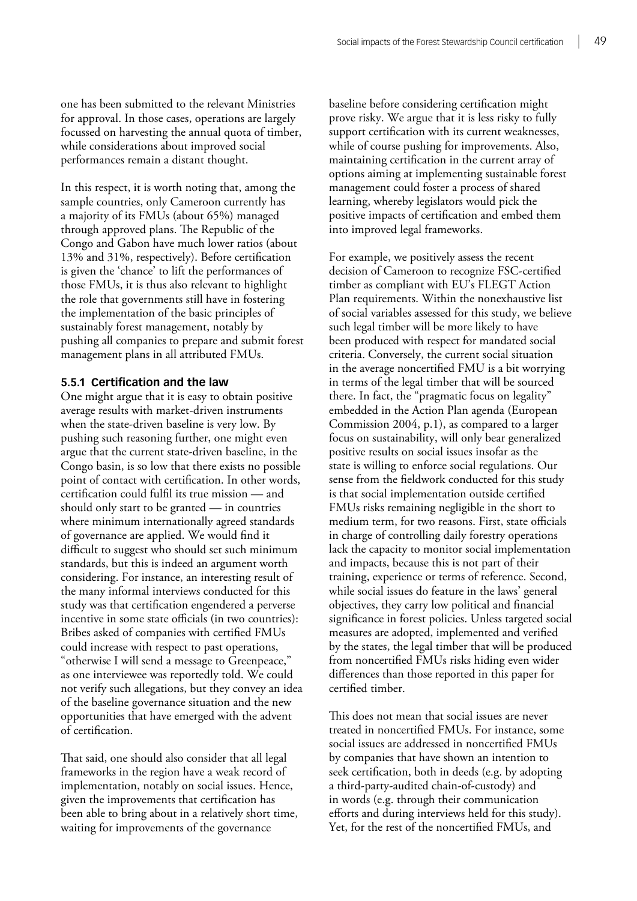one has been submitted to the relevant Ministries for approval. In those cases, operations are largely focussed on harvesting the annual quota of timber, while considerations about improved social performances remain a distant thought.

In this respect, it is worth noting that, among the sample countries, only Cameroon currently has a majority of its FMUs (about 65%) managed through approved plans. The Republic of the Congo and Gabon have much lower ratios (about 13% and 31%, respectively). Before certification is given the 'chance' to lift the performances of those FMUs, it is thus also relevant to highlight the role that governments still have in fostering the implementation of the basic principles of sustainably forest management, notably by pushing all companies to prepare and submit forest management plans in all attributed FMUs.

### 5.5.1 Certification and the law

One might argue that it is easy to obtain positive average results with market-driven instruments when the state-driven baseline is very low. By pushing such reasoning further, one might even argue that the current state-driven baseline, in the Congo basin, is so low that there exists no possible point of contact with certification. In other words, certification could fulfil its true mission — and should only start to be granted — in countries where minimum internationally agreed standards of governance are applied. We would find it difficult to suggest who should set such minimum standards, but this is indeed an argument worth considering. For instance, an interesting result of the many informal interviews conducted for this study was that certification engendered a perverse incentive in some state officials (in two countries): Bribes asked of companies with certified FMUs could increase with respect to past operations, "otherwise I will send a message to Greenpeace," as one interviewee was reportedly told. We could not verify such allegations, but they convey an idea of the baseline governance situation and the new opportunities that have emerged with the advent of certification.

That said, one should also consider that all legal frameworks in the region have a weak record of implementation, notably on social issues. Hence, given the improvements that certification has been able to bring about in a relatively short time, waiting for improvements of the governance baseline before considering certification might prove risky. We argue that it is less risky to fully support certification with its current weaknesses, while of course pushing for improvements. Also, maintaining certification in the current array of options aiming at implementing sustainable forest management could foster a process of shared learning, whereby legislators would pick the positive impacts of certification and embed them into improved legal frameworks.

For example, we positively assess the recent decision of Cameroon to recognize FSC-certified timber as compliant with EU's FLEGT Action Plan requirements. Within the nonexhaustive list of social variables assessed for this study, we believe such legal timber will be more likely to have been produced with respect for mandated social criteria. Conversely, the current social situation in the average noncertified FMU is a bit worrying in terms of the legal timber that will be sourced there. In fact, the "pragmatic focus on legality" embedded in the Action Plan agenda (European Commission 2004, p.1), as compared to a larger focus on sustainability, will only bear generalized positive results on social issues insofar as the state is willing to enforce social regulations. Our sense from the fieldwork conducted for this study is that social implementation outside certified FMUs risks remaining negligible in the short to medium term, for two reasons. First, state officials in charge of controlling daily forestry operations lack the capacity to monitor social implementation and impacts, because this is not part of their training, experience or terms of reference. Second, while social issues do feature in the laws' general objectives, they carry low political and financial significance in forest policies. Unless targeted social measures are adopted, implemented and verified by the states, the legal timber that will be produced from noncertified FMUs risks hiding even wider differences than those reported in this paper for certified timber.

This does not mean that social issues are never treated in noncertified FMUs. For instance, some social issues are addressed in noncertified FMUs by companies that have shown an intention to seek certification, both in deeds (e.g. by adopting a third-party-audited chain-of-custody) and in words (e.g. through their communication efforts and during interviews held for this study). Yet, for the rest of the noncertified FMUs, and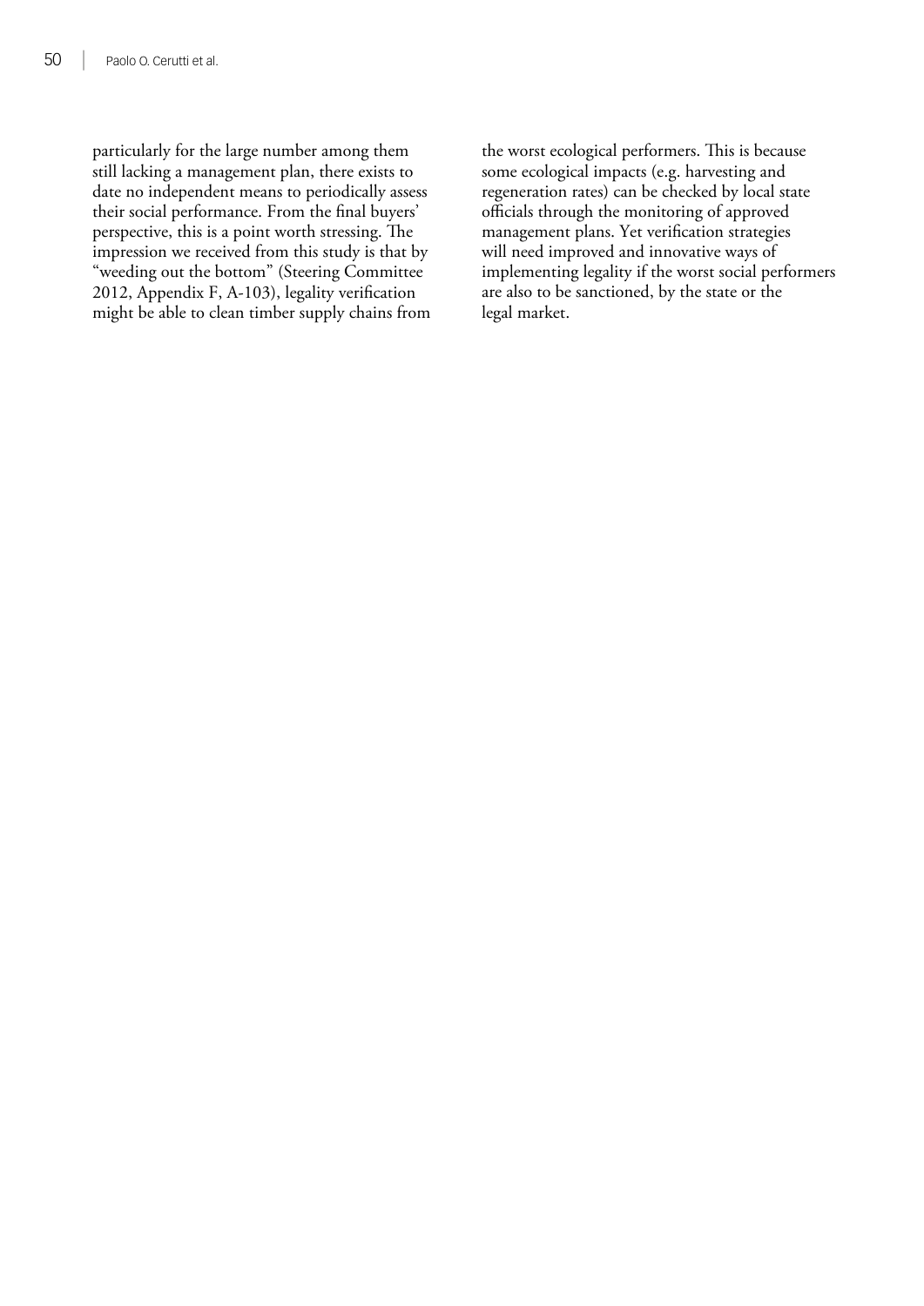particularly for the large number among them still lacking a management plan, there exists to date no independent means to periodically assess their social performance. From the final buyers' perspective, this is a point worth stressing. The impression we received from this study is that by "weeding out the bottom" (Steering Committee 2012, Appendix F, A-103), legality verification might be able to clean timber supply chains from the worst ecological performers. This is because some ecological impacts (e.g. harvesting and regeneration rates) can be checked by local state officials through the monitoring of approved management plans. Yet verification strategies will need improved and innovative ways of implementing legality if the worst social performers are also to be sanctioned, by the state or the legal market.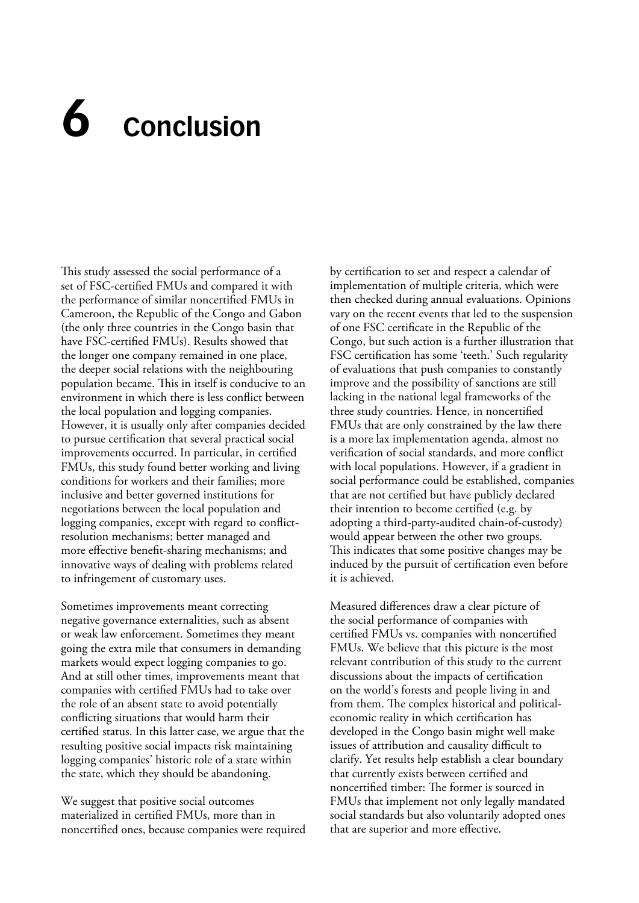# 6 Conclusion

This study assessed the social performance of a set of FSC-certified FMUs and compared it with the performance of similar noncertified FMUs in Cameroon, the Republic of the Congo and Gabon (the only three countries in the Congo basin that have FSC-certified FMUs). Results showed that the longer one company remained in one place, the deeper social relations with the neighbouring population became. This in itself is conducive to an environment in which there is less conflict between the local population and logging companies. However, it is usually only after companies decided to pursue certification that several practical social improvements occurred. In particular, in certified FMUs, this study found better working and living conditions for workers and their families; more inclusive and better governed institutions for negotiations between the local population and logging companies, except with regard to conflict-resolution mechanisms; better managed and more effective benefit-sharing mechanisms; and innovative ways of dealing with problems related to infringement of customary uses.

Sometimes improvements meant correcting negative governance externalities, such as absent or weak law enforcement. Sometimes they meant going the extra mile that consumers in demanding markets would expect logging companies to go. And at still other times, improvements meant that companies with certified FMUs had to take over the role of an absent state to avoid potentially conflicting situations that would harm their certified status. In this latter case, we argue that the resulting positive social impacts risk maintaining logging companies' historic role of a state within the state, which they should be abandoning.

We suggest that positive social outcomes materialized in certified FMUs, more than in noncertified ones, because companies were required by certification to set and respect a calendar of implementation of multiple criteria, which were then checked during annual evaluations. Opinions vary on the recent events that led to the suspension of one FSC certificate in the Republic of the Congo, but such action is a further illustration that FSC certification has some 'teeth.' Such regularity of evaluations that push companies to constantly improve and the possibility of sanctions are still lacking in the national legal frameworks of the three study countries. Hence, in noncertified FMUs that are only constrained by the law there is a more lax implementation agenda, almost no verification of social standards, and more conflict with local populations. However, if a gradient in social performance could be established, companies that are not certified but have publicly declared their intention to become certified (e.g. by adopting a third-party-audited chain-of-custody) would appear between the other two groups. This indicates that some positive changes may be induced by the pursuit of certification even before it is achieved.

Measured differences draw a clear picture of the social performance of companies with certified FMUs vs. companies with noncertified FMUs. We believe that this picture is the most relevant contribution of this study to the current discussions about the impacts of certification on the world's forests and people living in and from them. The complex historical and political-economic reality in which certification has developed in the Congo basin might well make issues of attribution and causality difficult to clarify. Yet results help establish a clear boundary that currently exists between certified and noncertified timber: The former is sourced in FMUs that implement not only legally mandated social standards but also voluntarily adopted ones that are superior and more effective.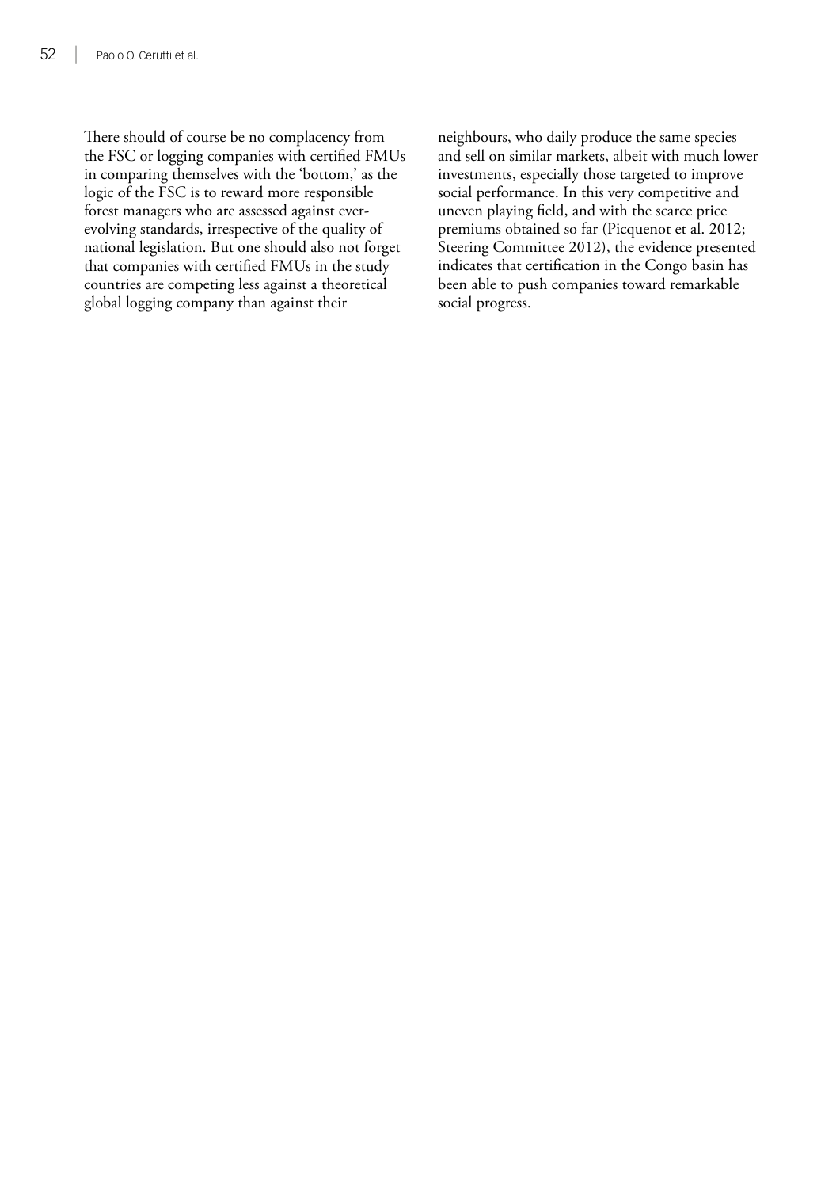There should of course be no complacency from the FSC or logging companies with certified FMUs in comparing themselves with the 'bottom,' as the logic of the FSC is to reward more responsible forest managers who are assessed against ever-evolving standards, irrespective of the quality of national legislation. But one should also not forget that companies with certified FMUs in the study countries are competing less against a theoretical global logging company than against their neighbours, who daily produce the same species and sell on similar markets, albeit with much lower investments, especially those targeted to improve social performance. In this very competitive and uneven playing field, and with the scarce price premiums obtained so far (Picquenot et al. 2012; Steering Committee 2012), the evidence presented indicates that certification in the Congo basin has been able to push companies toward remarkable social progress.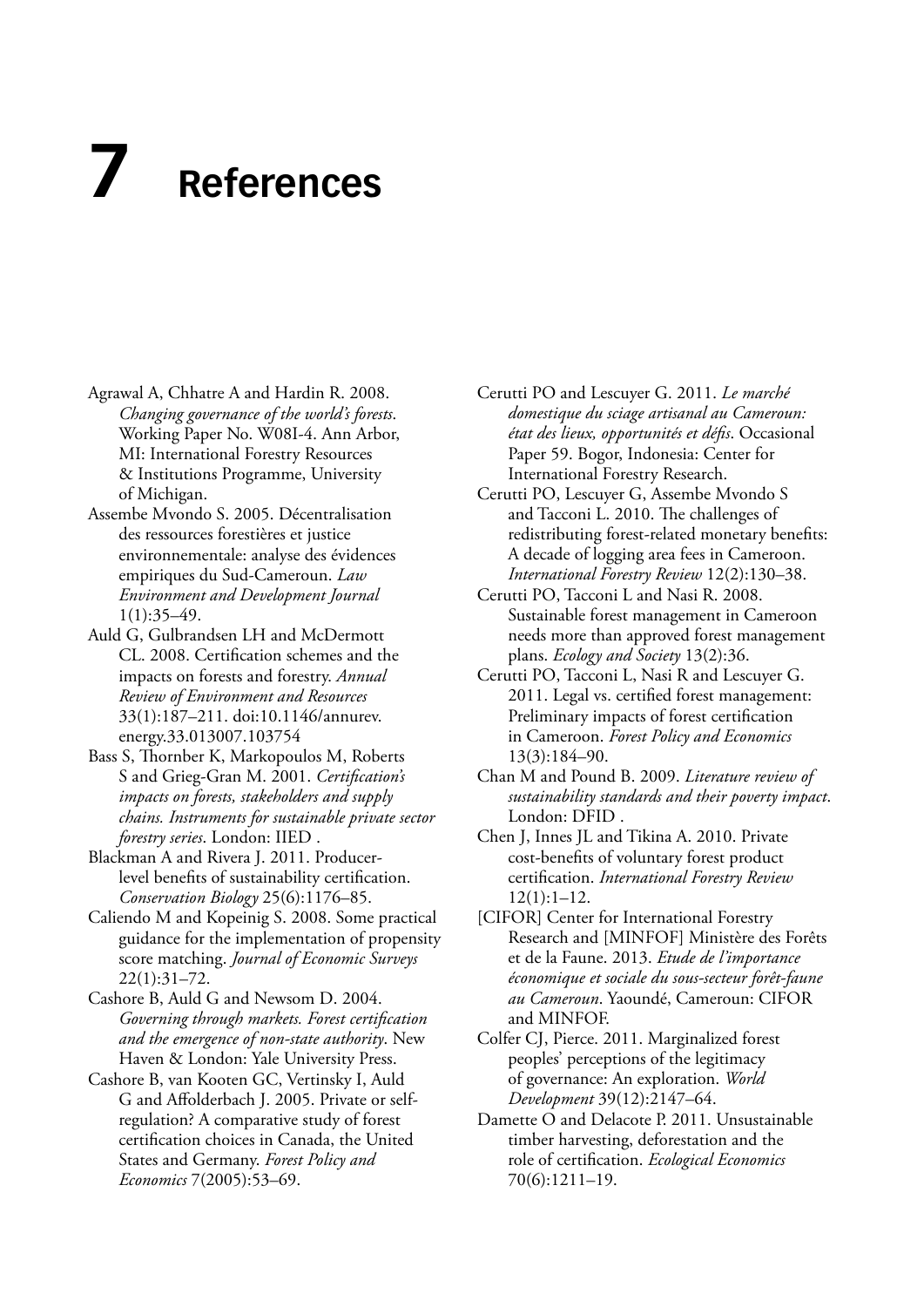# 7 References

Agrawal A, Chhatre A and Hardin R. 2008. *Changing governance of the world's forests*. Working Paper No. W08I-4. Ann Arbor, MI: International Forestry Resources & Institutions Programme, University of Michigan.

Assembe Mvondo S. 2005. Décentralisation des ressources forestières et justice environnementale: analyse des évidences empiriques du Sud-Cameroun. *Law Environment and Development Journal* 1(1):35–49.

Auld G, Gulbrandsen LH and McDermott CL. 2008. Certification schemes and the impacts on forests and forestry. *Annual Review of Environment and Resources* 33(1):187–211. doi:10.1146/annurev.energy.33.013007.103754

Bass S, Thornber K, Markopoulos M, Roberts S and Grieg-Gran M. 2001. *Certification's impacts on forests, stakeholders and supply chains. Instruments for sustainable private sector forestry series*. London: IIED .

Blackman A and Rivera J. 2011. Producer-level benefits of sustainability certification. *Conservation Biology* 25(6):1176–85.

Caliendo M and Kopeinig S. 2008. Some practical guidance for the implementation of propensity score matching. *Journal of Economic Surveys* 22(1):31–72.

Cashore B, Auld G and Newsom D. 2004. *Governing through markets. Forest certification and the emergence of non-state authority*. New Haven & London: Yale University Press.

Cashore B, van Kooten GC, Vertinsky I, Auld G and Affolderbach J. 2005. Private or self-regulation? A comparative study of forest certification choices in Canada, the United States and Germany. *Forest Policy and Economics* 7(2005):53–69.

Cerutti PO and Lescuyer G. 2011. *Le marché domestique du sciage artisanal au Cameroun: état des lieux, opportunités et défis*. Occasional Paper 59. Bogor, Indonesia: Center for International Forestry Research.

Cerutti PO, Lescuyer G, Assembe Mvondo S and Tacconi L. 2010. The challenges of redistributing forest-related monetary benefits: A decade of logging area fees in Cameroon. *International Forestry Review* 12(2):130–38.

Cerutti PO, Tacconi L and Nasi R. 2008. Sustainable forest management in Cameroon needs more than approved forest management plans. *Ecology and Society* 13(2):36.

Cerutti PO, Tacconi L, Nasi R and Lescuyer G. 2011. Legal vs. certified forest management: Preliminary impacts of forest certification in Cameroon. *Forest Policy and Economics* 13(3):184–90.

Chan M and Pound B. 2009. *Literature review of sustainability standards and their poverty impact*. London: DFID .

Chen J, Innes JL and Tikina A. 2010. Private cost-benefits of voluntary forest product certification. *International Forestry Review* 12(1):1–12.

[CIFOR] Center for International Forestry Research and [MINFOF] Ministère des Forêts et de la Faune. 2013. *Etude de l'importance économique et sociale du sous-secteur forêt-faune au Cameroun*. Yaoundé, Cameroun: CIFOR and MINFOF.

Colfer CJ, Pierce. 2011. Marginalized forest peoples' perceptions of the legitimacy of governance: An exploration. *World Development* 39(12):2147–64.

Damette O and Delacote P. 2011. Unsustainable timber harvesting, deforestation and the role of certification. *Ecological Economics* 70(6):1211–19.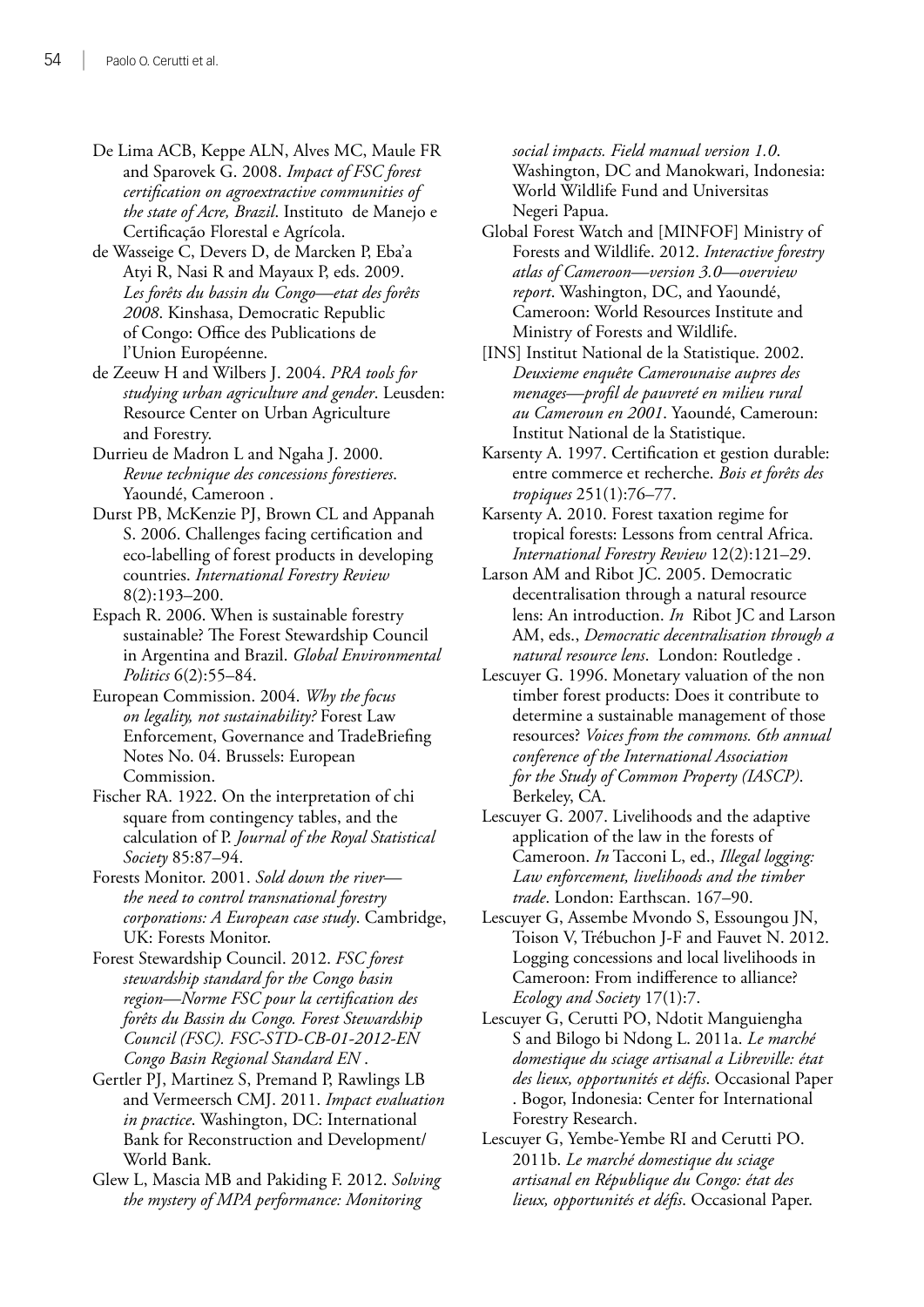De Lima ACB, Keppe ALN, Alves MC, Maule FR and Sparovek G. 2008. *Impact of FSC forest certification on agroextractive communities of the state of Acre, Brazil*. Instituto de Manejo e Certificação Florestal e Agrícola.

de Wasseige C, Devers D, de Marcken P, Eba'a Atyi R, Nasi R and Mayaux P, eds. 2009. *Les forêts du bassin du Congo—etat des forêts 2008*. Kinshasa, Democratic Republic of Congo: Office des Publications de l'Union Européenne.

de Zeeuw H and Wilbers J. 2004. *PRA tools for studying urban agriculture and gender*. Leusden: Resource Center on Urban Agriculture and Forestry.

Durrieu de Madron L and Ngaha J. 2000. *Revue technique des concessions forestieres*. Yaoundé, Cameroon .

Durst PB, McKenzie PJ, Brown CL and Appanah S. 2006. Challenges facing certification and eco-labelling of forest products in developing countries. *International Forestry Review* 8(2):193–200.

Espach R. 2006. When is sustainable forestry sustainable? The Forest Stewardship Council in Argentina and Brazil. *Global Environmental Politics* 6(2):55–84.

European Commission. 2004. *Why the focus on legality, not sustainability?* Forest Law Enforcement, Governance and TradeBriefing Notes No. 04. Brussels: European Commission.

Fischer RA. 1922. On the interpretation of chi square from contingency tables, and the calculation of P. *Journal of the Royal Statistical Society* 85:87–94.

Forests Monitor. 2001. *Sold down the river—the need to control transnational forestry corporations: A European case study*. Cambridge, UK: Forests Monitor.

Forest Stewardship Council. 2012. *FSC forest stewardship standard for the Congo basin region—Norme FSC pour la certification des forêts du Bassin du Congo. Forest Stewardship Council (FSC). FSC-STD-CB-01-2012-EN Congo Basin Regional Standard EN* .

Gertler PJ, Martinez S, Premand P, Rawlings LB and Vermeersch CMJ. 2011. *Impact evaluation in practice*. Washington, DC: International Bank for Reconstruction and Development/ World Bank.

Glew L, Mascia MB and Pakiding F. 2012. *Solving the mystery of MPA performance: Monitoring social impacts. Field manual version 1.0*. Washington, DC and Manokwari, Indonesia: World Wildlife Fund and Universitas Negeri Papua.

Global Forest Watch and [MINFOF] Ministry of Forests and Wildlife. 2012. *Interactive forestry atlas of Cameroon—version 3.0—overview report*. Washington, DC, and Yaoundé, Cameroon: World Resources Institute and Ministry of Forests and Wildlife.

[INS] Institut National de la Statistique. 2002. *Deuxieme enquête Camerounaise aupres des menages—profil de pauvreté en milieu rural au Cameroun en 2001*. Yaoundé, Cameroun: Institut National de la Statistique.

Karsenty A. 1997. Certification et gestion durable: entre commerce et recherche. *Bois et forêts des tropiques* 251(1):76–77.

Karsenty A. 2010. Forest taxation regime for tropical forests: Lessons from central Africa. *International Forestry Review* 12(2):121–29.

Larson AM and Ribot JC. 2005. Democratic decentralisation through a natural resource lens: An introduction. *In* Ribot JC and Larson AM, eds., *Democratic decentralisation through a natural resource lens*. London: Routledge .

Lescuyer G. 1996. Monetary valuation of the non timber forest products: Does it contribute to determine a sustainable management of those resources? *Voices from the commons. 6th annual conference of the International Association for the Study of Common Property (IASCP)*. Berkeley, CA.

Lescuyer G. 2007. Livelihoods and the adaptive application of the law in the forests of Cameroon. *In* Tacconi L, ed., *Illegal logging: Law enforcement, livelihoods and the timber trade*. London: Earthscan. 167–90.

Lescuyer G, Assembe Mvondo S, Essoungou JN, Toison V, Trébuchon J-F and Fauvet N. 2012. Logging concessions and local livelihoods in Cameroon: From indifference to alliance? *Ecology and Society* 17(1):7.

Lescuyer G, Cerutti PO, Ndotit Manguiengha S and Bilogo bi Ndong L. 2011a. *Le marché domestique du sciage artisanal a Libreville: état des lieux, opportunités et défis*. Occasional Paper . Bogor, Indonesia: Center for International Forestry Research.

Lescuyer G, Yembe-Yembe RI and Cerutti PO. 2011b. *Le marché domestique du sciage artisanal en République du Congo: état des lieux, opportunités et défis*. Occasional Paper.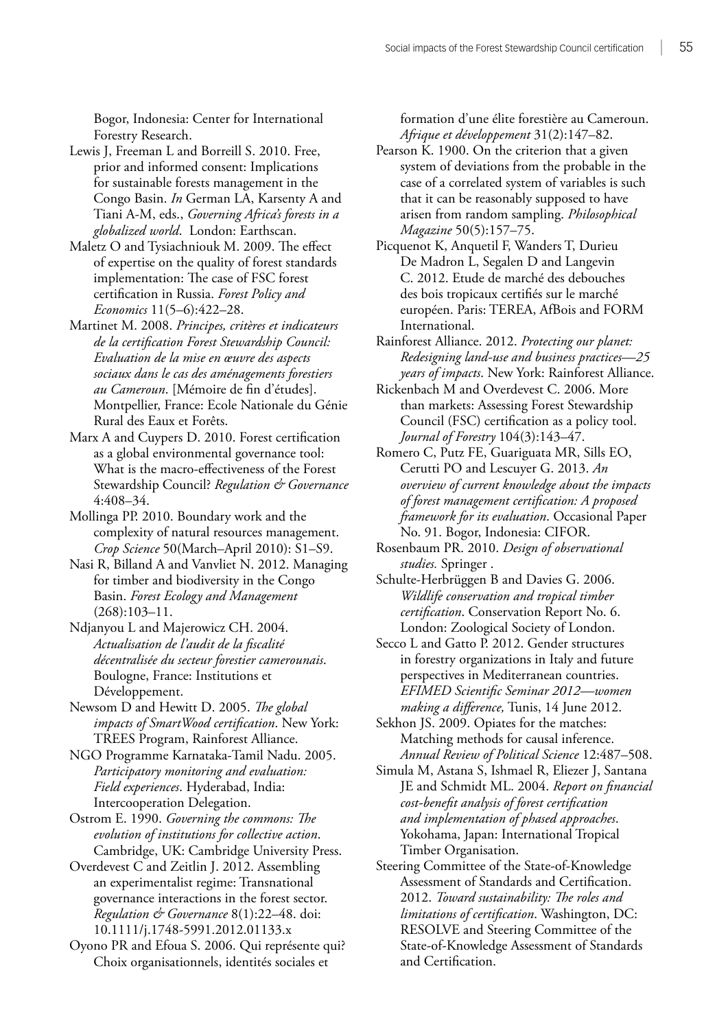Bogor, Indonesia: Center for International Forestry Research.

Lewis J, Freeman L and Borreill S. 2010. Free, prior and informed consent: Implications for sustainable forests management in the Congo Basin. *In* German LA, Karsenty A and Tiani A-M, eds., *Governing Africa's forests in a globalized world*. London: Earthscan.

Maletz O and Tysiachniouk M. 2009. The effect of expertise on the quality of forest standards implementation: The case of FSC forest certification in Russia. *Forest Policy and Economics* 11(5–6):422–28.

Martinet M. 2008. *Principes, critères et indicateurs de la certification Forest Stewardship Council: Evaluation de la mise en œuvre des aspects sociaux dans le cas des aménagements forestiers au Cameroun*. [Mémoire de fin d'études]. Montpellier, France: Ecole Nationale du Génie Rural des Eaux et Forêts.

Marx A and Cuypers D. 2010. Forest certification as a global environmental governance tool: What is the macro-effectiveness of the Forest Stewardship Council? *Regulation & Governance* 4:408–34.

Mollinga PP. 2010. Boundary work and the complexity of natural resources management. *Crop Science* 50(March–April 2010): S1–S9.

Nasi R, Billand A and Vanvliet N. 2012. Managing for timber and biodiversity in the Congo Basin. *Forest Ecology and Management* (268):103–11.

Ndjanyou L and Majerowicz CH. 2004. *Actualisation de l'audit de la fiscalité décentralisée du secteur forestier camerounais*. Boulogne, France: Institutions et Développement.

Newsom D and Hewitt D. 2005. *The global impacts of SmartWood certification*. New York: TREES Program, Rainforest Alliance.

NGO Programme Karnataka-Tamil Nadu. 2005. *Participatory monitoring and evaluation: Field experiences*. Hyderabad, India: Intercooperation Delegation.

Ostrom E. 1990. *Governing the commons: The evolution of institutions for collective action*. Cambridge, UK: Cambridge University Press.

Overdevest C and Zeitlin J. 2012. Assembling an experimentalist regime: Transnational governance interactions in the forest sector. *Regulation & Governance* 8(1):22–48. doi: 10.1111/j.1748-5991.2012.01133.x

Oyono PR and Efoua S. 2006. Qui représente qui? Choix organisationnels, identités sociales et formation d'une élite forestière au Cameroun. *Afrique et développement* 31(2):147–82.

Pearson K. 1900. On the criterion that a given system of deviations from the probable in the case of a correlated system of variables is such that it can be reasonably supposed to have arisen from random sampling. *Philosophical Magazine* 50(5):157–75.

Picquenot K, Anquetil F, Wanders T, Durieu De Madron L, Segalen D and Langevin C. 2012. Etude de marché des debouches des bois tropicaux certifiés sur le marché européen. Paris: TEREA, AfBois and FORM International.

Rainforest Alliance. 2012. *Protecting our planet: Redesigning land-use and business practices—25 years of impacts*. New York: Rainforest Alliance.

Rickenbach M and Overdevest C. 2006. More than markets: Assessing Forest Stewardship Council (FSC) certification as a policy tool. *Journal of Forestry* 104(3):143–47.

Romero C, Putz FE, Guariguata MR, Sills EO, Cerutti PO and Lescuyer G. 2013. *An overview of current knowledge about the impacts of forest management certification: A proposed framework for its evaluation*. Occasional Paper No. 91. Bogor, Indonesia: CIFOR.

Rosenbaum PR. 2010. *Design of observational studies.* Springer .

Schulte-Herbrüggen B and Davies G. 2006. *Wildlife conservation and tropical timber certification*. Conservation Report No. 6. London: Zoological Society of London.

Secco L and Gatto P. 2012. Gender structures in forestry organizations in Italy and future perspectives in Mediterranean countries. *EFIMED Scientific Seminar 2012—women making a difference,* Tunis, 14 June 2012.

Sekhon JS. 2009. Opiates for the matches: Matching methods for causal inference. *Annual Review of Political Science* 12:487–508.

Simula M, Astana S, Ishmael R, Eliezer J, Santana JE and Schmidt ML. 2004. *Report on financial cost-benefit analysis of forest certification and implementation of phased approaches*. Yokohama, Japan: International Tropical Timber Organisation.

Steering Committee of the State-of-Knowledge Assessment of Standards and Certification. 2012. *Toward sustainability: The roles and limitations of certification*. Washington, DC: RESOLVE and Steering Committee of the State-of-Knowledge Assessment of Standards and Certification.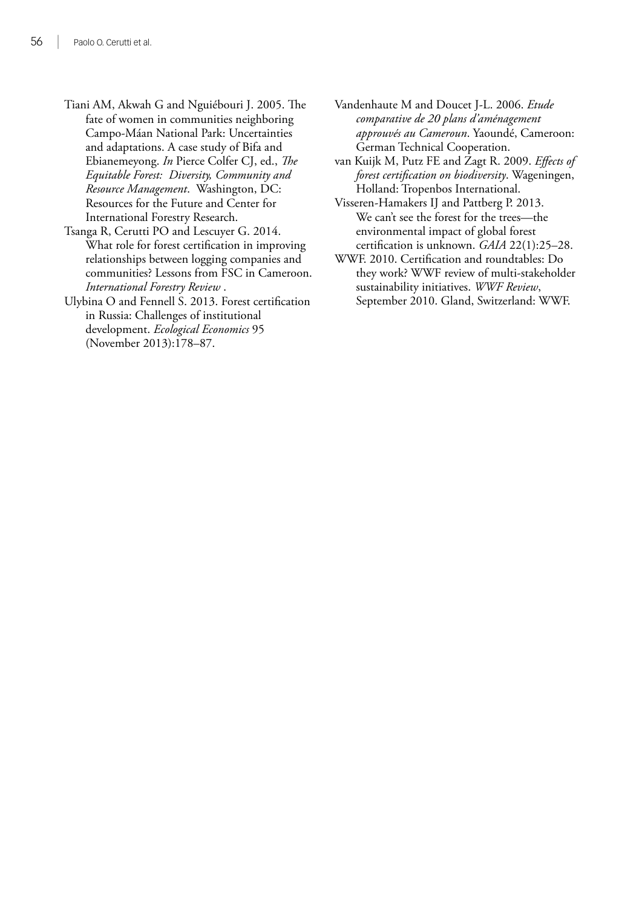Tiani AM, Akwah G and Nguiébouri J. 2005. The fate of women in communities neighboring Campo-Máan National Park: Uncertainties and adaptations. A case study of Bifa and Ebianemeyong. *In* Pierce Colfer CJ, ed., *The Equitable Forest: Diversity, Community and Resource Management*. Washington, DC: Resources for the Future and Center for International Forestry Research.

Tsanga R, Cerutti PO and Lescuyer G. 2014. What role for forest certification in improving relationships between logging companies and communities? Lessons from FSC in Cameroon. *International Forestry Review* .

Ulybina O and Fennell S. 2013. Forest certification in Russia: Challenges of institutional development. *Ecological Economics* 95 (November 2013):178–87.

Vandenhaute M and Doucet J-L. 2006. *Etude comparative de 20 plans d'aménagement approuvés au Cameroun*. Yaoundé, Cameroon: German Technical Cooperation.

van Kuijk M, Putz FE and Zagt R. 2009. *Effects of forest certification on biodiversity*. Wageningen, Holland: Tropenbos International.

Visseren-Hamakers IJ and Pattberg P. 2013. We can't see the forest for the trees—the environmental impact of global forest certification is unknown. *GAIA* 22(1):25–28.

WWF. 2010. Certification and roundtables: Do they work? WWF review of multi-stakeholder sustainability initiatives. *WWF Review*, September 2010. Gland, Switzerland: WWF.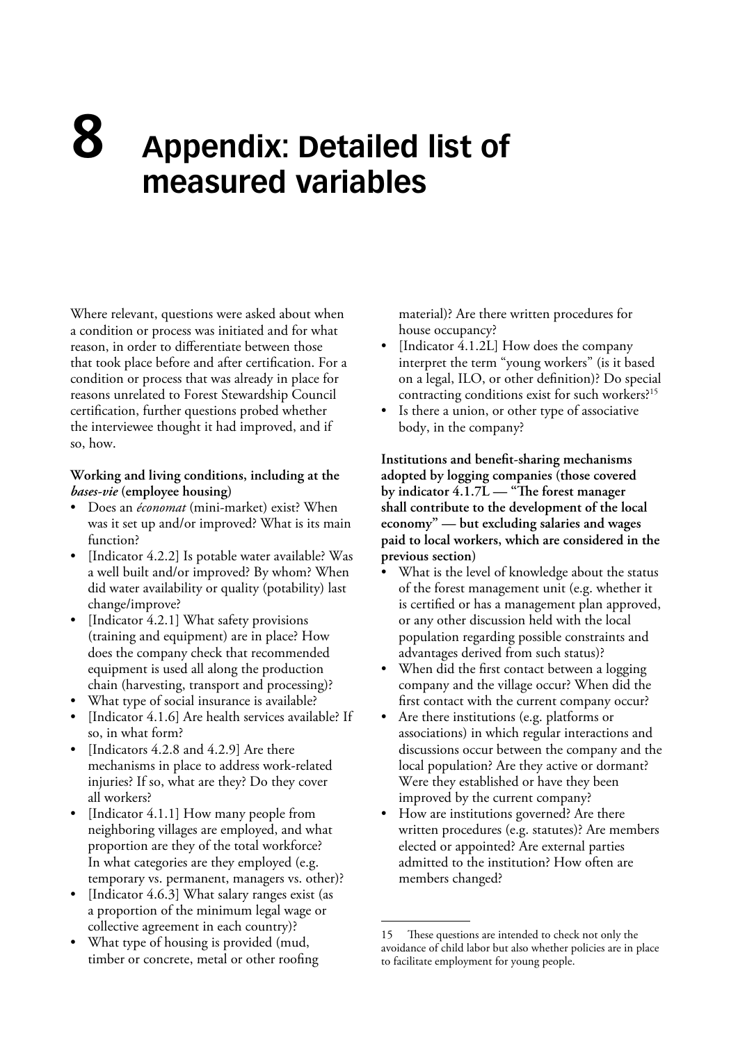# 8 Appendix: Detailed list of measured variables

Where relevant, questions were asked about when a condition or process was initiated and for what reason, in order to differentiate between those that took place before and after certification. For a condition or process that was already in place for reasons unrelated to Forest Stewardship Council certification, further questions probed whether the interviewee thought it had improved, and if so, how.

**Working and living conditions, including at the *bases-vie* (employee housing)**

- Does an *économat* (mini-market) exist? When was it set up and/or improved? What is its main function?
- [Indicator 4.2.2] Is potable water available? Was a well built and/or improved? By whom? When did water availability or quality (potability) last change/improve?
- [Indicator 4.2.1] What safety provisions (training and equipment) are in place? How does the company check that recommended equipment is used all along the production chain (harvesting, transport and processing)?
- What type of social insurance is available?
- [Indicator 4.1.6] Are health services available? If so, in what form?
- [Indicators 4.2.8 and 4.2.9] Are there mechanisms in place to address work-related injuries? If so, what are they? Do they cover all workers?
- [Indicator 4.1.1] How many people from neighboring villages are employed, and what proportion are they of the total workforce? In what categories are they employed (e.g. temporary vs. permanent, managers vs. other)?
- [Indicator 4.6.3] What salary ranges exist (as a proportion of the minimum legal wage or collective agreement in each country)?
- What type of housing is provided (mud, timber or concrete, metal or other roofing material)? Are there written procedures for house occupancy?
- [Indicator 4.1.2L] How does the company interpret the term "young workers" (is it based on a legal, ILO, or other definition)? Do special contracting conditions exist for such workers?[15]
- Is there a union, or other type of associative body, in the company?

**Institutions and benefit-sharing mechanisms adopted by logging companies (those covered by indicator 4.1.7L — "The forest manager shall contribute to the development of the local economy" — but excluding salaries and wages paid to local workers, which are considered in the previous section)**

- What is the level of knowledge about the status of the forest management unit (e.g. whether it is certified or has a management plan approved, or any other discussion held with the local population regarding possible constraints and advantages derived from such status)?
- When did the first contact between a logging company and the village occur? When did the first contact with the current company occur?
- Are there institutions (e.g. platforms or associations) in which regular interactions and discussions occur between the company and the local population? Are they active or dormant? Were they established or have they been improved by the current company?
- How are institutions governed? Are there written procedures (e.g. statutes)? Are members elected or appointed? Are external parties admitted to the institution? How often are members changed?

---

15 These questions are intended to check not only the avoidance of child labor but also whether policies are in place to facilitate employment for young people.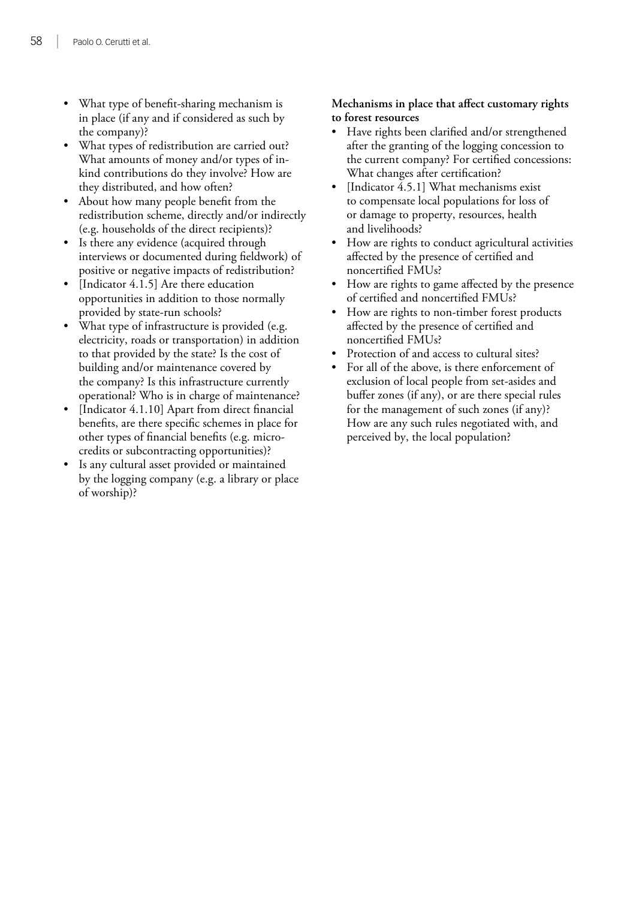- What type of benefit-sharing mechanism is in place (if any and if considered as such by the company)?
- What types of redistribution are carried out? What amounts of money and/or types of in-kind contributions do they involve? How are they distributed, and how often?
- About how many people benefit from the redistribution scheme, directly and/or indirectly (e.g. households of the direct recipients)?
- Is there any evidence (acquired through interviews or documented during fieldwork) of positive or negative impacts of redistribution?
- [Indicator 4.1.5] Are there education opportunities in addition to those normally provided by state-run schools?
- What type of infrastructure is provided (e.g. electricity, roads or transportation) in addition to that provided by the state? Is the cost of building and/or maintenance covered by the company? Is this infrastructure currently operational? Who is in charge of maintenance?
- [Indicator 4.1.10] Apart from direct financial benefits, are there specific schemes in place for other types of financial benefits (e.g. micro-credits or subcontracting opportunities)?
- Is any cultural asset provided or maintained by the logging company (e.g. a library or place of worship)?

**Mechanisms in place that affect customary rights to forest resources**

- Have rights been clarified and/or strengthened after the granting of the logging concession to the current company? For certified concessions: What changes after certification?
- [Indicator 4.5.1] What mechanisms exist to compensate local populations for loss of or damage to property, resources, health and livelihoods?
- How are rights to conduct agricultural activities affected by the presence of certified and noncertified FMUs?
- How are rights to game affected by the presence of certified and noncertified FMUs?
- How are rights to non-timber forest products affected by the presence of certified and noncertified FMUs?
- Protection of and access to cultural sites?
- For all of the above, is there enforcement of exclusion of local people from set-asides and buffer zones (if any), or are there special rules for the management of such zones (if any)? How are any such rules negotiated with, and perceived by, the local population?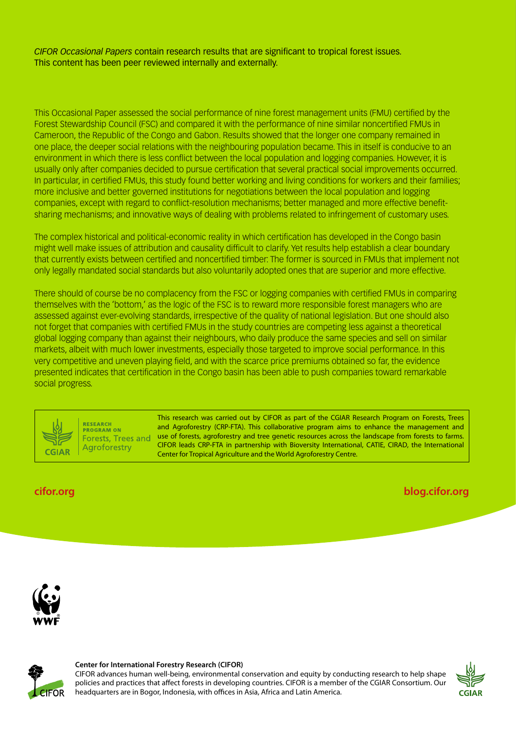*CIFOR Occasional Papers* contain research results that are significant to tropical forest issues. This content has been peer reviewed internally and externally.

This Occasional Paper assessed the social performance of nine forest management units (FMU) certified by the Forest Stewardship Council (FSC) and compared it with the performance of nine similar noncertified FMUs in Cameroon, the Republic of the Congo and Gabon. Results showed that the longer one company remained in one place, the deeper social relations with the neighbouring population became. This in itself is conducive to an environment in which there is less conflict between the local population and logging companies. However, it is usually only after companies decided to pursue certification that several practical social improvements occurred. In particular, in certified FMUs, this study found better working and living conditions for workers and their families; more inclusive and better governed institutions for negotiations between the local population and logging companies, except with regard to conflict-resolution mechanisms; better managed and more effective benefit-sharing mechanisms; and innovative ways of dealing with problems related to infringement of customary uses.

The complex historical and political-economic reality in which certification has developed in the Congo basin might well make issues of attribution and causality difficult to clarify. Yet results help establish a clear boundary that currently exists between certified and noncertified timber: The former is sourced in FMUs that implement not only legally mandated social standards but also voluntarily adopted ones that are superior and more effective.

There should of course be no complacency from the FSC or logging companies with certified FMUs in comparing themselves with the 'bottom,' as the logic of the FSC is to reward more responsible forest managers who are assessed against ever-evolving standards, irrespective of the quality of national legislation. But one should also not forget that companies with certified FMUs in the study countries are competing less against a theoretical global logging company than against their neighbours, who daily produce the same species and sell on similar markets, albeit with much lower investments, especially those targeted to improve social performance. In this very competitive and uneven playing field, and with the scarce price premiums obtained so far, the evidence presented indicates that certification in the Congo basin has been able to push companies toward remarkable social progress.

RESEARCH PROGRAM ON Forests, Trees and Agroforestry

This research was carried out by CIFOR as part of the CGIAR Research Program on Forests, Trees and Agroforestry (CRP-FTA). This collaborative program aims to enhance the management and use of forests, agroforestry and tree genetic resources across the landscape from forests to farms. CIFOR leads CRP-FTA in partnership with Bioversity International, CATIE, CIRAD, the International Center for Tropical Agriculture and the World Agroforestry Centre.

cifor.org

blog.cifor.org

**Center for International Forestry Research (CIFOR)**

CIFOR advances human well-being, environmental conservation and equity by conducting research to help shape policies and practices that affect forests in developing countries. CIFOR is a member of the CGIAR Consortium. Our headquarters are in Bogor, Indonesia, with offices in Asia, Africa and Latin America.